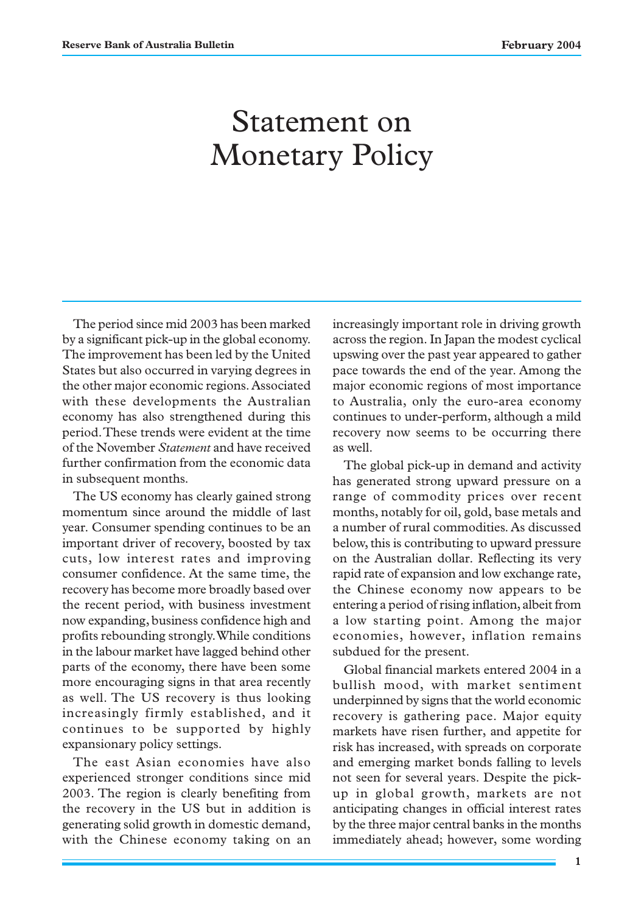# Statement on Monetary Policy

The period since mid 2003 has been marked by a significant pick-up in the global economy. The improvement has been led by the United States but also occurred in varying degrees in the other major economic regions. Associated with these developments the Australian economy has also strengthened during this period. These trends were evident at the time of the November *Statement* and have received further confirmation from the economic data in subsequent months.

The US economy has clearly gained strong momentum since around the middle of last year. Consumer spending continues to be an important driver of recovery, boosted by tax cuts, low interest rates and improving consumer confidence. At the same time, the recovery has become more broadly based over the recent period, with business investment now expanding, business confidence high and profits rebounding strongly. While conditions in the labour market have lagged behind other parts of the economy, there have been some more encouraging signs in that area recently as well. The US recovery is thus looking increasingly firmly established, and it continues to be supported by highly expansionary policy settings.

The east Asian economies have also experienced stronger conditions since mid 2003. The region is clearly benefiting from the recovery in the US but in addition is generating solid growth in domestic demand, with the Chinese economy taking on an increasingly important role in driving growth across the region. In Japan the modest cyclical upswing over the past year appeared to gather pace towards the end of the year. Among the major economic regions of most importance to Australia, only the euro-area economy continues to under-perform, although a mild recovery now seems to be occurring there as well.

The global pick-up in demand and activity has generated strong upward pressure on a range of commodity prices over recent months, notably for oil, gold, base metals and a number of rural commodities. As discussed below, this is contributing to upward pressure on the Australian dollar. Reflecting its very rapid rate of expansion and low exchange rate, the Chinese economy now appears to be entering a period of rising inflation, albeit from a low starting point. Among the major economies, however, inflation remains subdued for the present.

Global financial markets entered 2004 in a bullish mood, with market sentiment underpinned by signs that the world economic recovery is gathering pace. Major equity markets have risen further, and appetite for risk has increased, with spreads on corporate and emerging market bonds falling to levels not seen for several years. Despite the pick-up in global growth, markets are not anticipating changes in official interest rates by the three major central banks in the months immediately ahead; however, some wording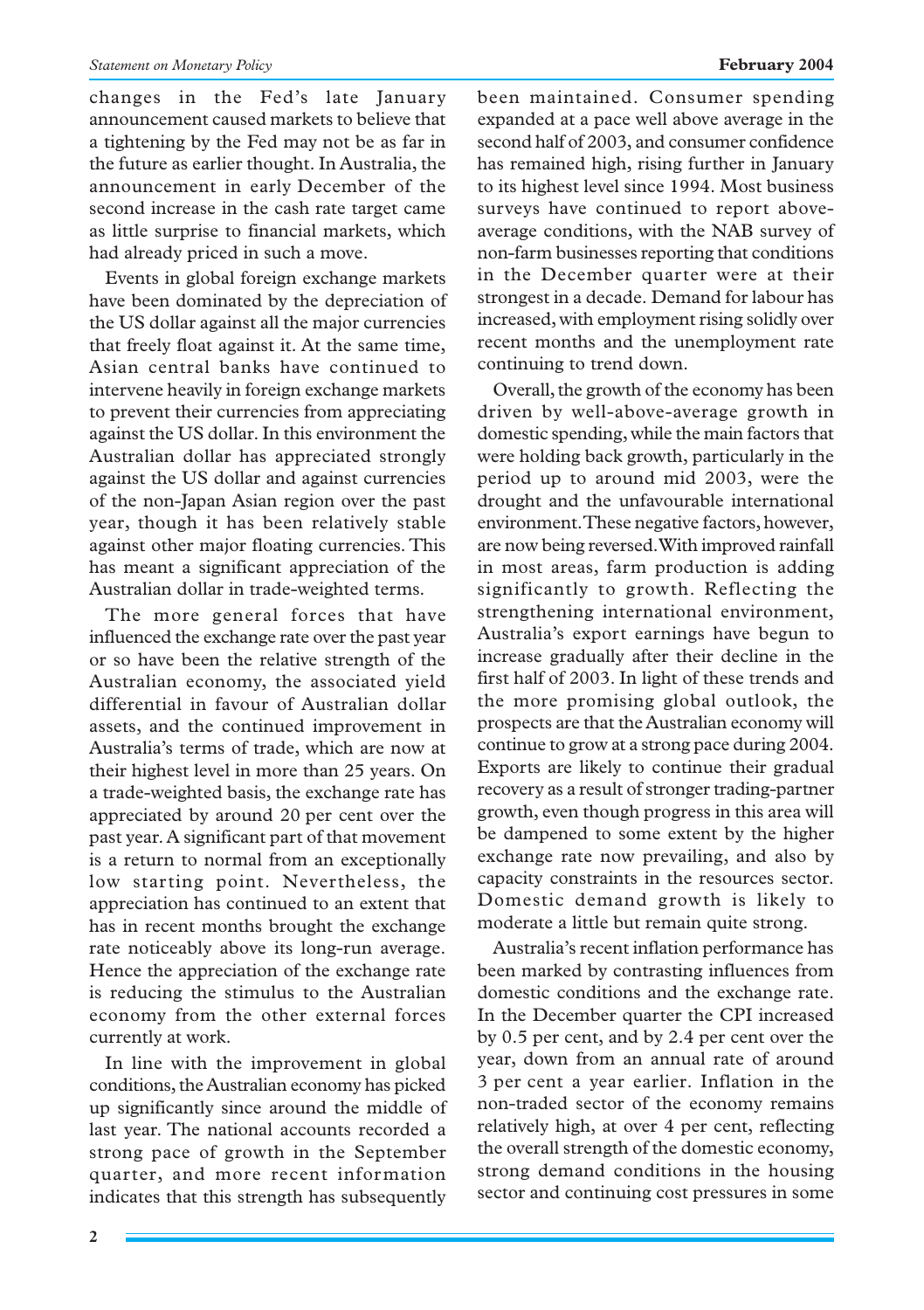changes in the Fed's late January announcement caused markets to believe that a tightening by the Fed may not be as far in the future as earlier thought. In Australia, the announcement in early December of the second increase in the cash rate target came as little surprise to financial markets, which had already priced in such a move.

Events in global foreign exchange markets have been dominated by the depreciation of the US dollar against all the major currencies that freely float against it. At the same time, Asian central banks have continued to intervene heavily in foreign exchange markets to prevent their currencies from appreciating against the US dollar. In this environment the Australian dollar has appreciated strongly against the US dollar and against currencies of the non-Japan Asian region over the past year, though it has been relatively stable against other major floating currencies. This has meant a significant appreciation of the Australian dollar in trade-weighted terms.

The more general forces that have influenced the exchange rate over the past year or so have been the relative strength of the Australian economy, the associated yield differential in favour of Australian dollar assets, and the continued improvement in Australia's terms of trade, which are now at their highest level in more than 25 years. On a trade-weighted basis, the exchange rate has appreciated by around 20 per cent over the past year. A significant part of that movement is a return to normal from an exceptionally low starting point. Nevertheless, the appreciation has continued to an extent that has in recent months brought the exchange rate noticeably above its long-run average. Hence the appreciation of the exchange rate is reducing the stimulus to the Australian economy from the other external forces currently at work.

In line with the improvement in global conditions, the Australian economy has picked up significantly since around the middle of last year. The national accounts recorded a strong pace of growth in the September quarter, and more recent information indicates that this strength has subsequently been maintained. Consumer spending expanded at a pace well above average in the second half of 2003, and consumer confidence has remained high, rising further in January to its highest level since 1994. Most business surveys have continued to report above-average conditions, with the NAB survey of non-farm businesses reporting that conditions in the December quarter were at their strongest in a decade. Demand for labour has increased, with employment rising solidly over recent months and the unemployment rate continuing to trend down.

Overall, the growth of the economy has been driven by well-above-average growth in domestic spending, while the main factors that were holding back growth, particularly in the period up to around mid 2003, were the drought and the unfavourable international environment. These negative factors, however, are now being reversed. With improved rainfall in most areas, farm production is adding significantly to growth. Reflecting the strengthening international environment, Australia's export earnings have begun to increase gradually after their decline in the first half of 2003. In light of these trends and the more promising global outlook, the prospects are that the Australian economy will continue to grow at a strong pace during 2004. Exports are likely to continue their gradual recovery as a result of stronger trading-partner growth, even though progress in this area will be dampened to some extent by the higher exchange rate now prevailing, and also by capacity constraints in the resources sector. Domestic demand growth is likely to moderate a little but remain quite strong.

Australia's recent inflation performance has been marked by contrasting influences from domestic conditions and the exchange rate. In the December quarter the CPI increased by 0.5 per cent, and by 2.4 per cent over the year, down from an annual rate of around 3 per cent a year earlier. Inflation in the non-traded sector of the economy remains relatively high, at over 4 per cent, reflecting the overall strength of the domestic economy, strong demand conditions in the housing sector and continuing cost pressures in some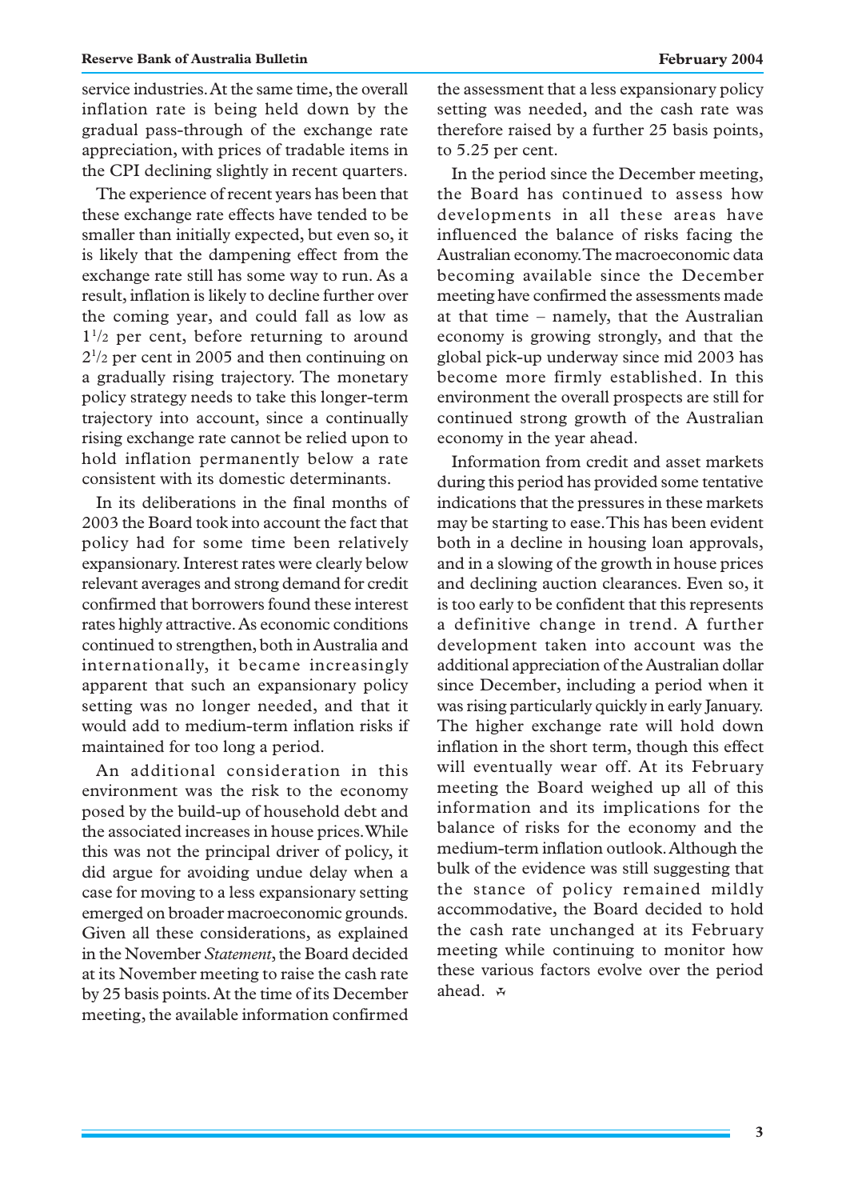service industries. At the same time, the overall inflation rate is being held down by the gradual pass-through of the exchange rate appreciation, with prices of tradable items in the CPI declining slightly in recent quarters.

The experience of recent years has been that these exchange rate effects have tended to be smaller than initially expected, but even so, it is likely that the dampening effect from the exchange rate still has some way to run. As a result, inflation is likely to decline further over the coming year, and could fall as low as $1^1/_2$ per cent, before returning to around $2^1/_2$ per cent in 2005 and then continuing on a gradually rising trajectory. The monetary policy strategy needs to take this longer-term trajectory into account, since a continually rising exchange rate cannot be relied upon to hold inflation permanently below a rate consistent with its domestic determinants.

In its deliberations in the final months of 2003 the Board took into account the fact that policy had for some time been relatively expansionary. Interest rates were clearly below relevant averages and strong demand for credit confirmed that borrowers found these interest rates highly attractive. As economic conditions continued to strengthen, both in Australia and internationally, it became increasingly apparent that such an expansionary policy setting was no longer needed, and that it would add to medium-term inflation risks if maintained for too long a period.

An additional consideration in this environment was the risk to the economy posed by the build-up of household debt and the associated increases in house prices. While this was not the principal driver of policy, it did argue for avoiding undue delay when a case for moving to a less expansionary setting emerged on broader macroeconomic grounds. Given all these considerations, as explained in the November *Statement*, the Board decided at its November meeting to raise the cash rate by 25 basis points. At the time of its December meeting, the available information confirmed the assessment that a less expansionary policy setting was needed, and the cash rate was therefore raised by a further 25 basis points, to 5.25 per cent.

In the period since the December meeting, the Board has continued to assess how developments in all these areas have influenced the balance of risks facing the Australian economy. The macroeconomic data becoming available since the December meeting have confirmed the assessments made at that time – namely, that the Australian economy is growing strongly, and that the global pick-up underway since mid 2003 has become more firmly established. In this environment the overall prospects are still for continued strong growth of the Australian economy in the year ahead.

Information from credit and asset markets during this period has provided some tentative indications that the pressures in these markets may be starting to ease. This has been evident both in a decline in housing loan approvals, and in a slowing of the growth in house prices and declining auction clearances. Even so, it is too early to be confident that this represents a definitive change in trend. A further development taken into account was the additional appreciation of the Australian dollar since December, including a period when it was rising particularly quickly in early January. The higher exchange rate will hold down inflation in the short term, though this effect will eventually wear off. At its February meeting the Board weighed up all of this information and its implications for the balance of risks for the economy and the medium-term inflation outlook. Although the bulk of the evidence was still suggesting that the stance of policy remained mildly accommodative, the Board decided to hold the cash rate unchanged at its February meeting while continuing to monitor how these various factors evolve over the period ahead.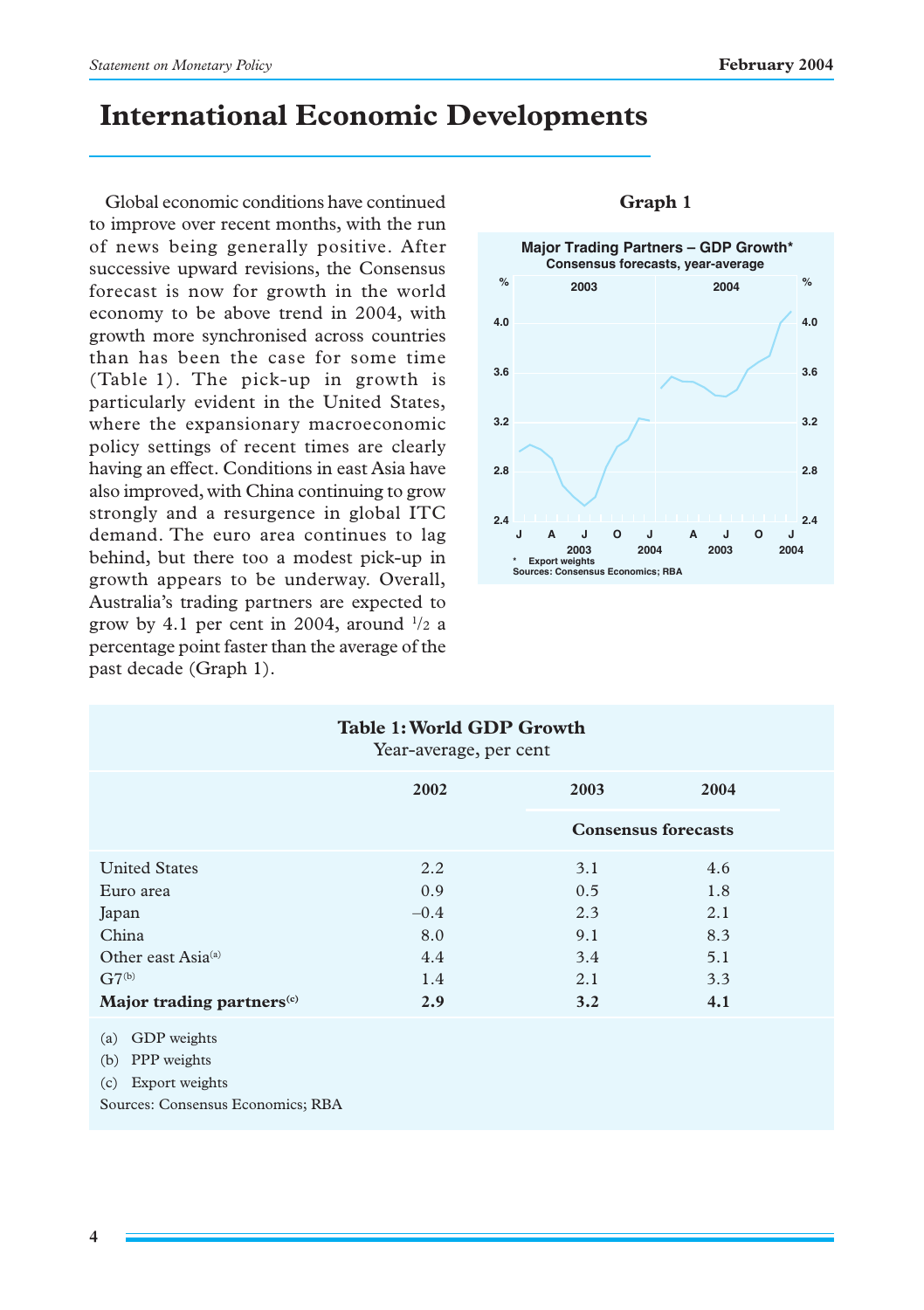# International Economic Developments

Global economic conditions have continued to improve over recent months, with the run of news being generally positive. After successive upward revisions, the Consensus forecast is now for growth in the world economy to be above trend in 2004, with growth more synchronised across countries than has been the case for some time (Table 1). The pick-up in growth is particularly evident in the United States, where the expansionary macroeconomic policy settings of recent times are clearly having an effect. Conditions in east Asia have also improved, with China continuing to grow strongly and a resurgence in global ITC demand. The euro area continues to lag behind, but there too a modest pick-up in growth appears to be underway. Overall, Australia's trading partners are expected to grow by 4.1 per cent in 2004, around ½ a percentage point faster than the average of the past decade (Graph 1).

**Graph 1**

Major Trading Partners – GDP Growth*

Consensus forecasts, year-average

\* Export weights

Sources: Consensus Economics; RBA

**Table 1: World GDP Growth**

Year-average, per cent

| | 2002 | 2003 | 2004 |
|---|---|---|---|
| | | Consensus forecasts | |
| United States | 2.2 | 3.1 | 4.6 |
| Euro area | 0.9 | 0.5 | 1.8 |
| Japan | –0.4 | 2.3 | 2.1 |
| China | 8.0 | 9.1 | 8.3 |
| Other east Asia[(a)] | 4.4 | 3.4 | 5.1 |
| G7[(b)] | 1.4 | 2.1 | 3.3 |
| **Major trading partners[(c)]** | **2.9** | **3.2** | **4.1** |

(a) GDP weights

(b) PPP weights

(c) Export weights

Sources: Consensus Economics; RBA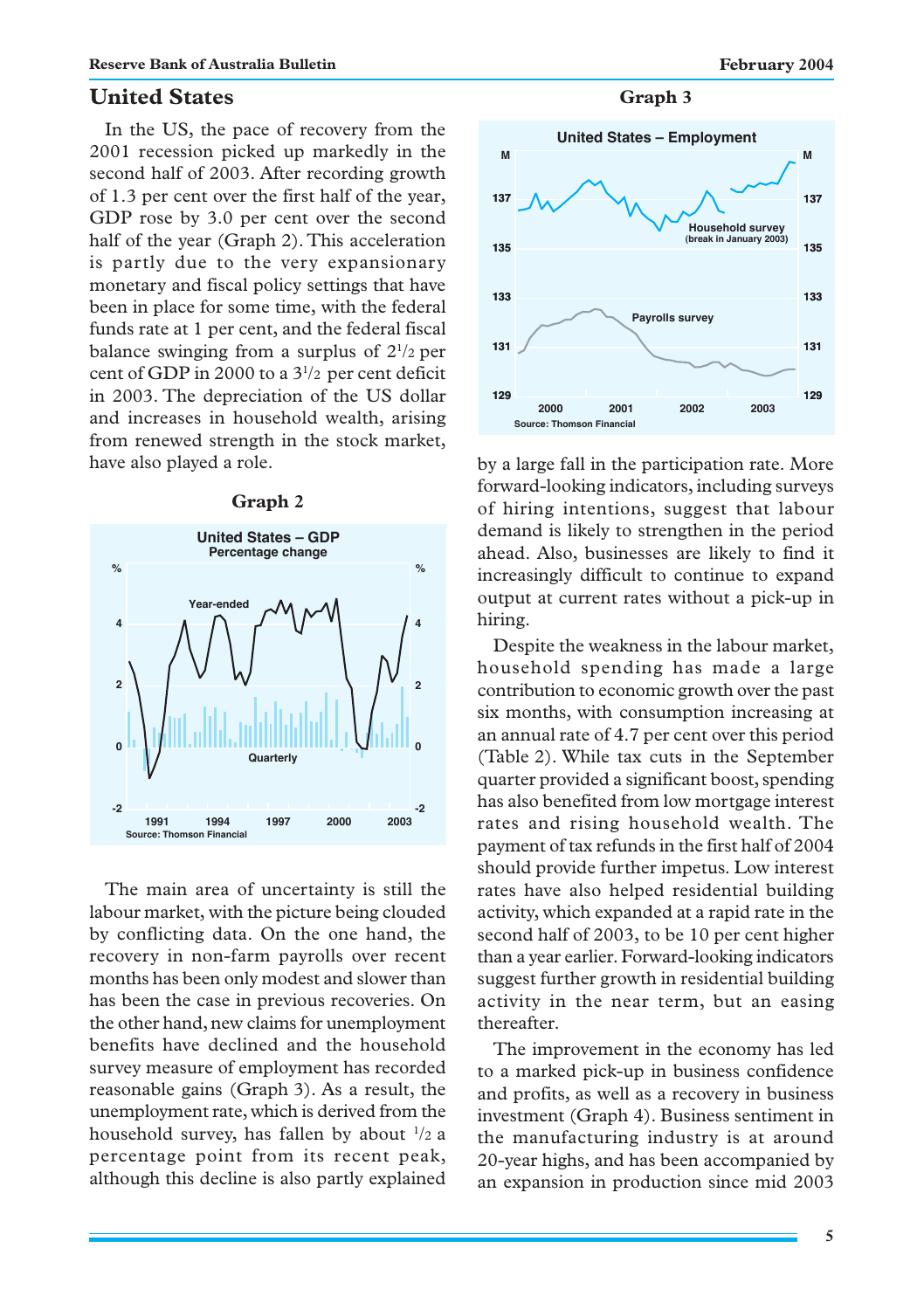## United States

In the US, the pace of recovery from the 2001 recession picked up markedly in the second half of 2003. After recording growth of 1.3 per cent over the first half of the year, GDP rose by 3.0 per cent over the second half of the year (Graph 2). This acceleration is partly due to the very expansionary monetary and fiscal policy settings that have been in place for some time, with the federal funds rate at 1 per cent, and the federal fiscal balance swinging from a surplus of 2½ per cent of GDP in 2000 to a 3½ per cent deficit in 2003. The depreciation of the US dollar and increases in household wealth, arising from renewed strength in the stock market, have also played a role.

**Graph 2**

**United States – GDP**
Percentage change

Source: Thomson Financial

The main area of uncertainty is still the labour market, with the picture being clouded by conflicting data. On the one hand, the recovery in non-farm payrolls over recent months has been only modest and slower than has been the case in previous recoveries. On the other hand, new claims for unemployment benefits have declined and the household survey measure of employment has recorded reasonable gains (Graph 3). As a result, the unemployment rate, which is derived from the household survey, has fallen by about ½ a percentage point from its recent peak, although this decline is also partly explained by a large fall in the participation rate. More forward-looking indicators, including surveys of hiring intentions, suggest that labour demand is likely to strengthen in the period ahead. Also, businesses are likely to find it increasingly difficult to continue to expand output at current rates without a pick-up in hiring.

**Graph 3**

**United States – Employment**

Source: Thomson Financial

Despite the weakness in the labour market, household spending has made a large contribution to economic growth over the past six months, with consumption increasing at an annual rate of 4.7 per cent over this period (Table 2). While tax cuts in the September quarter provided a significant boost, spending has also benefited from low mortgage interest rates and rising household wealth. The payment of tax refunds in the first half of 2004 should provide further impetus. Low interest rates have also helped residential building activity, which expanded at a rapid rate in the second half of 2003, to be 10 per cent higher than a year earlier. Forward-looking indicators suggest further growth in residential building activity in the near term, but an easing thereafter.

The improvement in the economy has led to a marked pick-up in business confidence and profits, as well as a recovery in business investment (Graph 4). Business sentiment in the manufacturing industry is at around 20-year highs, and has been accompanied by an expansion in production since mid 2003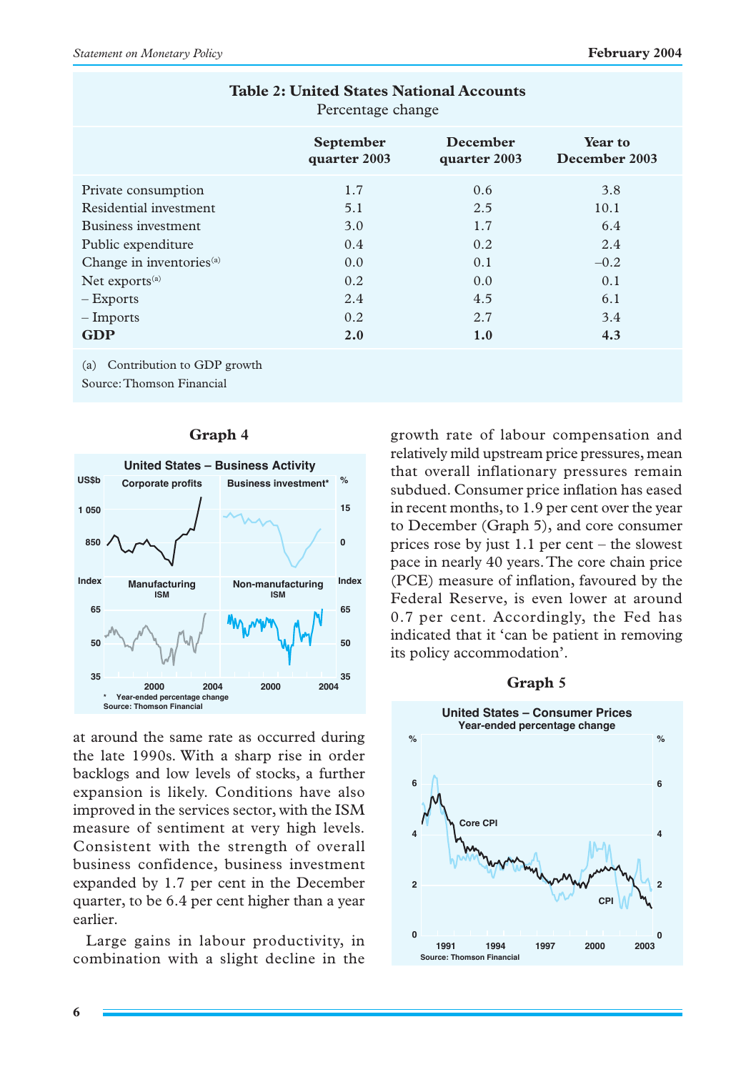**Table 2: United States National Accounts**
Percentage change

| | September quarter 2003 | December quarter 2003 | Year to December 2003 |
|---|---|---|---|
| Private consumption | 1.7 | 0.6 | 3.8 |
| Residential investment | 5.1 | 2.5 | 10.1 |
| Business investment | 3.0 | 1.7 | 6.4 |
| Public expenditure | 0.4 | 0.2 | 2.4 |
| Change in inventories[(a)] | 0.0 | 0.1 | –0.2 |
| Net exports[(a)] | 0.2 | 0.0 | 0.1 |
| – Exports | 2.4 | 4.5 | 6.1 |
| – Imports | 0.2 | 2.7 | 3.4 |
| **GDP** | **2.0** | **1.0** | **4.3** |

(a) Contribution to GDP growth

Source: Thomson Financial

**Graph 4**

United States – Business Activity

\* Year-ended percentage change

Source: Thomson Financial

at around the same rate as occurred during the late 1990s. With a sharp rise in order backlogs and low levels of stocks, a further expansion is likely. Conditions have also improved in the services sector, with the ISM measure of sentiment at very high levels. Consistent with the strength of overall business confidence, business investment expanded by 1.7 per cent in the December quarter, to be 6.4 per cent higher than a year earlier.

Large gains in labour productivity, in combination with a slight decline in the growth rate of labour compensation and relatively mild upstream price pressures, mean that overall inflationary pressures remain subdued. Consumer price inflation has eased in recent months, to 1.9 per cent over the year to December (Graph 5), and core consumer prices rose by just 1.1 per cent – the slowest pace in nearly 40 years. The core chain price (PCE) measure of inflation, favoured by the Federal Reserve, is even lower at around 0.7 per cent. Accordingly, the Fed has indicated that it 'can be patient in removing its policy accommodation'.

**Graph 5**

United States – Consumer Prices

Year-ended percentage change

Source: Thomson Financial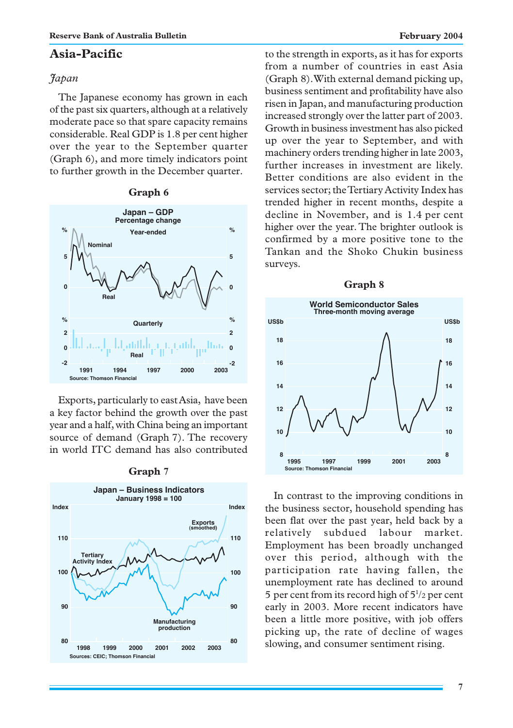## Asia-Pacific

### *Japan*

The Japanese economy has grown in each of the past six quarters, although at a relatively moderate pace so that spare capacity remains considerable. Real GDP is 1.8 per cent higher over the year to the September quarter (Graph 6), and more timely indicators point to further growth in the December quarter.

**Graph 6**

Exports, particularly to east Asia, have been a key factor behind the growth over the past year and a half, with China being an important source of demand (Graph 7). The recovery in world ITC demand has also contributed to the strength in exports, as it has for exports from a number of countries in east Asia (Graph 8). With external demand picking up, business sentiment and profitability have also risen in Japan, and manufacturing production increased strongly over the latter part of 2003. Growth in business investment has also picked up over the year to September, and with machinery orders trending higher in late 2003, further increases in investment are likely. Better conditions are also evident in the services sector; the Tertiary Activity Index has trended higher in recent months, despite a decline in November, and is 1.4 per cent higher over the year. The brighter outlook is confirmed by a more positive tone to the Tankan and the Shoko Chukin business surveys.

**Graph 7**

**Graph 8**

In contrast to the improving conditions in the business sector, household spending has been flat over the past year, held back by a relatively subdued labour market. Employment has been broadly unchanged over this period, although with the participation rate having fallen, the unemployment rate has declined to around 5 per cent from its record high of 5½ per cent early in 2003. More recent indicators have been a little more positive, with job offers picking up, the rate of decline of wages slowing, and consumer sentiment rising.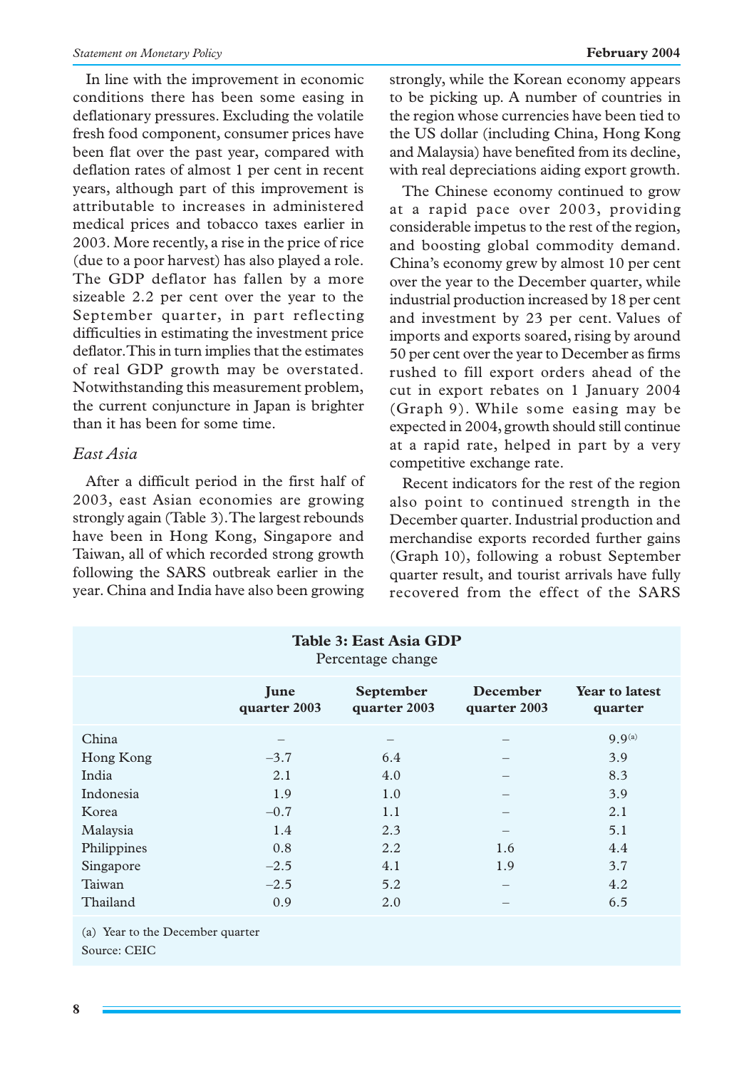In line with the improvement in economic conditions there has been some easing in deflationary pressures. Excluding the volatile fresh food component, consumer prices have been flat over the past year, compared with deflation rates of almost 1 per cent in recent years, although part of this improvement is attributable to increases in administered medical prices and tobacco taxes earlier in 2003. More recently, a rise in the price of rice (due to a poor harvest) has also played a role. The GDP deflator has fallen by a more sizeable 2.2 per cent over the year to the September quarter, in part reflecting difficulties in estimating the investment price deflator. This in turn implies that the estimates of real GDP growth may be overstated. Notwithstanding this measurement problem, the current conjuncture in Japan is brighter than it has been for some time.

### *East Asia*

After a difficult period in the first half of 2003, east Asian economies are growing strongly again (Table 3). The largest rebounds have been in Hong Kong, Singapore and Taiwan, all of which recorded strong growth following the SARS outbreak earlier in the year. China and India have also been growing strongly, while the Korean economy appears to be picking up. A number of countries in the region whose currencies have been tied to the US dollar (including China, Hong Kong and Malaysia) have benefited from its decline, with real depreciations aiding export growth.

The Chinese economy continued to grow at a rapid pace over 2003, providing considerable impetus to the rest of the region, and boosting global commodity demand. China's economy grew by almost 10 per cent over the year to the December quarter, while industrial production increased by 18 per cent and investment by 23 per cent. Values of imports and exports soared, rising by around 50 per cent over the year to December as firms rushed to fill export orders ahead of the cut in export rebates on 1 January 2004 (Graph 9). While some easing may be expected in 2004, growth should still continue at a rapid rate, helped in part by a very competitive exchange rate.

Recent indicators for the rest of the region also point to continued strength in the December quarter. Industrial production and merchandise exports recorded further gains (Graph 10), following a robust September quarter result, and tourist arrivals have fully recovered from the effect of the SARS

**Table 3: East Asia GDP**
Percentage change

| | June quarter 2003 | September quarter 2003 | December quarter 2003 | Year to latest quarter |
|---|---|---|---|---|
| China | – | – | – | 9.9[(a)] |
| Hong Kong | –3.7 | 6.4 | – | 3.9 |
| India | 2.1 | 4.0 | – | 8.3 |
| Indonesia | 1.9 | 1.0 | – | 3.9 |
| Korea | –0.7 | 1.1 | – | 2.1 |
| Malaysia | 1.4 | 2.3 | – | 5.1 |
| Philippines | 0.8 | 2.2 | 1.6 | 4.4 |
| Singapore | –2.5 | 4.1 | 1.9 | 3.7 |
| Taiwan | –2.5 | 5.2 | – | 4.2 |
| Thailand | 0.9 | 2.0 | – | 6.5 |

(a) Year to the December quarter

Source: CEIC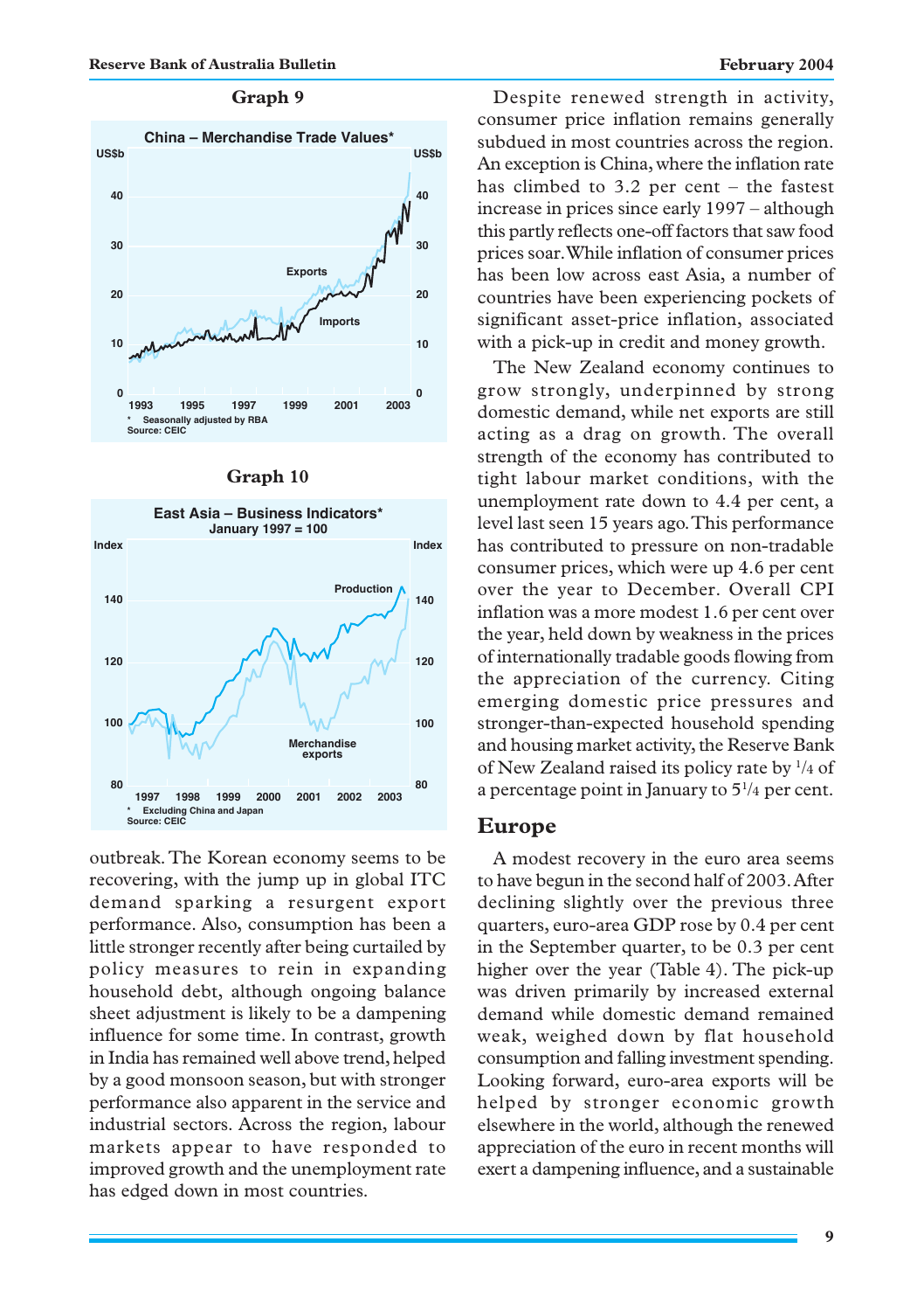**Graph 9**

China – Merchandise Trade Values*

\* Seasonally adjusted by RBA
Source: CEIC

**Graph 10**

East Asia – Business Indicators*
January 1997 = 100

\* Excluding China and Japan
Source: CEIC

outbreak. The Korean economy seems to be recovering, with the jump up in global ITC demand sparking a resurgent export performance. Also, consumption has been a little stronger recently after being curtailed by policy measures to rein in expanding household debt, although ongoing balance sheet adjustment is likely to be a dampening influence for some time. In contrast, growth in India has remained well above trend, helped by a good monsoon season, but with stronger performance also apparent in the service and industrial sectors. Across the region, labour markets appear to have responded to improved growth and the unemployment rate has edged down in most countries.

Despite renewed strength in activity, consumer price inflation remains generally subdued in most countries across the region. An exception is China, where the inflation rate has climbed to 3.2 per cent – the fastest increase in prices since early 1997 – although this partly reflects one-off factors that saw food prices soar. While inflation of consumer prices has been low across east Asia, a number of countries have been experiencing pockets of significant asset-price inflation, associated with a pick-up in credit and money growth.

The New Zealand economy continues to grow strongly, underpinned by strong domestic demand, while net exports are still acting as a drag on growth. The overall strength of the economy has contributed to tight labour market conditions, with the unemployment rate down to 4.4 per cent, a level last seen 15 years ago. This performance has contributed to pressure on non-tradable consumer prices, which were up 4.6 per cent over the year to December. Overall CPI inflation was a more modest 1.6 per cent over the year, held down by weakness in the prices of internationally tradable goods flowing from the appreciation of the currency. Citing emerging domestic price pressures and stronger-than-expected household spending and housing market activity, the Reserve Bank of New Zealand raised its policy rate by 1/4 of a percentage point in January to 5 1/4 per cent.

## Europe

A modest recovery in the euro area seems to have begun in the second half of 2003. After declining slightly over the previous three quarters, euro-area GDP rose by 0.4 per cent in the September quarter, to be 0.3 per cent higher over the year (Table 4). The pick-up was driven primarily by increased external demand while domestic demand remained weak, weighed down by flat household consumption and falling investment spending. Looking forward, euro-area exports will be helped by stronger economic growth elsewhere in the world, although the renewed appreciation of the euro in recent months will exert a dampening influence, and a sustainable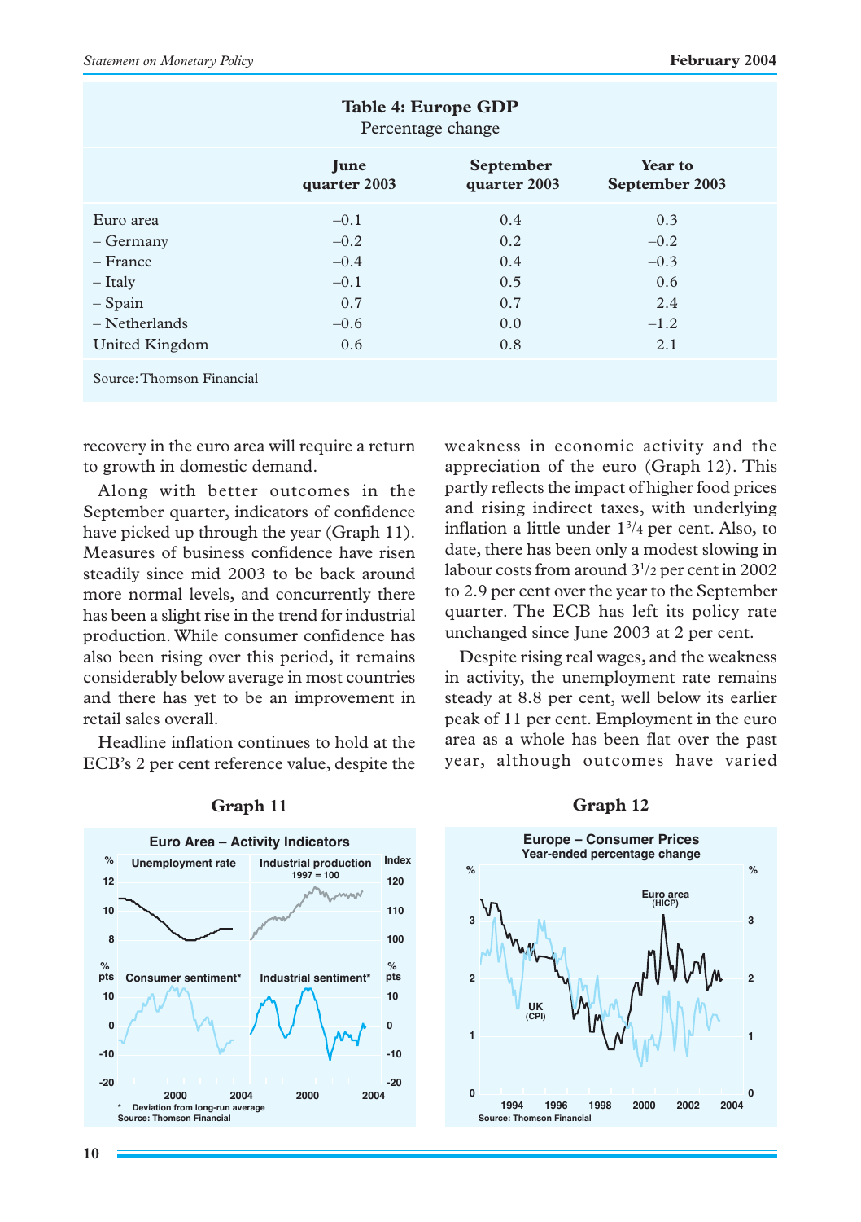**Table 4: Europe GDP**
Percentage change

| | June quarter 2003 | September quarter 2003 | Year to September 2003 |
|---|---|---|---|
| Euro area | –0.1 | 0.4 | 0.3 |
| – Germany | –0.2 | 0.2 | –0.2 |
| – France | –0.4 | 0.4 | –0.3 |
| – Italy | –0.1 | 0.5 | 0.6 |
| – Spain | 0.7 | 0.7 | 2.4 |
| – Netherlands | –0.6 | 0.0 | –1.2 |
| United Kingdom | 0.6 | 0.8 | 2.1 |

Source: Thomson Financial

recovery in the euro area will require a return to growth in domestic demand.

Along with better outcomes in the September quarter, indicators of confidence have picked up through the year (Graph 11). Measures of business confidence have risen steadily since mid 2003 to be back around more normal levels, and concurrently there has been a slight rise in the trend for industrial production. While consumer confidence has also been rising over this period, it remains considerably below average in most countries and there has yet to be an improvement in retail sales overall.

Headline inflation continues to hold at the ECB's 2 per cent reference value, despite the weakness in economic activity and the appreciation of the euro (Graph 12). This partly reflects the impact of higher food prices and rising indirect taxes, with underlying inflation a little under $1^{3}/_{4}$ per cent. Also, to date, there has been only a modest slowing in labour costs from around $3^{1}/_{2}$ per cent in 2002 to 2.9 per cent over the year to the September quarter. The ECB has left its policy rate unchanged since June 2003 at 2 per cent.

Despite rising real wages, and the weakness in activity, the unemployment rate remains steady at 8.8 per cent, well below its earlier peak of 11 per cent. Employment in the euro area as a whole has been flat over the past year, although outcomes have varied

**Graph 11**

Euro Area – Activity Indicators

\* Deviation from long-run average
Source: Thomson Financial

**Graph 12**

Europe – Consumer Prices
Year-ended percentage change

Source: Thomson Financial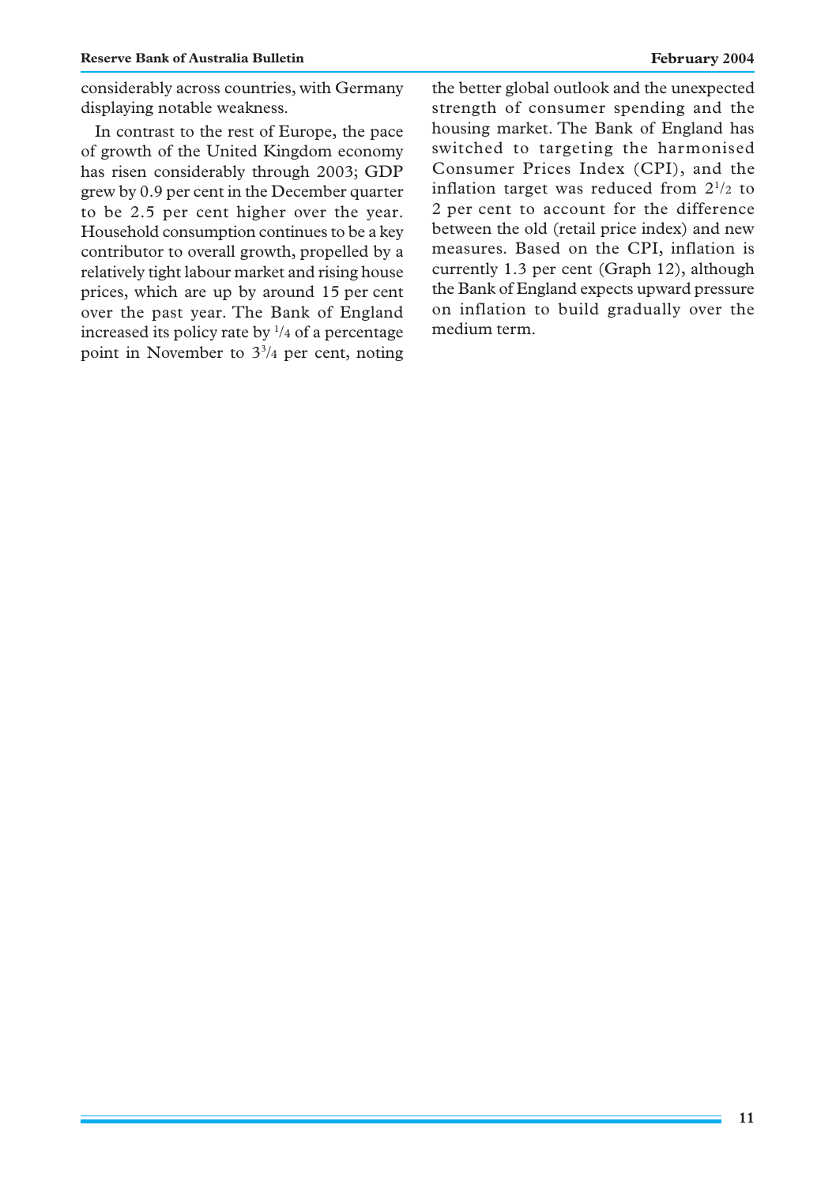considerably across countries, with Germany displaying notable weakness.

In contrast to the rest of Europe, the pace of growth of the United Kingdom economy has risen considerably through 2003; GDP grew by 0.9 per cent in the December quarter to be 2.5 per cent higher over the year. Household consumption continues to be a key contributor to overall growth, propelled by a relatively tight labour market and rising house prices, which are up by around 15 per cent over the past year. The Bank of England increased its policy rate by ¼ of a percentage point in November to 3¾ per cent, noting the better global outlook and the unexpected strength of consumer spending and the housing market. The Bank of England has switched to targeting the harmonised Consumer Prices Index (CPI), and the inflation target was reduced from 2½ to 2 per cent to account for the difference between the old (retail price index) and new measures. Based on the CPI, inflation is currently 1.3 per cent (Graph 12), although the Bank of England expects upward pressure on inflation to build gradually over the medium term.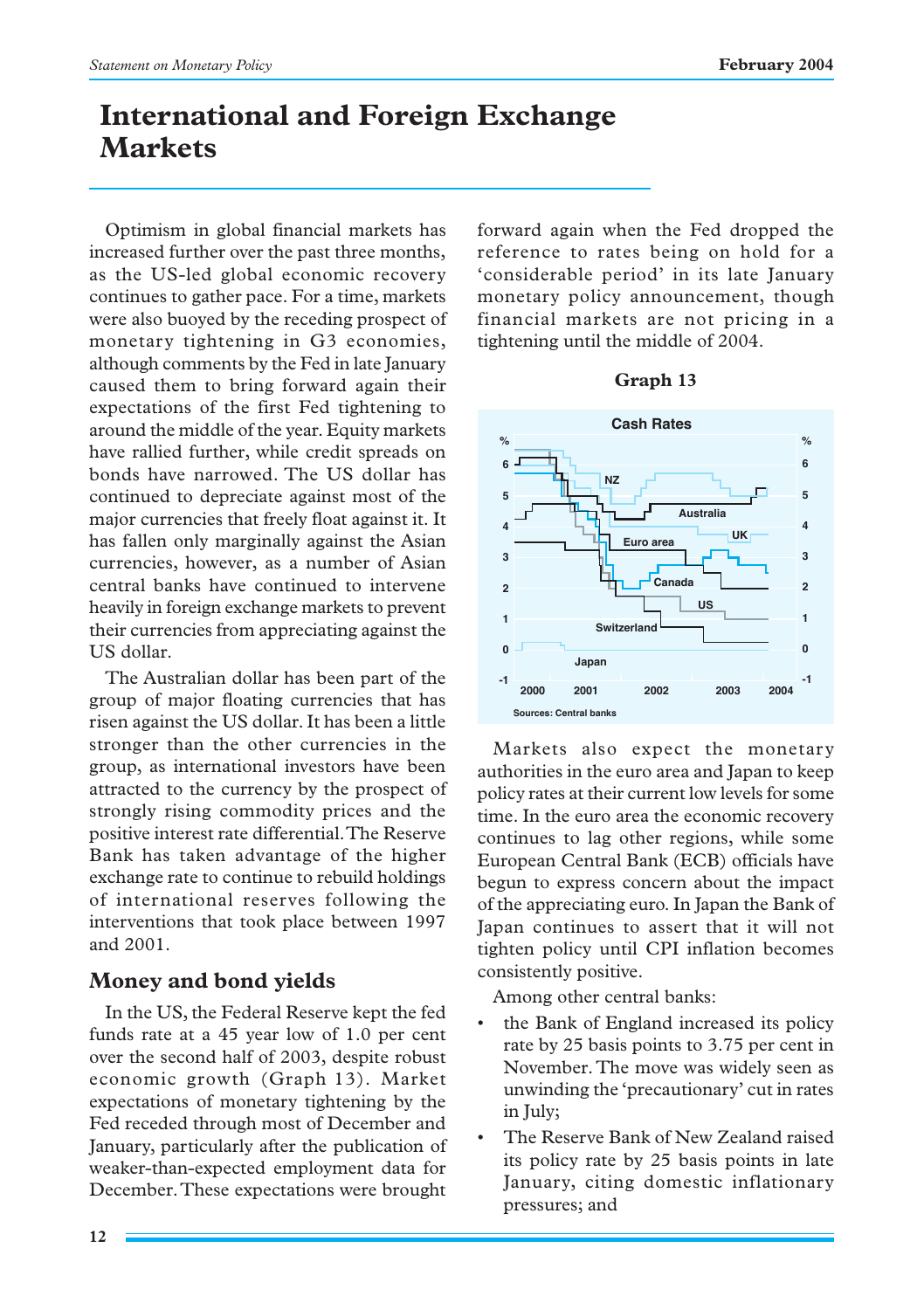# International and Foreign Exchange Markets

Optimism in global financial markets has increased further over the past three months, as the US-led global economic recovery continues to gather pace. For a time, markets were also buoyed by the receding prospect of monetary tightening in G3 economies, although comments by the Fed in late January caused them to bring forward again their expectations of the first Fed tightening to around the middle of the year. Equity markets have rallied further, while credit spreads on bonds have narrowed. The US dollar has continued to depreciate against most of the major currencies that freely float against it. It has fallen only marginally against the Asian currencies, however, as a number of Asian central banks have continued to intervene heavily in foreign exchange markets to prevent their currencies from appreciating against the US dollar.

The Australian dollar has been part of the group of major floating currencies that has risen against the US dollar. It has been a little stronger than the other currencies in the group, as international investors have been attracted to the currency by the prospect of strongly rising commodity prices and the positive interest rate differential. The Reserve Bank has taken advantage of the higher exchange rate to continue to rebuild holdings of international reserves following the interventions that took place between 1997 and 2001.

## Money and bond yields

In the US, the Federal Reserve kept the fed funds rate at a 45 year low of 1.0 per cent over the second half of 2003, despite robust economic growth (Graph 13). Market expectations of monetary tightening by the Fed receded through most of December and January, particularly after the publication of weaker-than-expected employment data for December. These expectations were brought forward again when the Fed dropped the reference to rates being on hold for a 'considerable period' in its late January monetary policy announcement, though financial markets are not pricing in a tightening until the middle of 2004.

**Graph 13**

**Cash Rates**

Sources: Central banks

Markets also expect the monetary authorities in the euro area and Japan to keep policy rates at their current low levels for some time. In the euro area the economic recovery continues to lag other regions, while some European Central Bank (ECB) officials have begun to express concern about the impact of the appreciating euro. In Japan the Bank of Japan continues to assert that it will not tighten policy until CPI inflation becomes consistently positive.

Among other central banks:

- the Bank of England increased its policy rate by 25 basis points to 3.75 per cent in November. The move was widely seen as unwinding the 'precautionary' cut in rates in July;
- The Reserve Bank of New Zealand raised its policy rate by 25 basis points in late January, citing domestic inflationary pressures; and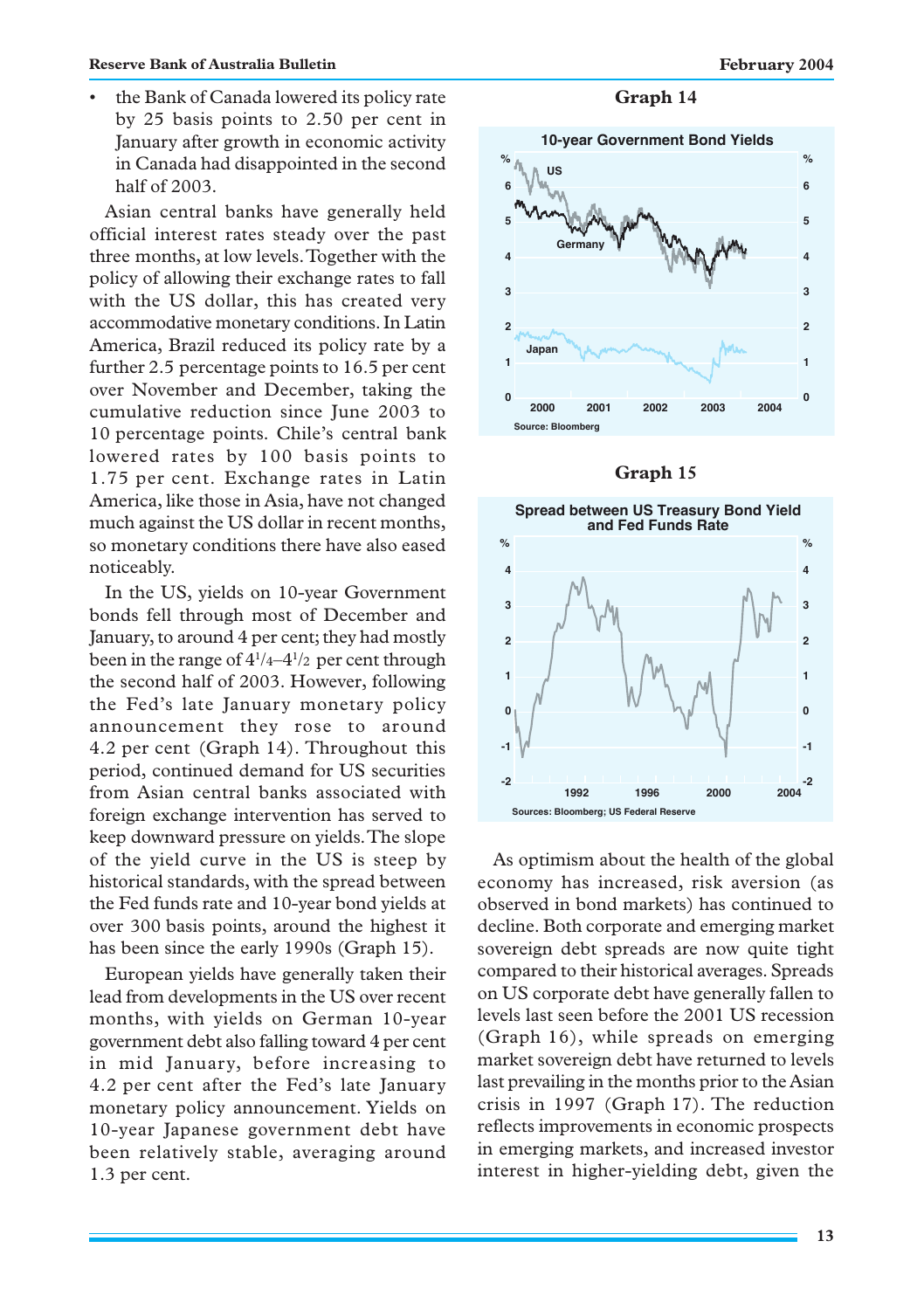- the Bank of Canada lowered its policy rate by 25 basis points to 2.50 per cent in January after growth in economic activity in Canada had disappointed in the second half of 2003.

Asian central banks have generally held official interest rates steady over the past three months, at low levels. Together with the policy of allowing their exchange rates to fall with the US dollar, this has created very accommodative monetary conditions. In Latin America, Brazil reduced its policy rate by a further 2.5 percentage points to 16.5 per cent over November and December, taking the cumulative reduction since June 2003 to 10 percentage points. Chile's central bank lowered rates by 100 basis points to 1.75 per cent. Exchange rates in Latin America, like those in Asia, have not changed much against the US dollar in recent months, so monetary conditions there have also eased noticeably.

In the US, yields on 10-year Government bonds fell through most of December and January, to around 4 per cent; they had mostly been in the range of 4¼–4½ per cent through the second half of 2003. However, following the Fed's late January monetary policy announcement they rose to around 4.2 per cent (Graph 14). Throughout this period, continued demand for US securities from Asian central banks associated with foreign exchange intervention has served to keep downward pressure on yields. The slope of the yield curve in the US is steep by historical standards, with the spread between the Fed funds rate and 10-year bond yields at over 300 basis points, around the highest it has been since the early 1990s (Graph 15).

European yields have generally taken their lead from developments in the US over recent months, with yields on German 10-year government debt also falling toward 4 per cent in mid January, before increasing to 4.2 per cent after the Fed's late January monetary policy announcement. Yields on 10-year Japanese government debt have been relatively stable, averaging around 1.3 per cent.

**Graph 14**

10-year Government Bond Yields

Source: Bloomberg

**Graph 15**

Spread between US Treasury Bond Yield and Fed Funds Rate

Sources: Bloomberg; US Federal Reserve

As optimism about the health of the global economy has increased, risk aversion (as observed in bond markets) has continued to decline. Both corporate and emerging market sovereign debt spreads are now quite tight compared to their historical averages. Spreads on US corporate debt have generally fallen to levels last seen before the 2001 US recession (Graph 16), while spreads on emerging market sovereign debt have returned to levels last prevailing in the months prior to the Asian crisis in 1997 (Graph 17). The reduction reflects improvements in economic prospects in emerging markets, and increased investor interest in higher-yielding debt, given the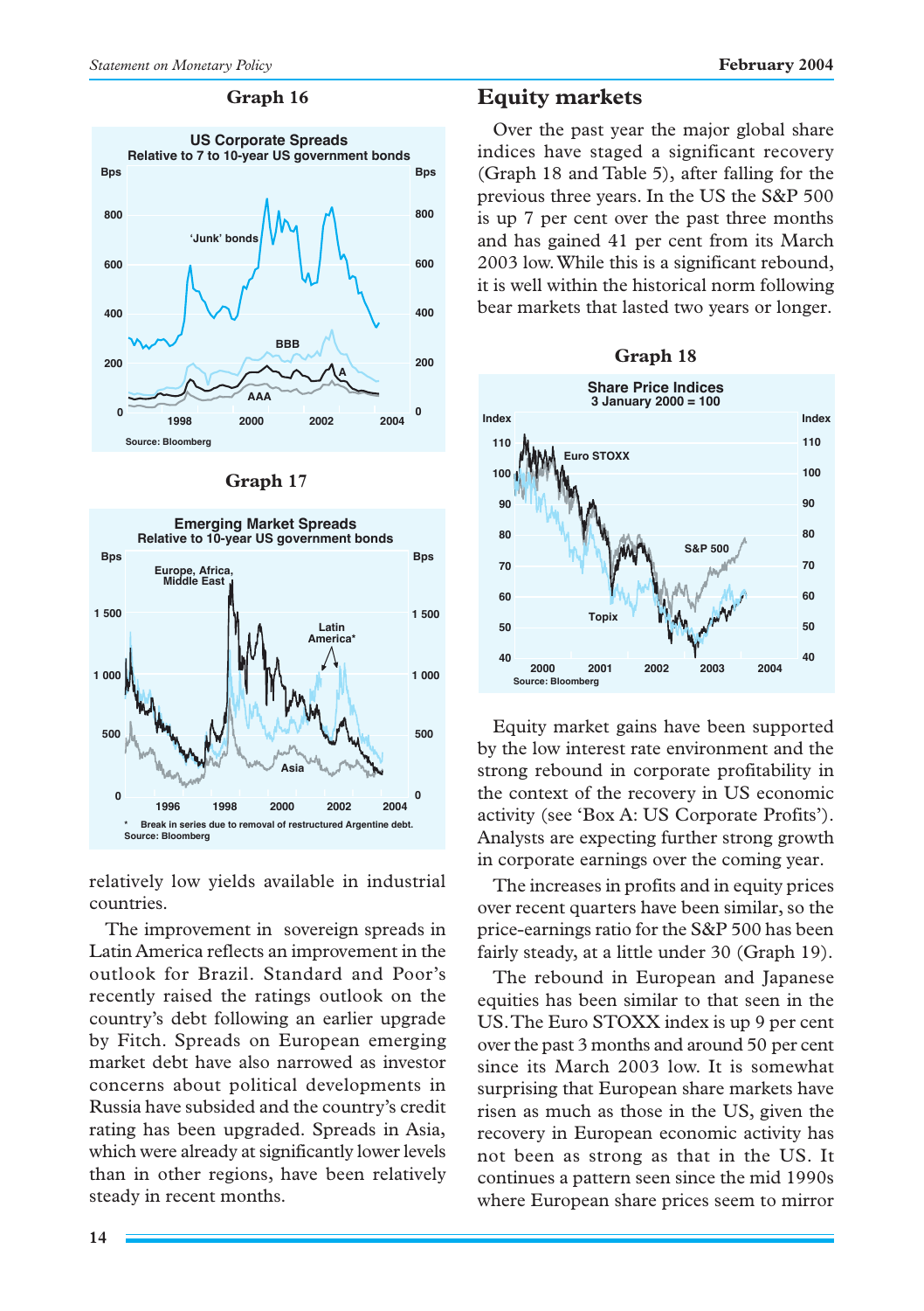### Graph 16

**US Corporate Spreads**
Relative to 7 to 10-year US government bonds

Source: Bloomberg

### Graph 17

**Emerging Market Spreads**
Relative to 10-year US government bonds

\* Break in series due to removal of restructured Argentine debt.
Source: Bloomberg

relatively low yields available in industrial countries.

The improvement in sovereign spreads in Latin America reflects an improvement in the outlook for Brazil. Standard and Poor's recently raised the ratings outlook on the country's debt following an earlier upgrade by Fitch. Spreads on European emerging market debt have also narrowed as investor concerns about political developments in Russia have subsided and the country's credit rating has been upgraded. Spreads in Asia, which were already at significantly lower levels than in other regions, have been relatively steady in recent months.

## Equity markets

Over the past year the major global share indices have staged a significant recovery (Graph 18 and Table 5), after falling for the previous three years. In the US the S&P 500 is up 7 per cent over the past three months and has gained 41 per cent from its March 2003 low. While this is a significant rebound, it is well within the historical norm following bear markets that lasted two years or longer.

### Graph 18

**Share Price Indices**
3 January 2000 = 100

Source: Bloomberg

Equity market gains have been supported by the low interest rate environment and the strong rebound in corporate profitability in the context of the recovery in US economic activity (see 'Box A: US Corporate Profits'). Analysts are expecting further strong growth in corporate earnings over the coming year.

The increases in profits and in equity prices over recent quarters have been similar, so the price-earnings ratio for the S&P 500 has been fairly steady, at a little under 30 (Graph 19).

The rebound in European and Japanese equities has been similar to that seen in the US. The Euro STOXX index is up 9 per cent over the past 3 months and around 50 per cent since its March 2003 low. It is somewhat surprising that European share markets have risen as much as those in the US, given the recovery in European economic activity has not been as strong as that in the US. It continues a pattern seen since the mid 1990s where European share prices seem to mirror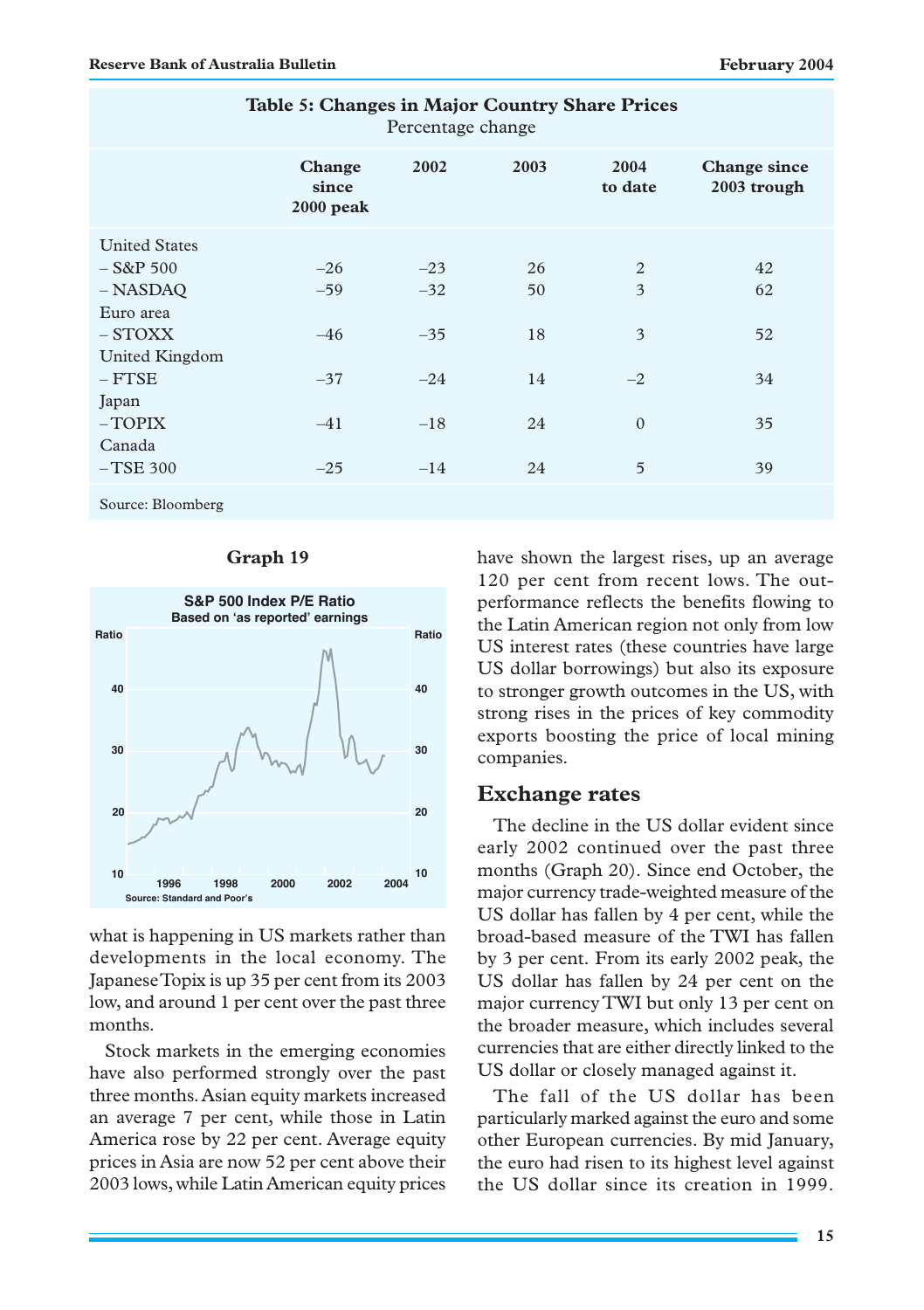**Table 5: Changes in Major Country Share Prices**
Percentage change

| | Change since 2000 peak | 2002 | 2003 | 2004 to date | Change since 2003 trough |
|---|---|---|---|---|---|
| United States | | | | | |
| – S&P 500 | –26 | –23 | 26 | 2 | 42 |
| – NASDAQ | –59 | –32 | 50 | 3 | 62 |
| Euro area | | | | | |
| – STOXX | –46 | –35 | 18 | 3 | 52 |
| United Kingdom | | | | | |
| – FTSE | –37 | –24 | 14 | –2 | 34 |
| Japan | | | | | |
| – TOPIX | –41 | –18 | 24 | 0 | 35 |
| Canada | | | | | |
| – TSE 300 | –25 | –14 | 24 | 5 | 39 |

Source: Bloomberg

**Graph 19**

S&P 500 Index P/E Ratio
Based on 'as reported' earnings

Source: Standard and Poor's

what is happening in US markets rather than developments in the local economy. The Japanese Topix is up 35 per cent from its 2003 low, and around 1 per cent over the past three months.

Stock markets in the emerging economies have also performed strongly over the past three months. Asian equity markets increased an average 7 per cent, while those in Latin America rose by 22 per cent. Average equity prices in Asia are now 52 per cent above their 2003 lows, while Latin American equity prices have shown the largest rises, up an average 120 per cent from recent lows. The out-performance reflects the benefits flowing to the Latin American region not only from low US interest rates (these countries have large US dollar borrowings) but also its exposure to stronger growth outcomes in the US, with strong rises in the prices of key commodity exports boosting the price of local mining companies.

## Exchange rates

The decline in the US dollar evident since early 2002 continued over the past three months (Graph 20). Since end October, the major currency trade-weighted measure of the US dollar has fallen by 4 per cent, while the broad-based measure of the TWI has fallen by 3 per cent. From its early 2002 peak, the US dollar has fallen by 24 per cent on the major currency TWI but only 13 per cent on the broader measure, which includes several currencies that are either directly linked to the US dollar or closely managed against it.

The fall of the US dollar has been particularly marked against the euro and some other European currencies. By mid January, the euro had risen to its highest level against the US dollar since its creation in 1999.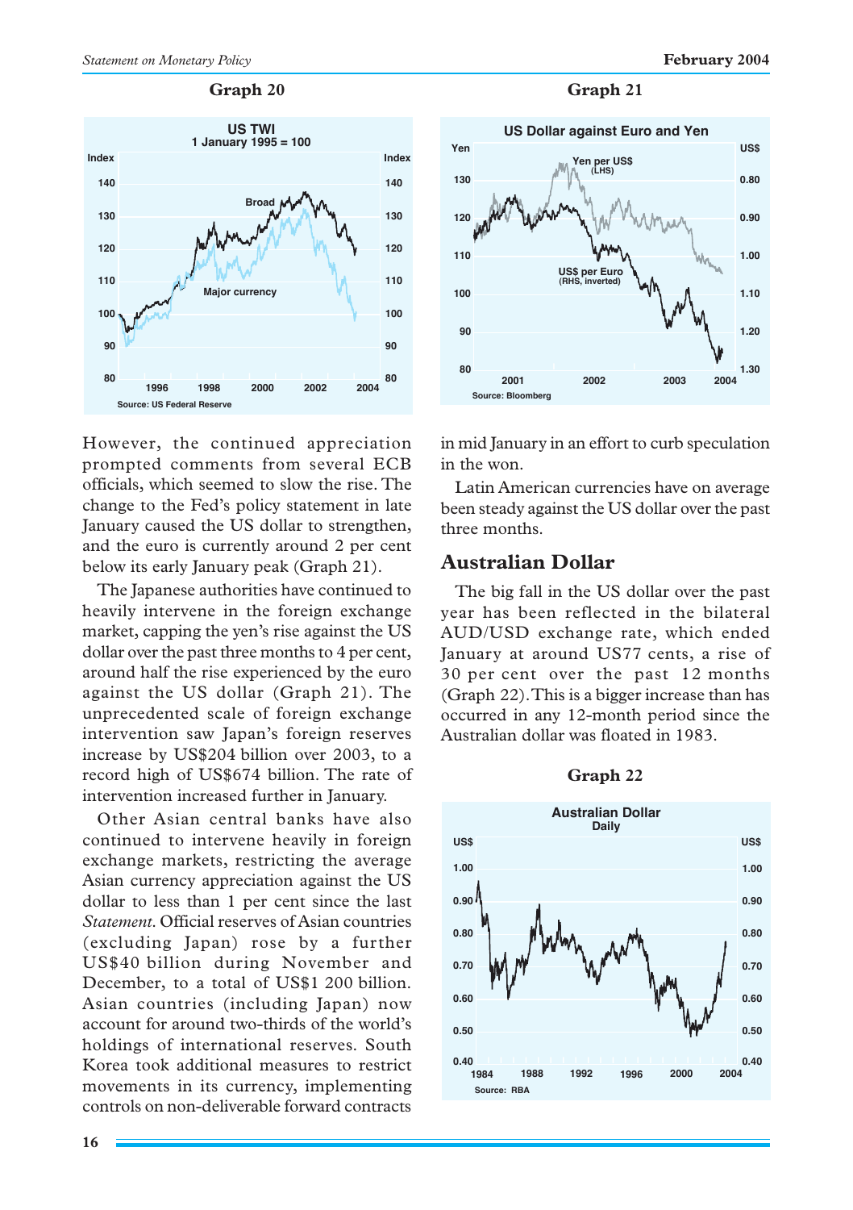**Graph 20**

**Graph 21**

However, the continued appreciation prompted comments from several ECB officials, which seemed to slow the rise. The change to the Fed's policy statement in late January caused the US dollar to strengthen, and the euro is currently around 2 per cent below its early January peak (Graph 21).

The Japanese authorities have continued to heavily intervene in the foreign exchange market, capping the yen's rise against the US dollar over the past three months to 4 per cent, around half the rise experienced by the euro against the US dollar (Graph 21). The unprecedented scale of foreign exchange intervention saw Japan's foreign reserves increase by US$204 billion over 2003, to a record high of US$674 billion. The rate of intervention increased further in January.

Other Asian central banks have also continued to intervene heavily in foreign exchange markets, restricting the average Asian currency appreciation against the US dollar to less than 1 per cent since the last *Statement*. Official reserves of Asian countries (excluding Japan) rose by a further US$40 billion during November and December, to a total of US$1 200 billion. Asian countries (including Japan) now account for around two-thirds of the world's holdings of international reserves. South Korea took additional measures to restrict movements in its currency, implementing controls on non-deliverable forward contracts in mid January in an effort to curb speculation in the won.

Latin American currencies have on average been steady against the US dollar over the past three months.

## Australian Dollar

The big fall in the US dollar over the past year has been reflected in the bilateral AUD/USD exchange rate, which ended January at around US77 cents, a rise of 30 per cent over the past 12 months (Graph 22). This is a bigger increase than has occurred in any 12-month period since the Australian dollar was floated in 1983.

**Graph 22**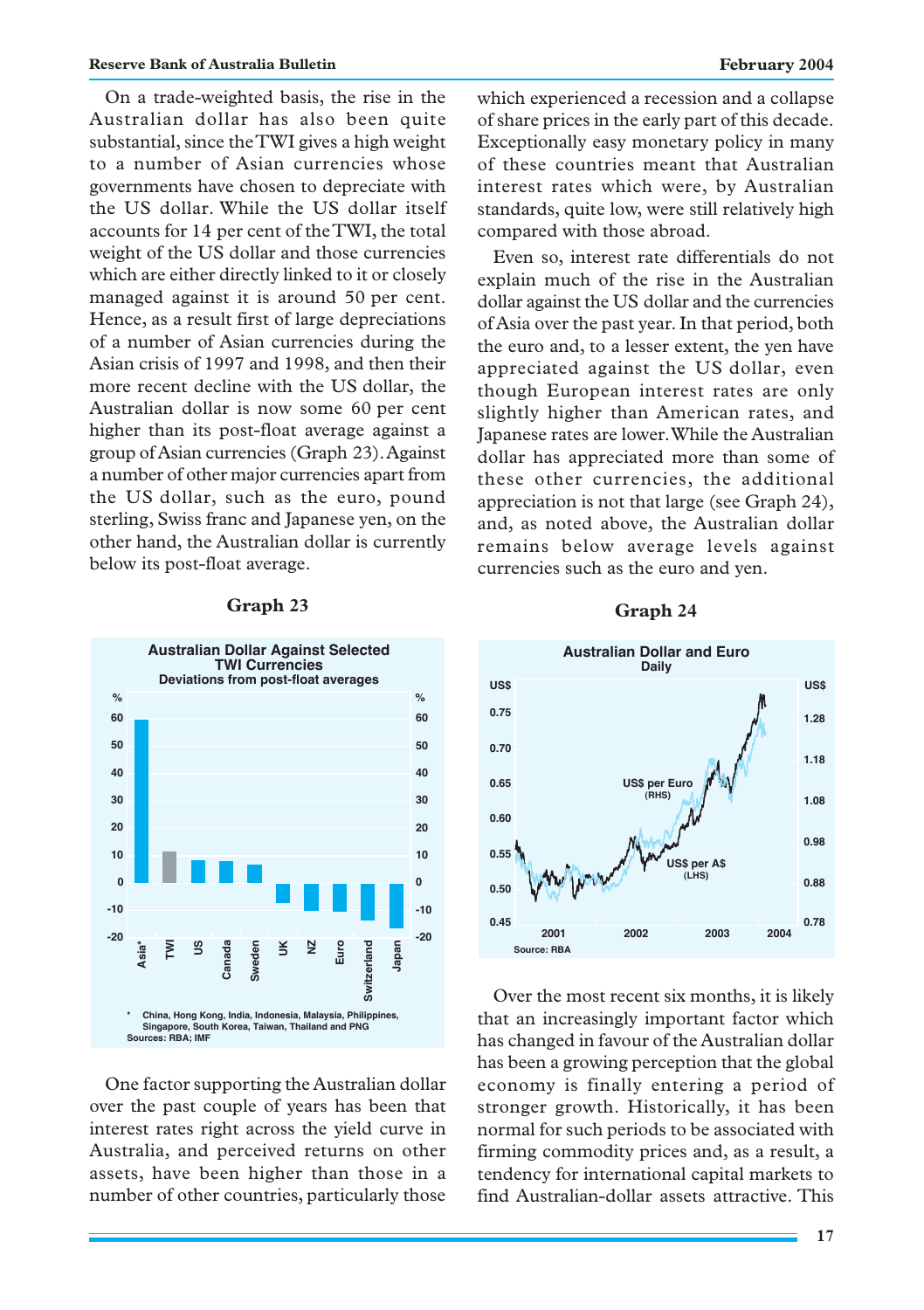On a trade-weighted basis, the rise in the Australian dollar has also been quite substantial, since the TWI gives a high weight to a number of Asian currencies whose governments have chosen to depreciate with the US dollar. While the US dollar itself accounts for 14 per cent of the TWI, the total weight of the US dollar and those currencies which are either directly linked to it or closely managed against it is around 50 per cent. Hence, as a result first of large depreciations of a number of Asian currencies during the Asian crisis of 1997 and 1998, and then their more recent decline with the US dollar, the Australian dollar is now some 60 per cent higher than its post-float average against a group of Asian currencies (Graph 23). Against a number of other major currencies apart from the US dollar, such as the euro, pound sterling, Swiss franc and Japanese yen, on the other hand, the Australian dollar is currently below its post-float average.

**Graph 23**

**Australian Dollar Against Selected TWI Currencies**
Deviations from post-float averages

\* China, Hong Kong, India, Indonesia, Malaysia, Philippines, Singapore, South Korea, Taiwan, Thailand and PNG
Sources: RBA; IMF

One factor supporting the Australian dollar over the past couple of years has been that interest rates right across the yield curve in Australia, and perceived returns on other assets, have been higher than those in a number of other countries, particularly those which experienced a recession and a collapse of share prices in the early part of this decade. Exceptionally easy monetary policy in many of these countries meant that Australian interest rates which were, by Australian standards, quite low, were still relatively high compared with those abroad.

Even so, interest rate differentials do not explain much of the rise in the Australian dollar against the US dollar and the currencies of Asia over the past year. In that period, both the euro and, to a lesser extent, the yen have appreciated against the US dollar, even though European interest rates are only slightly higher than American rates, and Japanese rates are lower. While the Australian dollar has appreciated more than some of these other currencies, the additional appreciation is not that large (see Graph 24), and, as noted above, the Australian dollar remains below average levels against currencies such as the euro and yen.

**Graph 24**

**Australian Dollar and Euro**
Daily

Source: RBA

Over the most recent six months, it is likely that an increasingly important factor which has changed in favour of the Australian dollar has been a growing perception that the global economy is finally entering a period of stronger growth. Historically, it has been normal for such periods to be associated with firming commodity prices and, as a result, a tendency for international capital markets to find Australian-dollar assets attractive. This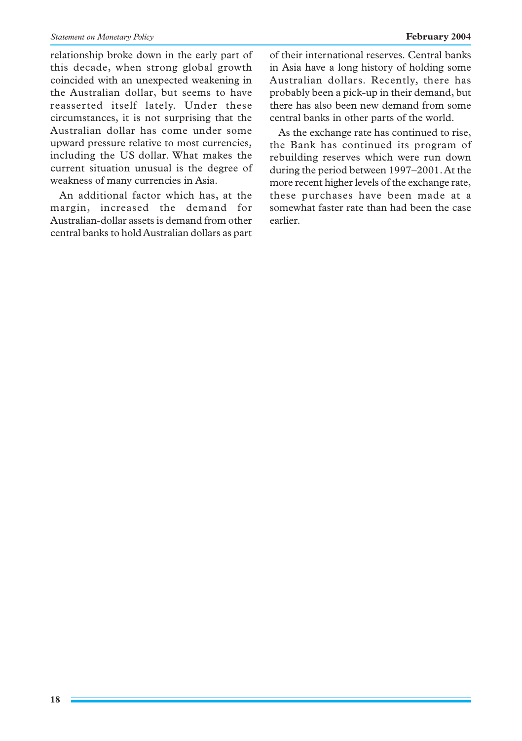relationship broke down in the early part of this decade, when strong global growth coincided with an unexpected weakening in the Australian dollar, but seems to have reasserted itself lately. Under these circumstances, it is not surprising that the Australian dollar has come under some upward pressure relative to most currencies, including the US dollar. What makes the current situation unusual is the degree of weakness of many currencies in Asia.

An additional factor which has, at the margin, increased the demand for Australian-dollar assets is demand from other central banks to hold Australian dollars as part of their international reserves. Central banks in Asia have a long history of holding some Australian dollars. Recently, there has probably been a pick-up in their demand, but there has also been new demand from some central banks in other parts of the world.

As the exchange rate has continued to rise, the Bank has continued its program of rebuilding reserves which were run down during the period between 1997–2001. At the more recent higher levels of the exchange rate, these purchases have been made at a somewhat faster rate than had been the case earlier.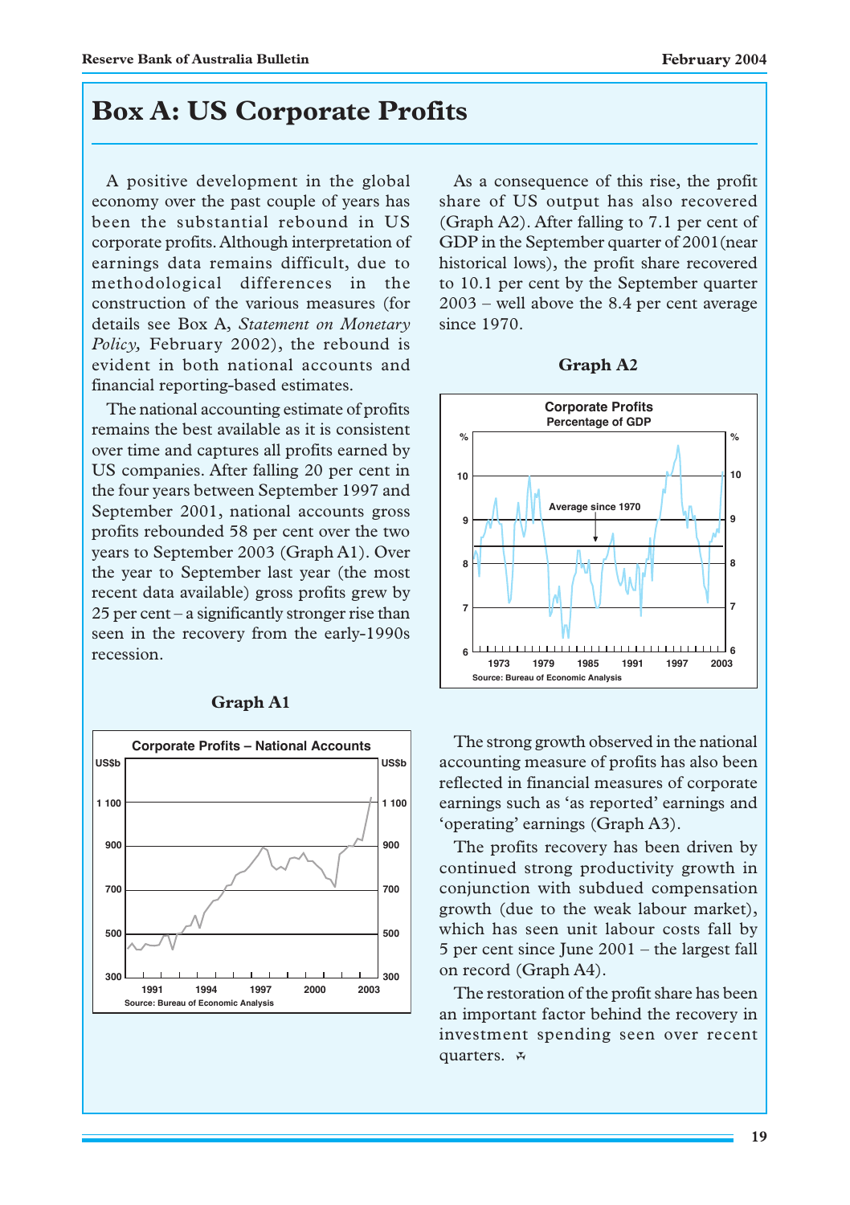# Box A: US Corporate Profits

A positive development in the global economy over the past couple of years has been the substantial rebound in US corporate profits. Although interpretation of earnings data remains difficult, due to methodological differences in the construction of the various measures (for details see Box A, *Statement on Monetary Policy,* February 2002), the rebound is evident in both national accounts and financial reporting-based estimates.

The national accounting estimate of profits remains the best available as it is consistent over time and captures all profits earned by US companies. After falling 20 per cent in the four years between September 1997 and September 2001, national accounts gross profits rebounded 58 per cent over the two years to September 2003 (Graph A1). Over the year to September last year (the most recent data available) gross profits grew by 25 per cent – a significantly stronger rise than seen in the recovery from the early-1990s recession.

**Graph A1**

Corporate Profits – National Accounts

Source: Bureau of Economic Analysis

As a consequence of this rise, the profit share of US output has also recovered (Graph A2). After falling to 7.1 per cent of GDP in the September quarter of 2001 (near historical lows), the profit share recovered to 10.1 per cent by the September quarter 2003 – well above the 8.4 per cent average since 1970.

**Graph A2**

Corporate Profits
Percentage of GDP

Source: Bureau of Economic Analysis

The strong growth observed in the national accounting measure of profits has also been reflected in financial measures of corporate earnings such as 'as reported' earnings and 'operating' earnings (Graph A3).

The profits recovery has been driven by continued strong productivity growth in conjunction with subdued compensation growth (due to the weak labour market), which has seen unit labour costs fall by 5 per cent since June 2001 – the largest fall on record (Graph A4).

The restoration of the profit share has been an important factor behind the recovery in investment spending seen over recent quarters.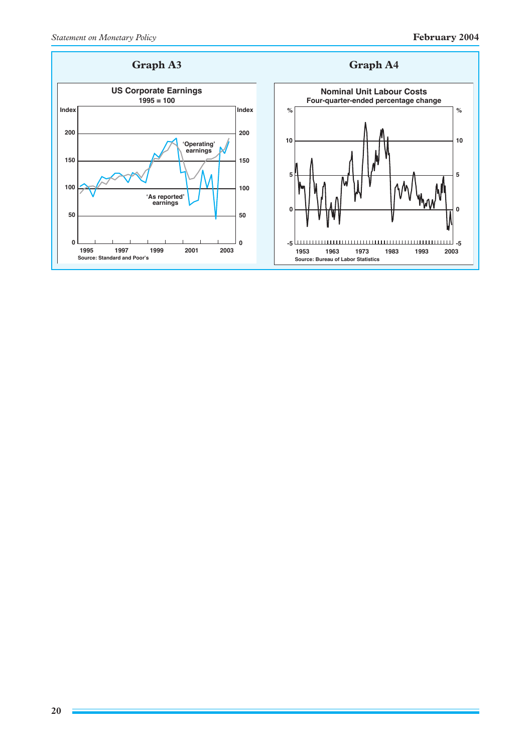## Graph A3

**US Corporate Earnings**

1995 = 100

'Operating' earnings

'As reported' earnings

Source: Standard and Poor's

## Graph A4

**Nominal Unit Labour Costs**

Four-quarter-ended percentage change

Source: Bureau of Labor Statistics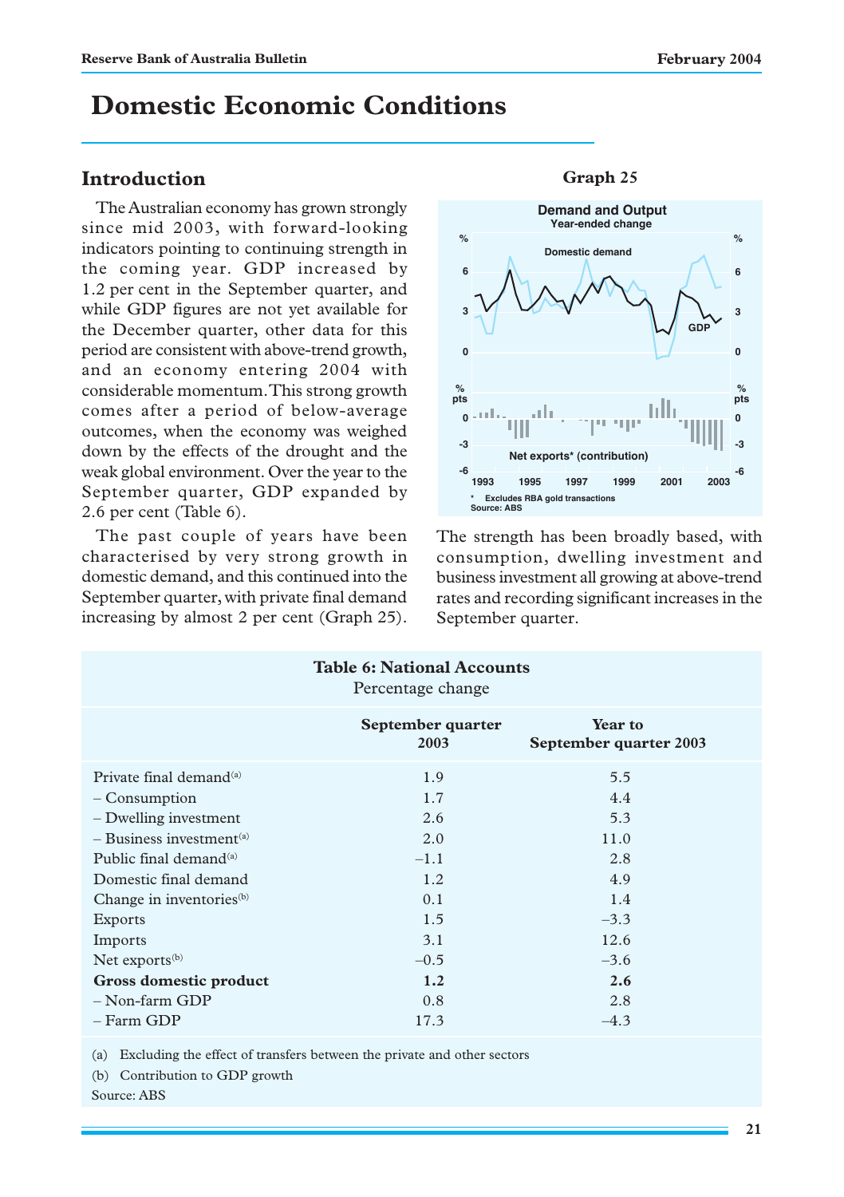# Domestic Economic Conditions

## Introduction

The Australian economy has grown strongly since mid 2003, with forward-looking indicators pointing to continuing strength in the coming year. GDP increased by 1.2 per cent in the September quarter, and while GDP figures are not yet available for the December quarter, other data for this period are consistent with above-trend growth, and an economy entering 2004 with considerable momentum. This strong growth comes after a period of below-average outcomes, when the economy was weighed down by the effects of the drought and the weak global environment. Over the year to the September quarter, GDP expanded by 2.6 per cent (Table 6).

The past couple of years have been characterised by very strong growth in domestic demand, and this continued into the September quarter, with private final demand increasing by almost 2 per cent (Graph 25).

**Graph 25**

The strength has been broadly based, with consumption, dwelling investment and business investment all growing at above-trend rates and recording significant increases in the September quarter.

**Table 6: National Accounts**
Percentage change

| | September quarter 2003 | Year to September quarter 2003 |
|---|---|---|
| Private final demand(a) | 1.9 | 5.5 |
| – Consumption | 1.7 | 4.4 |
| – Dwelling investment | 2.6 | 5.3 |
| – Business investment(a) | 2.0 | 11.0 |
| Public final demand(a) | –1.1 | 2.8 |
| Domestic final demand | 1.2 | 4.9 |
| Change in inventories(b) | 0.1 | 1.4 |
| Exports | 1.5 | –3.3 |
| Imports | 3.1 | 12.6 |
| Net exports(b) | –0.5 | –3.6 |
| **Gross domestic product** | **1.2** | **2.6** |
| – Non-farm GDP | 0.8 | 2.8 |
| – Farm GDP | 17.3 | –4.3 |

(a) Excluding the effect of transfers between the private and other sectors

(b) Contribution to GDP growth

Source: ABS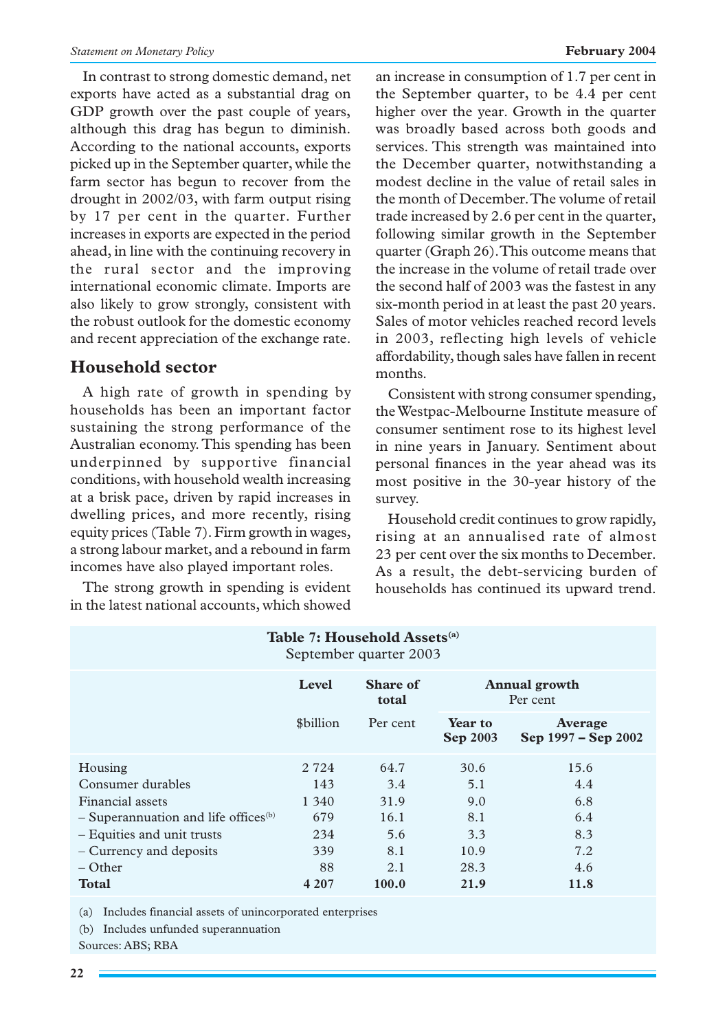In contrast to strong domestic demand, net exports have acted as a substantial drag on GDP growth over the past couple of years, although this drag has begun to diminish. According to the national accounts, exports picked up in the September quarter, while the farm sector has begun to recover from the drought in 2002/03, with farm output rising by 17 per cent in the quarter. Further increases in exports are expected in the period ahead, in line with the continuing recovery in the rural sector and the improving international economic climate. Imports are also likely to grow strongly, consistent with the robust outlook for the domestic economy and recent appreciation of the exchange rate.

## Household sector

A high rate of growth in spending by households has been an important factor sustaining the strong performance of the Australian economy. This spending has been underpinned by supportive financial conditions, with household wealth increasing at a brisk pace, driven by rapid increases in dwelling prices, and more recently, rising equity prices (Table 7). Firm growth in wages, a strong labour market, and a rebound in farm incomes have also played important roles.

The strong growth in spending is evident in the latest national accounts, which showed an increase in consumption of 1.7 per cent in the September quarter, to be 4.4 per cent higher over the year. Growth in the quarter was broadly based across both goods and services. This strength was maintained into the December quarter, notwithstanding a modest decline in the value of retail sales in the month of December. The volume of retail trade increased by 2.6 per cent in the quarter, following similar growth in the September quarter (Graph 26). This outcome means that the increase in the volume of retail trade over the second half of 2003 was the fastest in any six-month period in at least the past 20 years. Sales of motor vehicles reached record levels in 2003, reflecting high levels of vehicle affordability, though sales have fallen in recent months.

Consistent with strong consumer spending, the Westpac-Melbourne Institute measure of consumer sentiment rose to its highest level in nine years in January. Sentiment about personal finances in the year ahead was its most positive in the 30-year history of the survey.

Household credit continues to grow rapidly, rising at an annualised rate of almost 23 per cent over the six months to December. As a result, the debt-servicing burden of households has continued its upward trend.

**Table 7: Household Assets[(a)]**
September quarter 2003

| | Level | Share of total | Annual growth Per cent | |
|---|---|---|---|---|
| | $billion | Per cent | Year to Sep 2003 | Average Sep 1997 – Sep 2002 |
| Housing | 2 724 | 64.7 | 30.6 | 15.6 |
| Consumer durables | 143 | 3.4 | 5.1 | 4.4 |
| Financial assets | 1 340 | 31.9 | 9.0 | 6.8 |
| – Superannuation and life offices[(b)] | 679 | 16.1 | 8.1 | 6.4 |
| – Equities and unit trusts | 234 | 5.6 | 3.3 | 8.3 |
| – Currency and deposits | 339 | 8.1 | 10.9 | 7.2 |
| – Other | 88 | 2.1 | 28.3 | 4.6 |
| **Total** | **4 207** | **100.0** | **21.9** | **11.8** |

(a) Includes financial assets of unincorporated enterprises

(b) Includes unfunded superannuation

Sources: ABS; RBA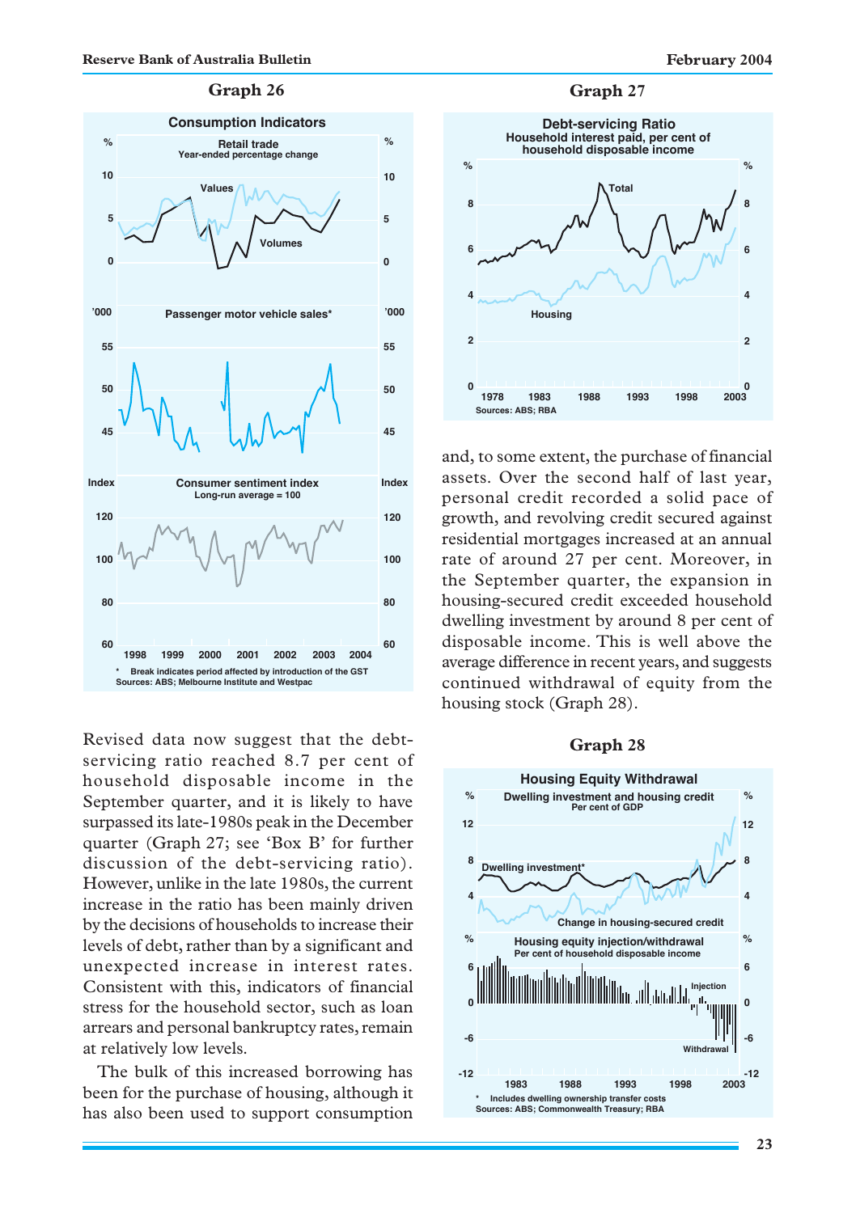**Graph 26**

**Consumption Indicators**

Retail trade — Year-ended percentage change (Values, Volumes)

Passenger motor vehicle sales*

Consumer sentiment index — Long-run average = 100

\* Break indicates period affected by introduction of the GST

Sources: ABS; Melbourne Institute and Westpac

Revised data now suggest that the debt-servicing ratio reached 8.7 per cent of household disposable income in the September quarter, and it is likely to have surpassed its late-1980s peak in the December quarter (Graph 27; see 'Box B' for further discussion of the debt-servicing ratio). However, unlike in the late 1980s, the current increase in the ratio has been mainly driven by the decisions of households to increase their levels of debt, rather than by a significant and unexpected increase in interest rates. Consistent with this, indicators of financial stress for the household sector, such as loan arrears and personal bankruptcy rates, remain at relatively low levels.

The bulk of this increased borrowing has been for the purchase of housing, although it has also been used to support consumption and, to some extent, the purchase of financial assets. Over the second half of last year, personal credit recorded a solid pace of growth, and revolving credit secured against residential mortgages increased at an annual rate of around 27 per cent. Moreover, in the September quarter, the expansion in housing-secured credit exceeded household dwelling investment by around 8 per cent of disposable income. This is well above the average difference in recent years, and suggests continued withdrawal of equity from the housing stock (Graph 28).

**Graph 27**

**Debt-servicing Ratio**

Household interest paid, per cent of household disposable income

Sources: ABS; RBA

**Graph 28**

**Housing Equity Withdrawal**

Dwelling investment and housing credit — Per cent of GDP

Housing equity injection/withdrawal — Per cent of household disposable income

\* Includes dwelling ownership transfer costs

Sources: ABS; Commonwealth Treasury; RBA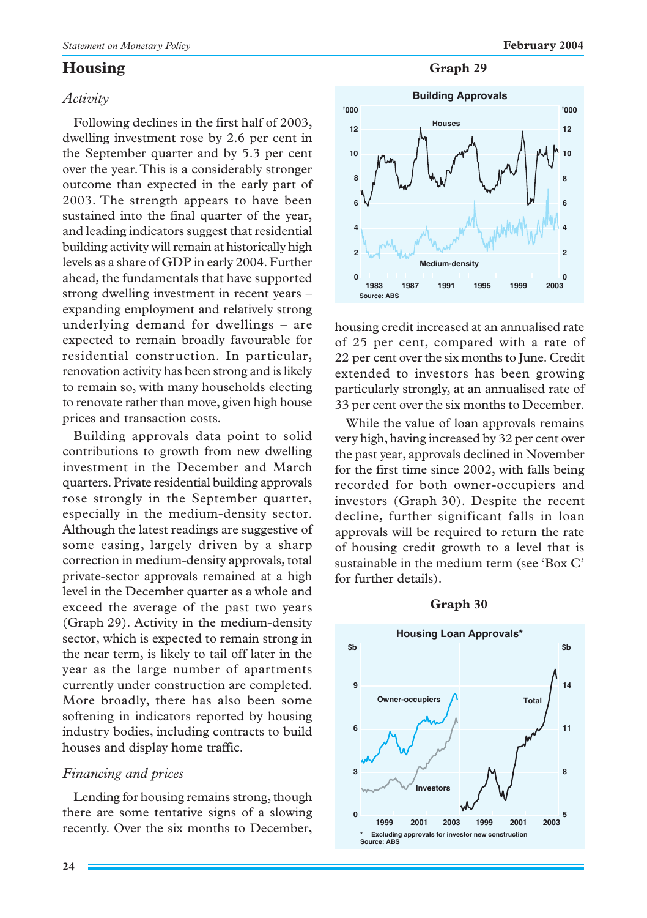## Housing

### *Activity*

Following declines in the first half of 2003, dwelling investment rose by 2.6 per cent in the September quarter and by 5.3 per cent over the year. This is a considerably stronger outcome than expected in the early part of 2003. The strength appears to have been sustained into the final quarter of the year, and leading indicators suggest that residential building activity will remain at historically high levels as a share of GDP in early 2004. Further ahead, the fundamentals that have supported strong dwelling investment in recent years – expanding employment and relatively strong underlying demand for dwellings – are expected to remain broadly favourable for residential construction. In particular, renovation activity has been strong and is likely to remain so, with many households electing to renovate rather than move, given high house prices and transaction costs.

Building approvals data point to solid contributions to growth from new dwelling investment in the December and March quarters. Private residential building approvals rose strongly in the September quarter, especially in the medium-density sector. Although the latest readings are suggestive of some easing, largely driven by a sharp correction in medium-density approvals, total private-sector approvals remained at a high level in the December quarter as a whole and exceed the average of the past two years (Graph 29). Activity in the medium-density sector, which is expected to remain strong in the near term, is likely to tail off later in the year as the large number of apartments currently under construction are completed. More broadly, there has also been some softening in indicators reported by housing industry bodies, including contracts to build houses and display home traffic.

**Graph 29**

Building Approvals

### *Financing and prices*

Lending for housing remains strong, though there are some tentative signs of a slowing recently. Over the six months to December, housing credit increased at an annualised rate of 25 per cent, compared with a rate of 22 per cent over the six months to June. Credit extended to investors has been growing particularly strongly, at an annualised rate of 33 per cent over the six months to December.

While the value of loan approvals remains very high, having increased by 32 per cent over the past year, approvals declined in November for the first time since 2002, with falls being recorded for both owner-occupiers and investors (Graph 30). Despite the recent decline, further significant falls in loan approvals will be required to return the rate of housing credit growth to a level that is sustainable in the medium term (see 'Box C' for further details).

**Graph 30**

Housing Loan Approvals*

\* Excluding approvals for investor new construction

Source: ABS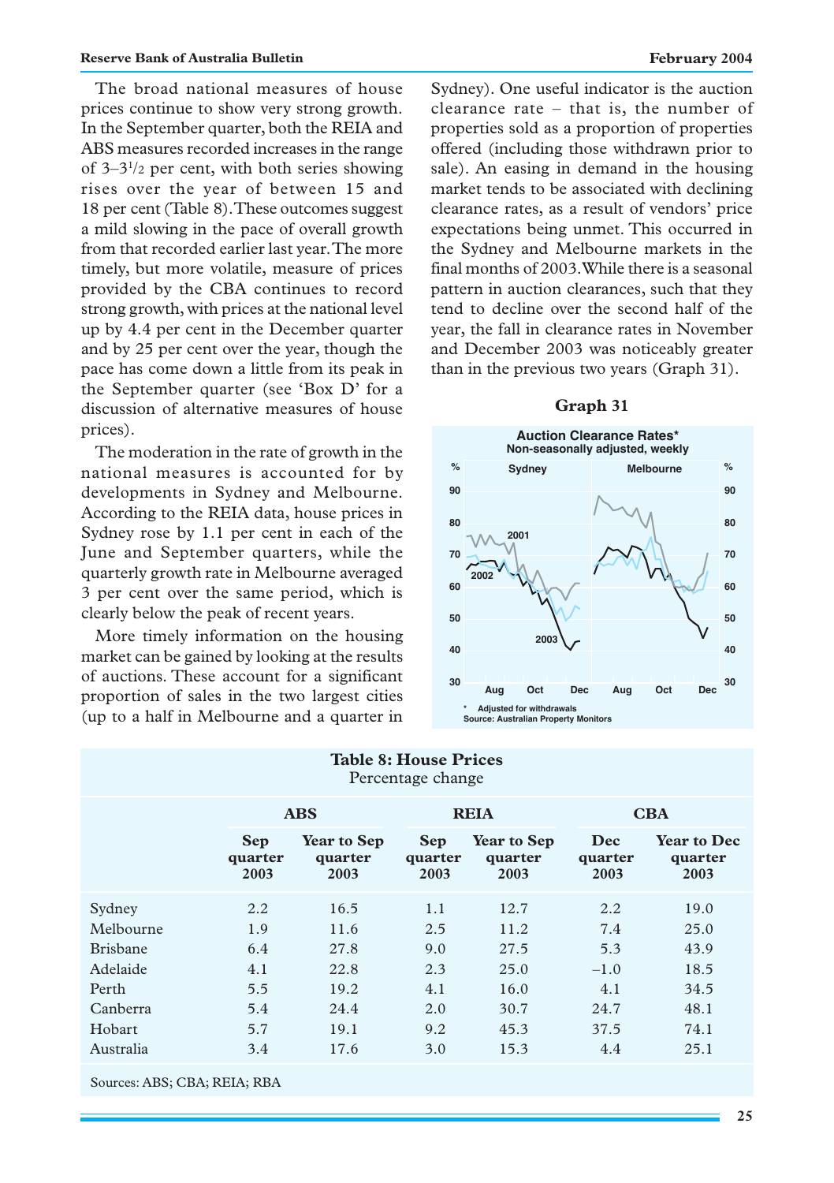The broad national measures of house prices continue to show very strong growth. In the September quarter, both the REIA and ABS measures recorded increases in the range of 3–3½ per cent, with both series showing rises over the year of between 15 and 18 per cent (Table 8). These outcomes suggest a mild slowing in the pace of overall growth from that recorded earlier last year. The more timely, but more volatile, measure of prices provided by the CBA continues to record strong growth, with prices at the national level up by 4.4 per cent in the December quarter and by 25 per cent over the year, though the pace has come down a little from its peak in the September quarter (see 'Box D' for a discussion of alternative measures of house prices).

The moderation in the rate of growth in the national measures is accounted for by developments in Sydney and Melbourne. According to the REIA data, house prices in Sydney rose by 1.1 per cent in each of the June and September quarters, while the quarterly growth rate in Melbourne averaged 3 per cent over the same period, which is clearly below the peak of recent years.

More timely information on the housing market can be gained by looking at the results of auctions. These account for a significant proportion of sales in the two largest cities (up to a half in Melbourne and a quarter in Sydney). One useful indicator is the auction clearance rate – that is, the number of properties sold as a proportion of properties offered (including those withdrawn prior to sale). An easing in demand in the housing market tends to be associated with declining clearance rates, as a result of vendors' price expectations being unmet. This occurred in the Sydney and Melbourne markets in the final months of 2003. While there is a seasonal pattern in auction clearances, such that they tend to decline over the second half of the year, the fall in clearance rates in November and December 2003 was noticeably greater than in the previous two years (Graph 31).

**Graph 31**

**Table 8: House Prices**
Percentage change

| | ABS | | REIA | | CBA | |
|---|---|---|---|---|---|---|
| | Sep quarter 2003 | Year to Sep quarter 2003 | Sep quarter 2003 | Year to Sep quarter 2003 | Dec quarter 2003 | Year to Dec quarter 2003 |
| Sydney | 2.2 | 16.5 | 1.1 | 12.7 | 2.2 | 19.0 |
| Melbourne | 1.9 | 11.6 | 2.5 | 11.2 | 7.4 | 25.0 |
| Brisbane | 6.4 | 27.8 | 9.0 | 27.5 | 5.3 | 43.9 |
| Adelaide | 4.1 | 22.8 | 2.3 | 25.0 | –1.0 | 18.5 |
| Perth | 5.5 | 19.2 | 4.1 | 16.0 | 4.1 | 34.5 |
| Canberra | 5.4 | 24.4 | 2.0 | 30.7 | 24.7 | 48.1 |
| Hobart | 5.7 | 19.1 | 9.2 | 45.3 | 37.5 | 74.1 |
| Australia | 3.4 | 17.6 | 3.0 | 15.3 | 4.4 | 25.1 |

Sources: ABS; CBA; REIA; RBA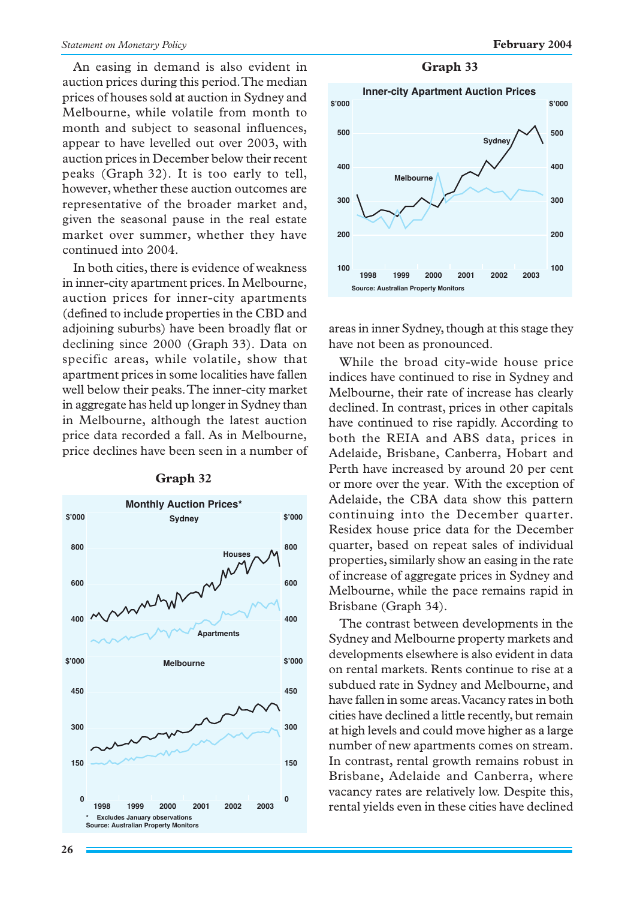An easing in demand is also evident in auction prices during this period. The median prices of houses sold at auction in Sydney and Melbourne, while volatile from month to month and subject to seasonal influences, appear to have levelled out over 2003, with auction prices in December below their recent peaks (Graph 32). It is too early to tell, however, whether these auction outcomes are representative of the broader market and, given the seasonal pause in the real estate market over summer, whether they have continued into 2004.

In both cities, there is evidence of weakness in inner-city apartment prices. In Melbourne, auction prices for inner-city apartments (defined to include properties in the CBD and adjoining suburbs) have been broadly flat or declining since 2000 (Graph 33). Data on specific areas, while volatile, show that apartment prices in some localities have fallen well below their peaks. The inner-city market in aggregate has held up longer in Sydney than in Melbourne, although the latest auction price data recorded a fall. As in Melbourne, price declines have been seen in a number of areas in inner Sydney, though at this stage they have not been as pronounced.

**Graph 32**

Monthly Auction Prices*

\* Excludes January observations

Source: Australian Property Monitors

**Graph 33**

Inner-city Apartment Auction Prices

Source: Australian Property Monitors

While the broad city-wide house price indices have continued to rise in Sydney and Melbourne, their rate of increase has clearly declined. In contrast, prices in other capitals have continued to rise rapidly. According to both the REIA and ABS data, prices in Adelaide, Brisbane, Canberra, Hobart and Perth have increased by around 20 per cent or more over the year. With the exception of Adelaide, the CBA data show this pattern continuing into the December quarter. Residex house price data for the December quarter, based on repeat sales of individual properties, similarly show an easing in the rate of increase of aggregate prices in Sydney and Melbourne, while the pace remains rapid in Brisbane (Graph 34).

The contrast between developments in the Sydney and Melbourne property markets and developments elsewhere is also evident in data on rental markets. Rents continue to rise at a subdued rate in Sydney and Melbourne, and have fallen in some areas. Vacancy rates in both cities have declined a little recently, but remain at high levels and could move higher as a large number of new apartments comes on stream. In contrast, rental growth remains robust in Brisbane, Adelaide and Canberra, where vacancy rates are relatively low. Despite this, rental yields even in these cities have declined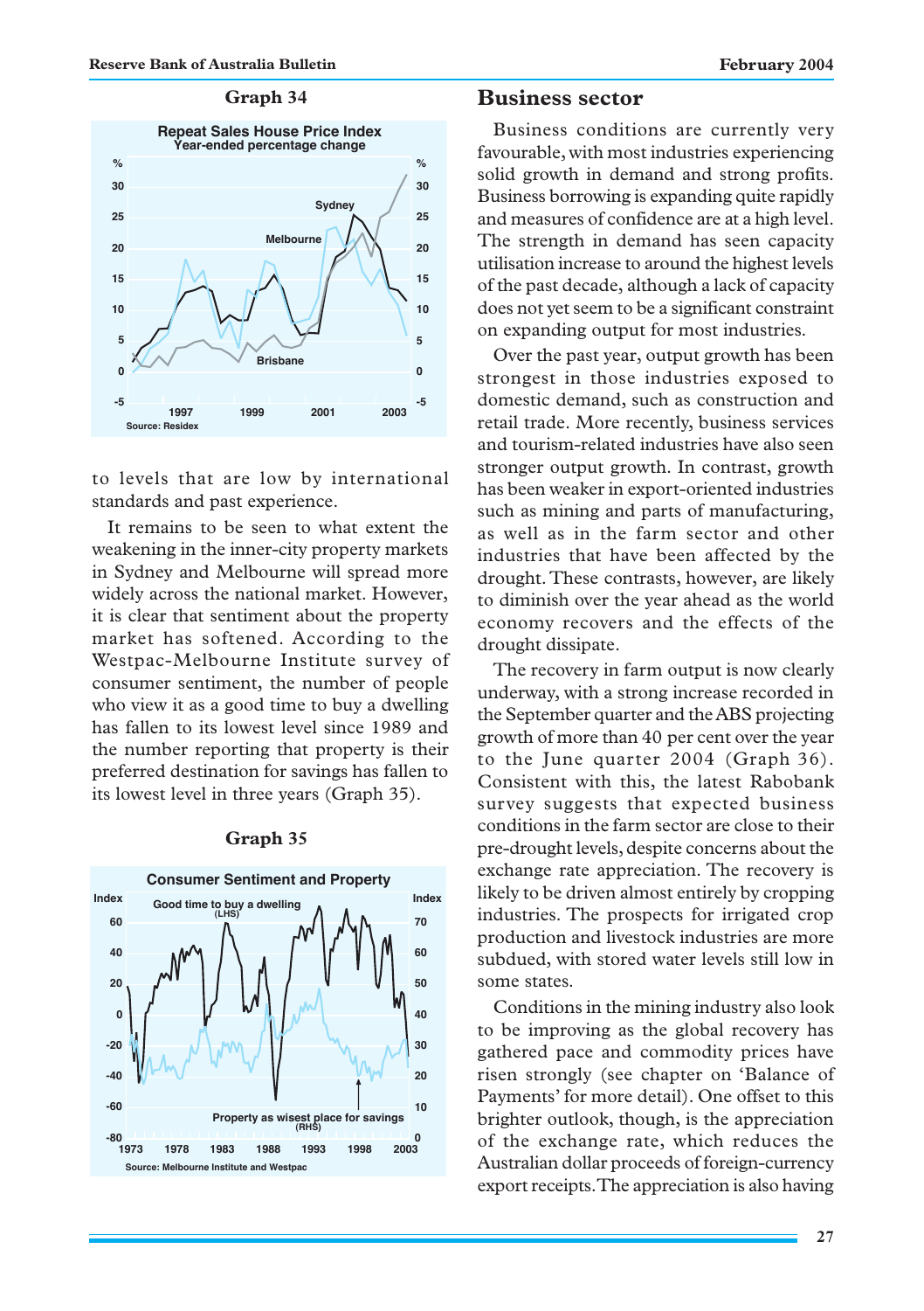**Graph 34**

to levels that are low by international standards and past experience.

It remains to be seen to what extent the weakening in the inner-city property markets in Sydney and Melbourne will spread more widely across the national market. However, it is clear that sentiment about the property market has softened. According to the Westpac-Melbourne Institute survey of consumer sentiment, the number of people who view it as a good time to buy a dwelling has fallen to its lowest level since 1989 and the number reporting that property is their preferred destination for savings has fallen to its lowest level in three years (Graph 35).

**Graph 35**

## Business sector

Business conditions are currently very favourable, with most industries experiencing solid growth in demand and strong profits. Business borrowing is expanding quite rapidly and measures of confidence are at a high level. The strength in demand has seen capacity utilisation increase to around the highest levels of the past decade, although a lack of capacity does not yet seem to be a significant constraint on expanding output for most industries.

Over the past year, output growth has been strongest in those industries exposed to domestic demand, such as construction and retail trade. More recently, business services and tourism-related industries have also seen stronger output growth. In contrast, growth has been weaker in export-oriented industries such as mining and parts of manufacturing, as well as in the farm sector and other industries that have been affected by the drought. These contrasts, however, are likely to diminish over the year ahead as the world economy recovers and the effects of the drought dissipate.

The recovery in farm output is now clearly underway, with a strong increase recorded in the September quarter and the ABS projecting growth of more than 40 per cent over the year to the June quarter 2004 (Graph 36). Consistent with this, the latest Rabobank survey suggests that expected business conditions in the farm sector are close to their pre-drought levels, despite concerns about the exchange rate appreciation. The recovery is likely to be driven almost entirely by cropping industries. The prospects for irrigated crop production and livestock industries are more subdued, with stored water levels still low in some states.

Conditions in the mining industry also look to be improving as the global recovery has gathered pace and commodity prices have risen strongly (see chapter on 'Balance of Payments' for more detail). One offset to this brighter outlook, though, is the appreciation of the exchange rate, which reduces the Australian dollar proceeds of foreign-currency export receipts. The appreciation is also having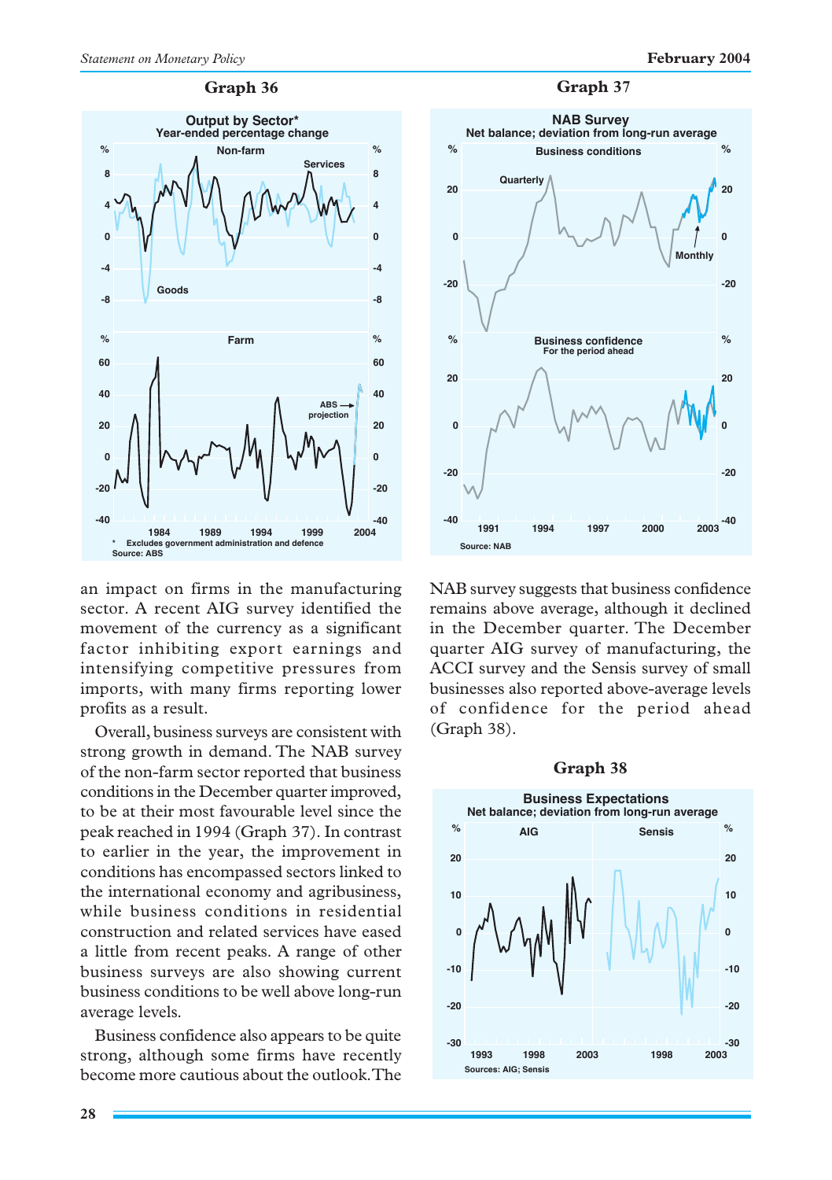**Graph 36**

**Output by Sector***
Year-ended percentage change

*  Excludes government administration and defence
Source: ABS

**Graph 37**

**NAB Survey**
Net balance; deviation from long-run average

Source: NAB

an impact on firms in the manufacturing sector. A recent AIG survey identified the movement of the currency as a significant factor inhibiting export earnings and intensifying competitive pressures from imports, with many firms reporting lower profits as a result.

Overall, business surveys are consistent with strong growth in demand. The NAB survey of the non-farm sector reported that business conditions in the December quarter improved, to be at their most favourable level since the peak reached in 1994 (Graph 37). In contrast to earlier in the year, the improvement in conditions has encompassed sectors linked to the international economy and agribusiness, while business conditions in residential construction and related services have eased a little from recent peaks. A range of other business surveys are also showing current business conditions to be well above long-run average levels.

Business confidence also appears to be quite strong, although some firms have recently become more cautious about the outlook. The NAB survey suggests that business confidence remains above average, although it declined in the December quarter. The December quarter AIG survey of manufacturing, the ACCI survey and the Sensis survey of small businesses also reported above-average levels of confidence for the period ahead (Graph 38).

**Graph 38**

**Business Expectations**
Net balance; deviation from long-run average

Sources: AIG; Sensis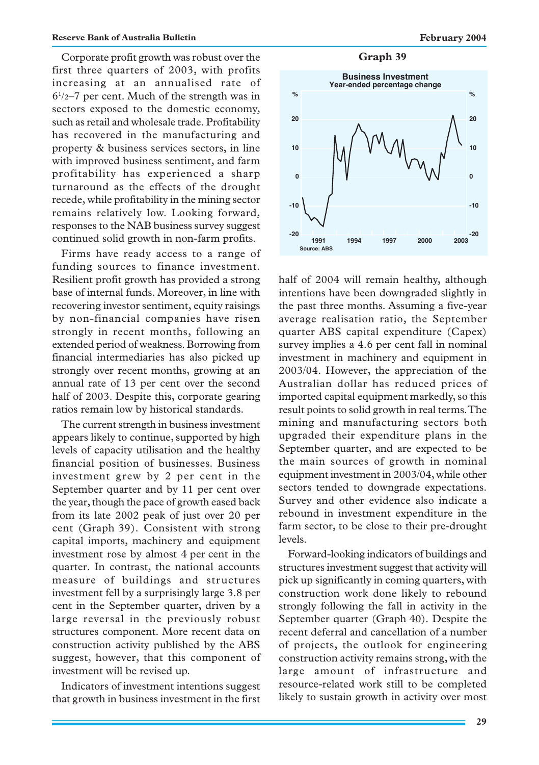Corporate profit growth was robust over the first three quarters of 2003, with profits increasing at an annualised rate of 6½–7 per cent. Much of the strength was in sectors exposed to the domestic economy, such as retail and wholesale trade. Profitability has recovered in the manufacturing and property & business services sectors, in line with improved business sentiment, and farm profitability has experienced a sharp turnaround as the effects of the drought recede, while profitability in the mining sector remains relatively low. Looking forward, responses to the NAB business survey suggest continued solid growth in non-farm profits.

Firms have ready access to a range of funding sources to finance investment. Resilient profit growth has provided a strong base of internal funds. Moreover, in line with recovering investor sentiment, equity raisings by non-financial companies have risen strongly in recent months, following an extended period of weakness. Borrowing from financial intermediaries has also picked up strongly over recent months, growing at an annual rate of 13 per cent over the second half of 2003. Despite this, corporate gearing ratios remain low by historical standards.

The current strength in business investment appears likely to continue, supported by high levels of capacity utilisation and the healthy financial position of businesses. Business investment grew by 2 per cent in the September quarter and by 11 per cent over the year, though the pace of growth eased back from its late 2002 peak of just over 20 per cent (Graph 39). Consistent with strong capital imports, machinery and equipment investment rose by almost 4 per cent in the quarter. In contrast, the national accounts measure of buildings and structures investment fell by a surprisingly large 3.8 per cent in the September quarter, driven by a large reversal in the previously robust structures component. More recent data on construction activity published by the ABS suggest, however, that this component of investment will be revised up.

Indicators of investment intentions suggest that growth in business investment in the first half of 2004 will remain healthy, although intentions have been downgraded slightly in the past three months. Assuming a five-year average realisation ratio, the September quarter ABS capital expenditure (Capex) survey implies a 4.6 per cent fall in nominal investment in machinery and equipment in 2003/04. However, the appreciation of the Australian dollar has reduced prices of imported capital equipment markedly, so this result points to solid growth in real terms. The mining and manufacturing sectors both upgraded their expenditure plans in the September quarter, and are expected to be the main sources of growth in nominal equipment investment in 2003/04, while other sectors tended to downgrade expectations. Survey and other evidence also indicate a rebound in investment expenditure in the farm sector, to be close to their pre-drought levels.

**Graph 39**

**Business Investment**
**Year-ended percentage change**

Source: ABS

Forward-looking indicators of buildings and structures investment suggest that activity will pick up significantly in coming quarters, with construction work done likely to rebound strongly following the fall in activity in the September quarter (Graph 40). Despite the recent deferral and cancellation of a number of projects, the outlook for engineering construction activity remains strong, with the large amount of infrastructure and resource-related work still to be completed likely to sustain growth in activity over most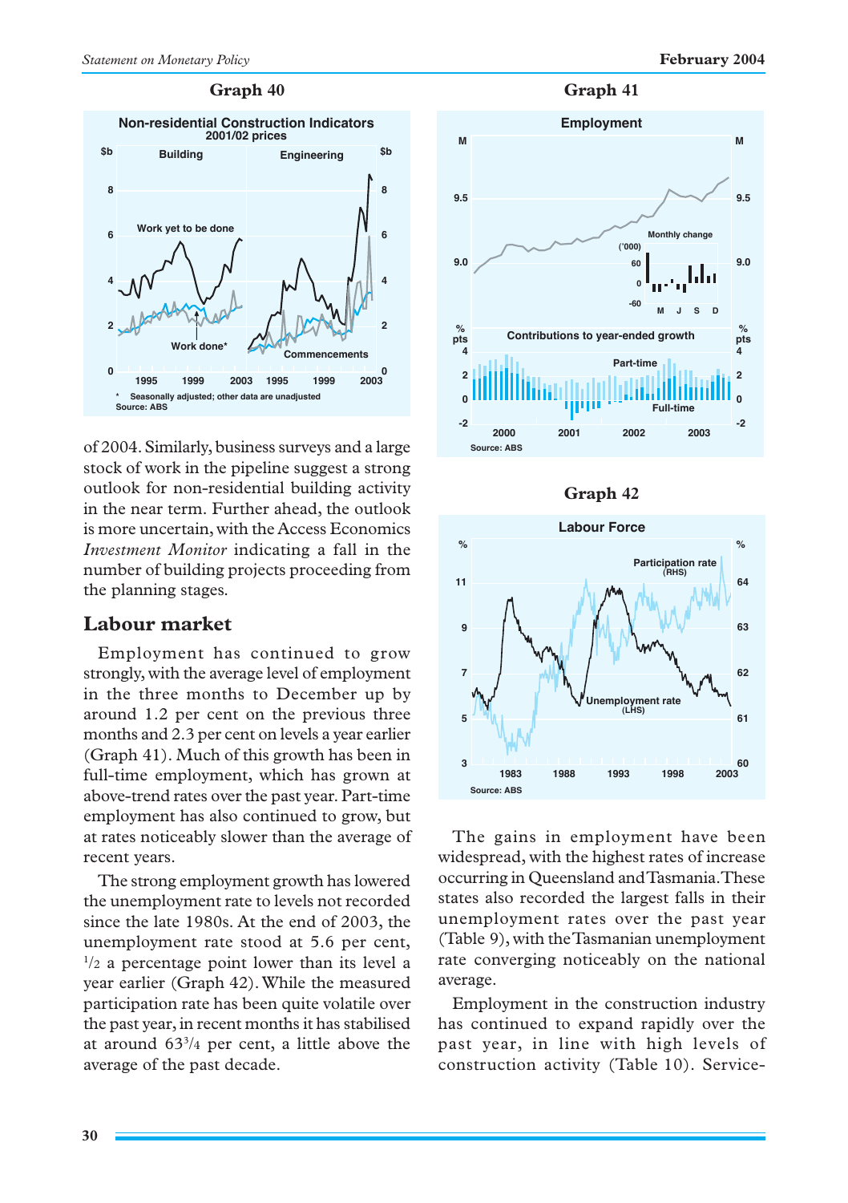**Graph 40**

**Graph 41**

of 2004. Similarly, business surveys and a large stock of work in the pipeline suggest a strong outlook for non-residential building activity in the near term. Further ahead, the outlook is more uncertain, with the Access Economics *Investment Monitor* indicating a fall in the number of building projects proceeding from the planning stages.

## Labour market

Employment has continued to grow strongly, with the average level of employment in the three months to December up by around 1.2 per cent on the previous three months and 2.3 per cent on levels a year earlier (Graph 41). Much of this growth has been in full-time employment, which has grown at above-trend rates over the past year. Part-time employment has also continued to grow, but at rates noticeably slower than the average of recent years.

The strong employment growth has lowered the unemployment rate to levels not recorded since the late 1980s. At the end of 2003, the unemployment rate stood at 5.6 per cent, $^1/_2$ a percentage point lower than its level a year earlier (Graph 42). While the measured participation rate has been quite volatile over the past year, in recent months it has stabilised at around $63^3/_4$ per cent, a little above the average of the past decade.

**Graph 42**

The gains in employment have been widespread, with the highest rates of increase occurring in Queensland and Tasmania. These states also recorded the largest falls in their unemployment rates over the past year (Table 9), with the Tasmanian unemployment rate converging noticeably on the national average.

Employment in the construction industry has continued to expand rapidly over the past year, in line with high levels of construction activity (Table 10). Service-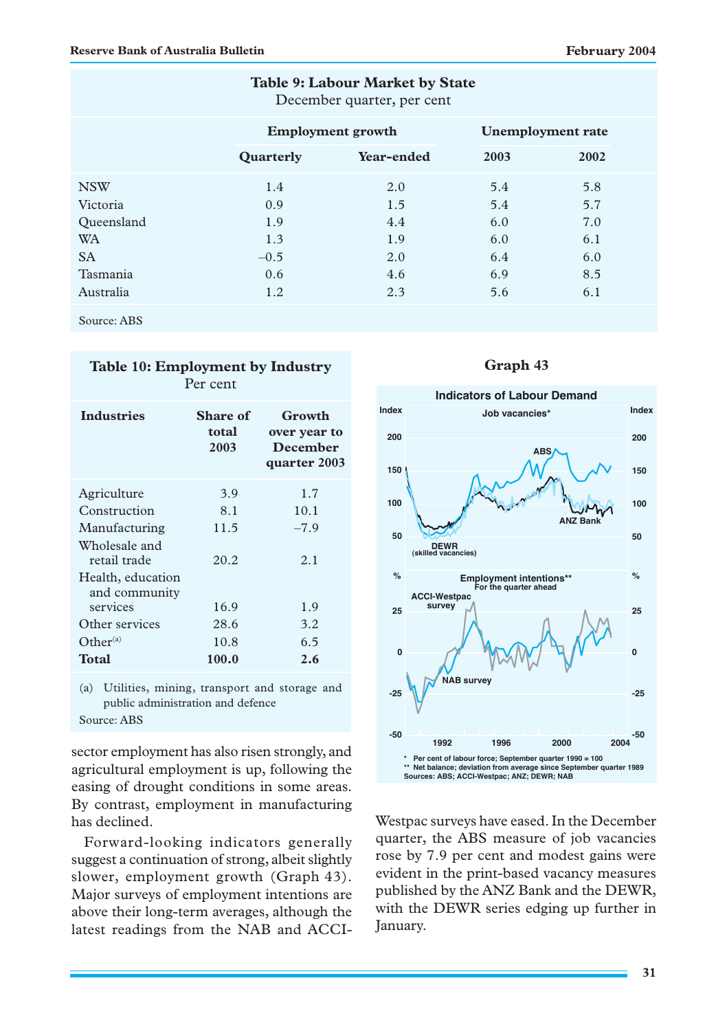**Table 9: Labour Market by State**
December quarter, per cent

| | Employment growth | | Unemployment rate | |
|---|---|---|---|---|
| | Quarterly | Year-ended | 2003 | 2002 |
| NSW | 1.4 | 2.0 | 5.4 | 5.8 |
| Victoria | 0.9 | 1.5 | 5.4 | 5.7 |
| Queensland | 1.9 | 4.4 | 6.0 | 7.0 |
| WA | 1.3 | 1.9 | 6.0 | 6.1 |
| SA | –0.5 | 2.0 | 6.4 | 6.0 |
| Tasmania | 0.6 | 4.6 | 6.9 | 8.5 |
| Australia | 1.2 | 2.3 | 5.6 | 6.1 |

Source: ABS

**Table 10: Employment by Industry**
Per cent

| Industries | Share of total 2003 | Growth over year to December quarter 2003 |
|---|---|---|
| Agriculture | 3.9 | 1.7 |
| Construction | 8.1 | 10.1 |
| Manufacturing | 11.5 | –7.9 |
| Wholesale and retail trade | 20.2 | 2.1 |
| Health, education and community services | 16.9 | 1.9 |
| Other services | 28.6 | 3.2 |
| Other[(a)] | 10.8 | 6.5 |
| **Total** | **100.0** | **2.6** |

(a) Utilities, mining, transport and storage and public administration and defence

Source: ABS

sector employment has also risen strongly, and agricultural employment is up, following the easing of drought conditions in some areas. By contrast, employment in manufacturing has declined.

Forward-looking indicators generally suggest a continuation of strong, albeit slightly slower, employment growth (Graph 43). Major surveys of employment intentions are above their long-term averages, although the latest readings from the NAB and ACCI-Westpac surveys have eased. In the December quarter, the ABS measure of job vacancies rose by 7.9 per cent and modest gains were evident in the print-based vacancy measures published by the ANZ Bank and the DEWR, with the DEWR series edging up further in January.

**Graph 43**

Indicators of Labour Demand

\* Per cent of labour force; September quarter 1990 = 100
\*\* Net balance; deviation from average since September quarter 1989
Sources: ABS; ACCI-Westpac; ANZ; DEWR; NAB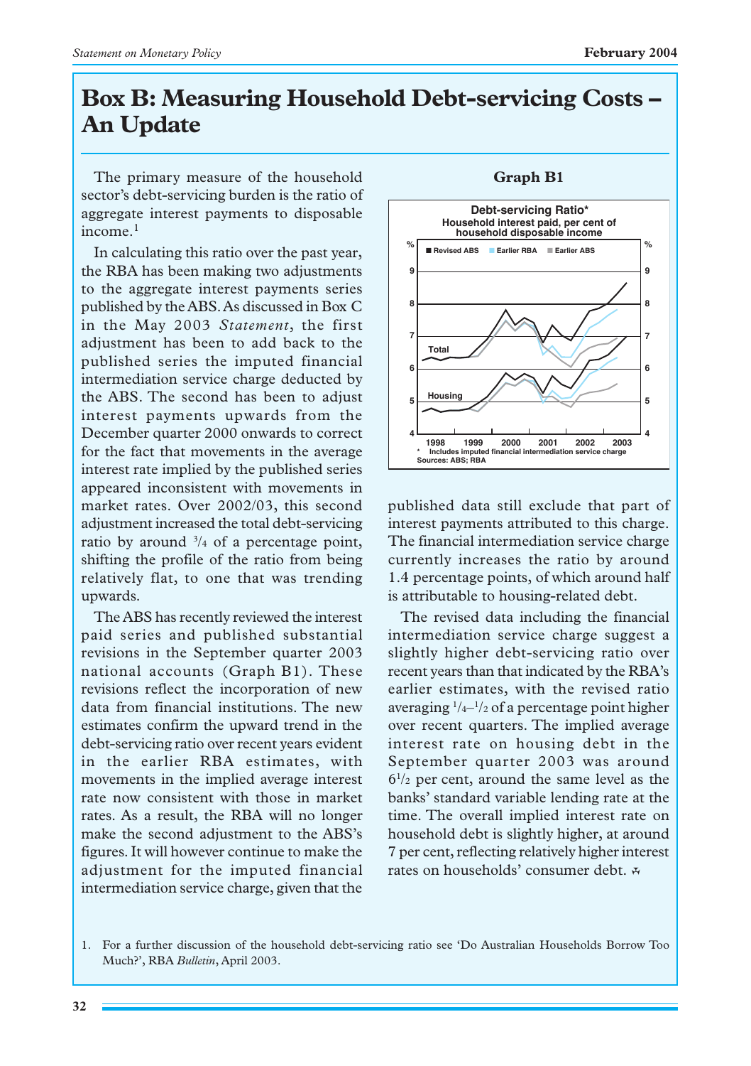# Box B: Measuring Household Debt-servicing Costs – An Update

The primary measure of the household sector's debt-servicing burden is the ratio of aggregate interest payments to disposable income.[1]

In calculating this ratio over the past year, the RBA has been making two adjustments to the aggregate interest payments series published by the ABS. As discussed in Box C in the May 2003 *Statement*, the first adjustment has been to add back to the published series the imputed financial intermediation service charge deducted by the ABS. The second has been to adjust interest payments upwards from the December quarter 2000 onwards to correct for the fact that movements in the average interest rate implied by the published series appeared inconsistent with movements in market rates. Over 2002/03, this second adjustment increased the total debt-servicing ratio by around ¾ of a percentage point, shifting the profile of the ratio from being relatively flat, to one that was trending upwards.

The ABS has recently reviewed the interest paid series and published substantial revisions in the September quarter 2003 national accounts (Graph B1). These revisions reflect the incorporation of new data from financial institutions. The new estimates confirm the upward trend in the debt-servicing ratio over recent years evident in the earlier RBA estimates, with movements in the implied average interest rate now consistent with those in market rates. As a result, the RBA will no longer make the second adjustment to the ABS's figures. It will however continue to make the adjustment for the imputed financial intermediation service charge, given that the published data still exclude that part of interest payments attributed to this charge. The financial intermediation service charge currently increases the ratio by around 1.4 percentage points, of which around half is attributable to housing-related debt.

**Graph B1**

Debt-servicing Ratio*
Household interest paid, per cent of household disposable income

\* Includes imputed financial intermediation service charge
Sources: ABS; RBA

The revised data including the financial intermediation service charge suggest a slightly higher debt-servicing ratio over recent years than that indicated by the RBA's earlier estimates, with the revised ratio averaging ¼–½ of a percentage point higher over recent quarters. The implied average interest rate on housing debt in the September quarter 2003 was around 6½ per cent, around the same level as the banks' standard variable lending rate at the time. The overall implied interest rate on household debt is slightly higher, at around 7 per cent, reflecting relatively higher interest rates on households' consumer debt.

1. For a further discussion of the household debt-servicing ratio see 'Do Australian Households Borrow Too Much?', RBA *Bulletin*, April 2003.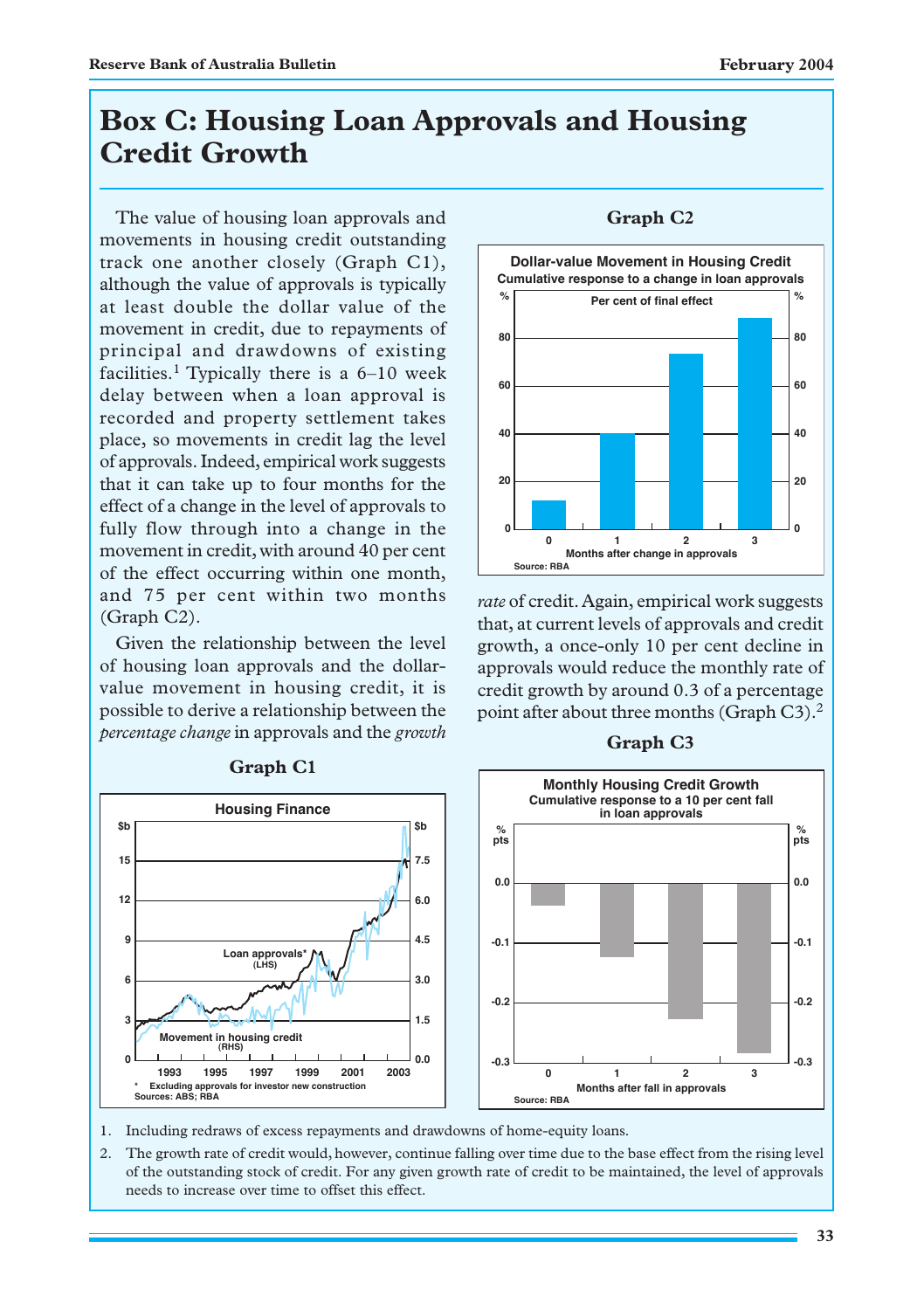# Box C: Housing Loan Approvals and Housing Credit Growth

The value of housing loan approvals and movements in housing credit outstanding track one another closely (Graph C1), although the value of approvals is typically at least double the dollar value of the movement in credit, due to repayments of principal and drawdowns of existing facilities.[1] Typically there is a 6–10 week delay between when a loan approval is recorded and property settlement takes place, so movements in credit lag the level of approvals. Indeed, empirical work suggests that it can take up to four months for the effect of a change in the level of approvals to fully flow through into a change in the movement in credit, with around 40 per cent of the effect occurring within one month, and 75 per cent within two months (Graph C2).

Given the relationship between the level of housing loan approvals and the dollar-value movement in housing credit, it is possible to derive a relationship between the *percentage change* in approvals and the *growth rate* of credit. Again, empirical work suggests that, at current levels of approvals and credit growth, a once-only 10 per cent decline in approvals would reduce the monthly rate of credit growth by around 0.3 of a percentage point after about three months (Graph C3).[2]

**Graph C1**

**Housing Finance**

Loan approvals* (LHS); Movement in housing credit (RHS)

\* Excluding approvals for investor new construction

Sources: ABS; RBA

**Graph C2**

**Dollar-value Movement in Housing Credit**
Cumulative response to a change in loan approvals

Per cent of final effect

Months after change in approvals

Source: RBA

**Graph C3**

**Monthly Housing Credit Growth**
Cumulative response to a 10 per cent fall in loan approvals

Months after fall in approvals

Source: RBA

1. Including redraws of excess repayments and drawdowns of home-equity loans.
2. The growth rate of credit would, however, continue falling over time due to the base effect from the rising level of the outstanding stock of credit. For any given growth rate of credit to be maintained, the level of approvals needs to increase over time to offset this effect.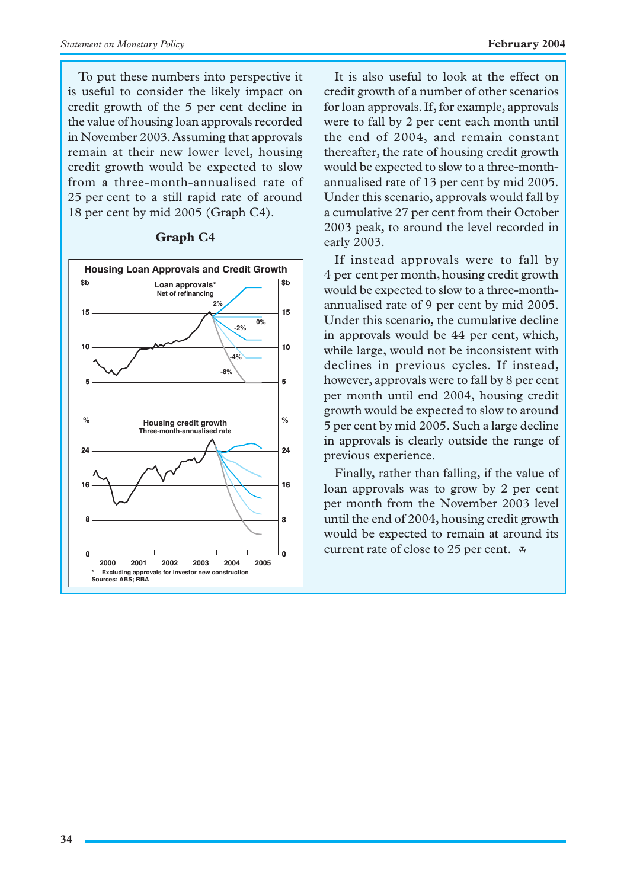To put these numbers into perspective it is useful to consider the likely impact on credit growth of the 5 per cent decline in the value of housing loan approvals recorded in November 2003. Assuming that approvals remain at their new lower level, housing credit growth would be expected to slow from a three-month-annualised rate of 25 per cent to a still rapid rate of around 18 per cent by mid 2005 (Graph C4).

**Graph C4**

It is also useful to look at the effect on credit growth of a number of other scenarios for loan approvals. If, for example, approvals were to fall by 2 per cent each month until the end of 2004, and remain constant thereafter, the rate of housing credit growth would be expected to slow to a three-month-annualised rate of 13 per cent by mid 2005. Under this scenario, approvals would fall by a cumulative 27 per cent from their October 2003 peak, to around the level recorded in early 2003.

If instead approvals were to fall by 4 per cent per month, housing credit growth would be expected to slow to a three-month-annualised rate of 9 per cent by mid 2005. Under this scenario, the cumulative decline in approvals would be 44 per cent, which, while large, would not be inconsistent with declines in previous cycles. If instead, however, approvals were to fall by 8 per cent per month until end 2004, housing credit growth would be expected to slow to around 5 per cent by mid 2005. Such a large decline in approvals is clearly outside the range of previous experience.

Finally, rather than falling, if the value of loan approvals was to grow by 2 per cent per month from the November 2003 level until the end of 2004, housing credit growth would be expected to remain at around its current rate of close to 25 per cent.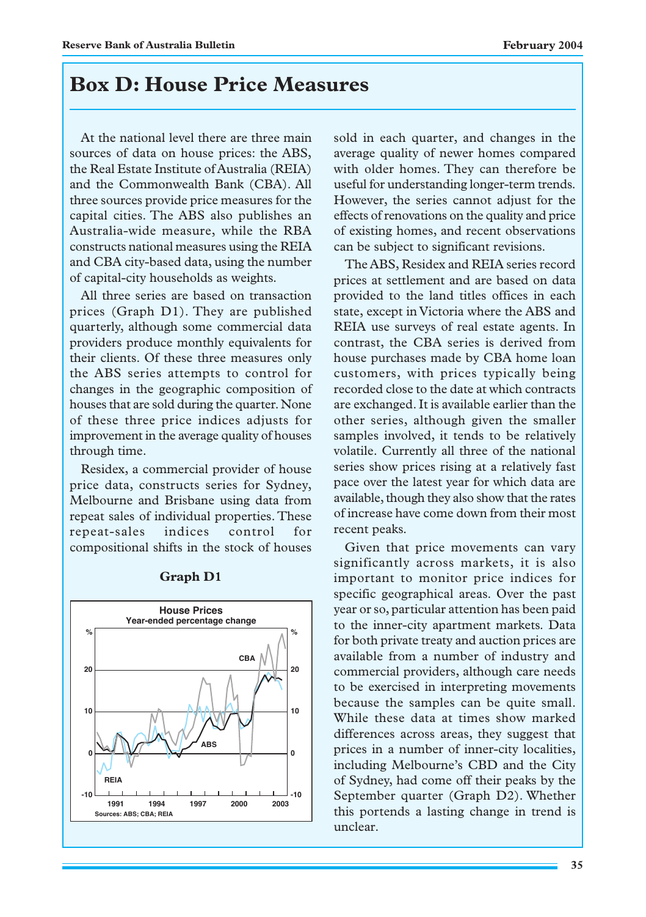# Box D: House Price Measures

At the national level there are three main sources of data on house prices: the ABS, the Real Estate Institute of Australia (REIA) and the Commonwealth Bank (CBA). All three sources provide price measures for the capital cities. The ABS also publishes an Australia-wide measure, while the RBA constructs national measures using the REIA and CBA city-based data, using the number of capital-city households as weights.

All three series are based on transaction prices (Graph D1). They are published quarterly, although some commercial data providers produce monthly equivalents for their clients. Of these three measures only the ABS series attempts to control for changes in the geographic composition of houses that are sold during the quarter. None of these three price indices adjusts for improvement in the average quality of houses through time.

Residex, a commercial provider of house price data, constructs series for Sydney, Melbourne and Brisbane using data from repeat sales of individual properties. These repeat-sales indices control for compositional shifts in the stock of houses sold in each quarter, and changes in the average quality of newer homes compared with older homes. They can therefore be useful for understanding longer-term trends. However, the series cannot adjust for the effects of renovations on the quality and price of existing homes, and recent observations can be subject to significant revisions.

**Graph D1**

The ABS, Residex and REIA series record prices at settlement and are based on data provided to the land titles offices in each state, except in Victoria where the ABS and REIA use surveys of real estate agents. In contrast, the CBA series is derived from house purchases made by CBA home loan customers, with prices typically being recorded close to the date at which contracts are exchanged. It is available earlier than the other series, although given the smaller samples involved, it tends to be relatively volatile. Currently all three of the national series show prices rising at a relatively fast pace over the latest year for which data are available, though they also show that the rates of increase have come down from their most recent peaks.

Given that price movements can vary significantly across markets, it is also important to monitor price indices for specific geographical areas. Over the past year or so, particular attention has been paid to the inner-city apartment markets. Data for both private treaty and auction prices are available from a number of industry and commercial providers, although care needs to be exercised in interpreting movements because the samples can be quite small. While these data at times show marked differences across areas, they suggest that prices in a number of inner-city localities, including Melbourne's CBD and the City of Sydney, had come off their peaks by the September quarter (Graph D2). Whether this portends a lasting change in trend is unclear.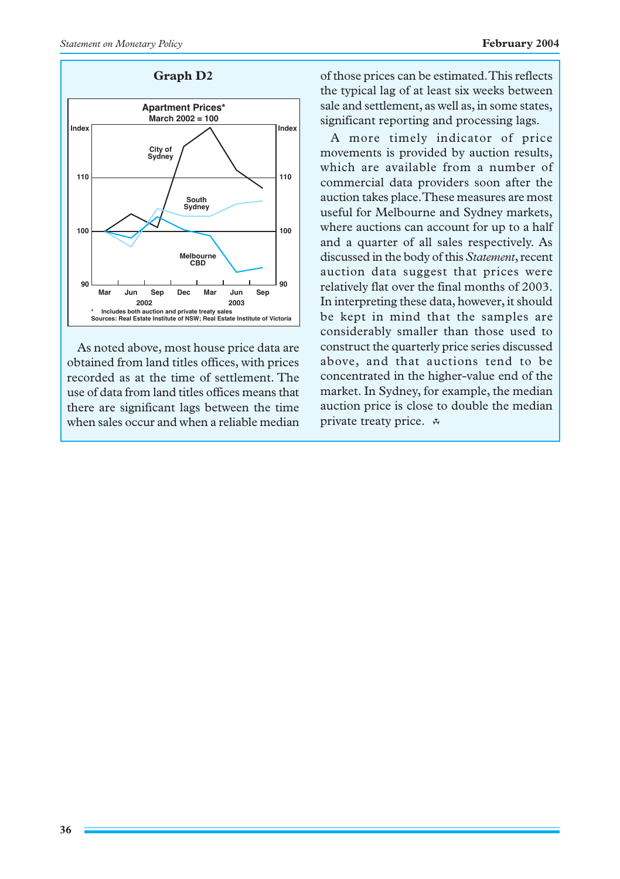**Graph D2**

Apartment Prices*

March 2002 = 100

\* Includes both auction and private treaty sales

Sources: Real Estate Institute of NSW; Real Estate Institute of Victoria

As noted above, most house price data are obtained from land titles offices, with prices recorded as at the time of settlement. The use of data from land titles offices means that there are significant lags between the time when sales occur and when a reliable median of those prices can be estimated. This reflects the typical lag of at least six weeks between sale and settlement, as well as, in some states, significant reporting and processing lags.

A more timely indicator of price movements is provided by auction results, which are available from a number of commercial data providers soon after the auction takes place. These measures are most useful for Melbourne and Sydney markets, where auctions can account for up to a half and a quarter of all sales respectively. As discussed in the body of this *Statement*, recent auction data suggest that prices were relatively flat over the final months of 2003. In interpreting these data, however, it should be kept in mind that the samples are considerably smaller than those used to construct the quarterly price series discussed above, and that auctions tend to be concentrated in the higher-value end of the market. In Sydney, for example, the median auction price is close to double the median private treaty price.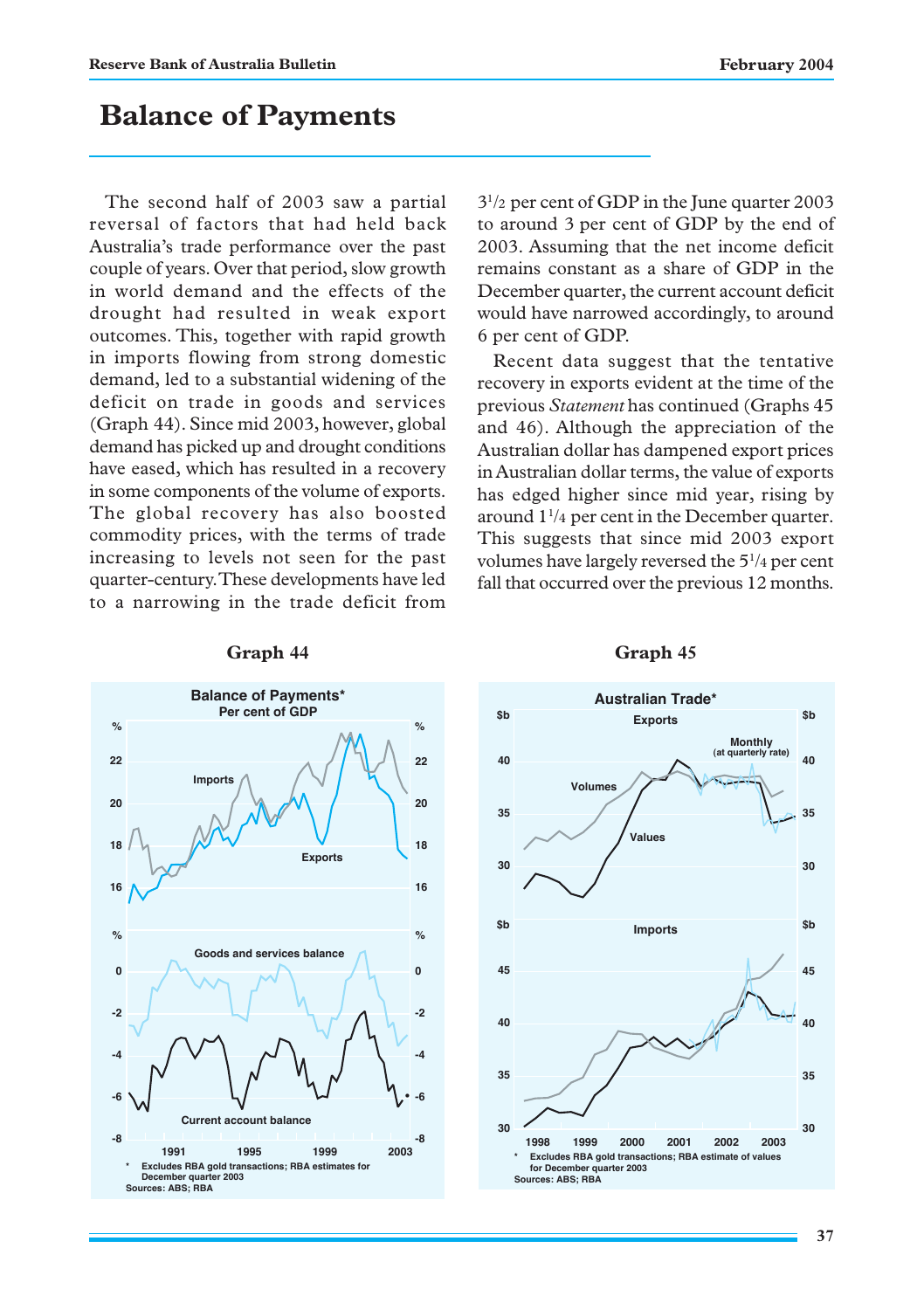# Balance of Payments

The second half of 2003 saw a partial reversal of factors that had held back Australia's trade performance over the past couple of years. Over that period, slow growth in world demand and the effects of the drought had resulted in weak export outcomes. This, together with rapid growth in imports flowing from strong domestic demand, led to a substantial widening of the deficit on trade in goods and services (Graph 44). Since mid 2003, however, global demand has picked up and drought conditions have eased, which has resulted in a recovery in some components of the volume of exports. The global recovery has also boosted commodity prices, with the terms of trade increasing to levels not seen for the past quarter-century. These developments have led to a narrowing in the trade deficit from $3^1/_2$ per cent of GDP in the June quarter 2003 to around 3 per cent of GDP by the end of 2003. Assuming that the net income deficit remains constant as a share of GDP in the December quarter, the current account deficit would have narrowed accordingly, to around 6 per cent of GDP.

Recent data suggest that the tentative recovery in exports evident at the time of the previous *Statement* has continued (Graphs 45 and 46). Although the appreciation of the Australian dollar has dampened export prices in Australian dollar terms, the value of exports has edged higher since mid year, rising by around $1^1/_4$ per cent in the December quarter. This suggests that since mid 2003 export volumes have largely reversed the $5^1/_4$ per cent fall that occurred over the previous 12 months.

**Graph 44**

Balance of Payments*
Per cent of GDP

\* Excludes RBA gold transactions; RBA estimates for December quarter 2003
Sources: ABS; RBA

**Graph 45**

Australian Trade*

\* Excludes RBA gold transactions; RBA estimate of values for December quarter 2003
Sources: ABS; RBA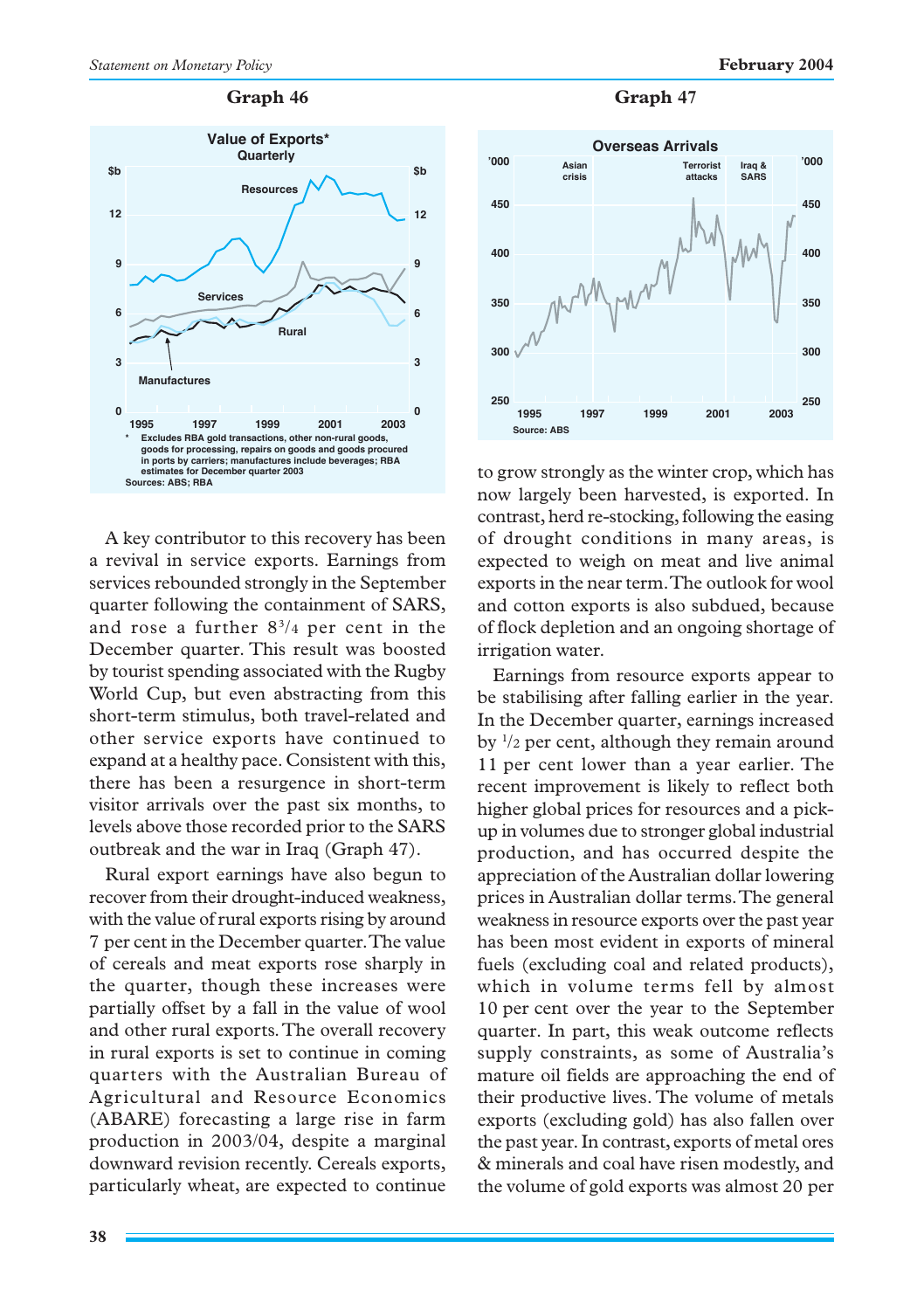**Graph 46**

**Value of Exports***
Quarterly

\* Excludes RBA gold transactions, other non-rural goods, goods for processing, repairs on goods and goods procured in ports by carriers; manufactures include beverages; RBA estimates for December quarter 2003

Sources: ABS; RBA

**Graph 47**

**Overseas Arrivals**

Source: ABS

A key contributor to this recovery has been a revival in service exports. Earnings from services rebounded strongly in the September quarter following the containment of SARS, and rose a further $8^3/_4$ per cent in the December quarter. This result was boosted by tourist spending associated with the Rugby World Cup, but even abstracting from this short-term stimulus, both travel-related and other service exports have continued to expand at a healthy pace. Consistent with this, there has been a resurgence in short-term visitor arrivals over the past six months, to levels above those recorded prior to the SARS outbreak and the war in Iraq (Graph 47).

Rural export earnings have also begun to recover from their drought-induced weakness, with the value of rural exports rising by around 7 per cent in the December quarter. The value of cereals and meat exports rose sharply in the quarter, though these increases were partially offset by a fall in the value of wool and other rural exports. The overall recovery in rural exports is set to continue in coming quarters with the Australian Bureau of Agricultural and Resource Economics (ABARE) forecasting a large rise in farm production in 2003/04, despite a marginal downward revision recently. Cereals exports, particularly wheat, are expected to continue to grow strongly as the winter crop, which has now largely been harvested, is exported. In contrast, herd re-stocking, following the easing of drought conditions in many areas, is expected to weigh on meat and live animal exports in the near term. The outlook for wool and cotton exports is also subdued, because of flock depletion and an ongoing shortage of irrigation water.

Earnings from resource exports appear to be stabilising after falling earlier in the year. In the December quarter, earnings increased by $^1/_2$ per cent, although they remain around 11 per cent lower than a year earlier. The recent improvement is likely to reflect both higher global prices for resources and a pick-up in volumes due to stronger global industrial production, and has occurred despite the appreciation of the Australian dollar lowering prices in Australian dollar terms. The general weakness in resource exports over the past year has been most evident in exports of mineral fuels (excluding coal and related products), which in volume terms fell by almost 10 per cent over the year to the September quarter. In part, this weak outcome reflects supply constraints, as some of Australia's mature oil fields are approaching the end of their productive lives. The volume of metals exports (excluding gold) has also fallen over the past year. In contrast, exports of metal ores & minerals and coal have risen modestly, and the volume of gold exports was almost 20 per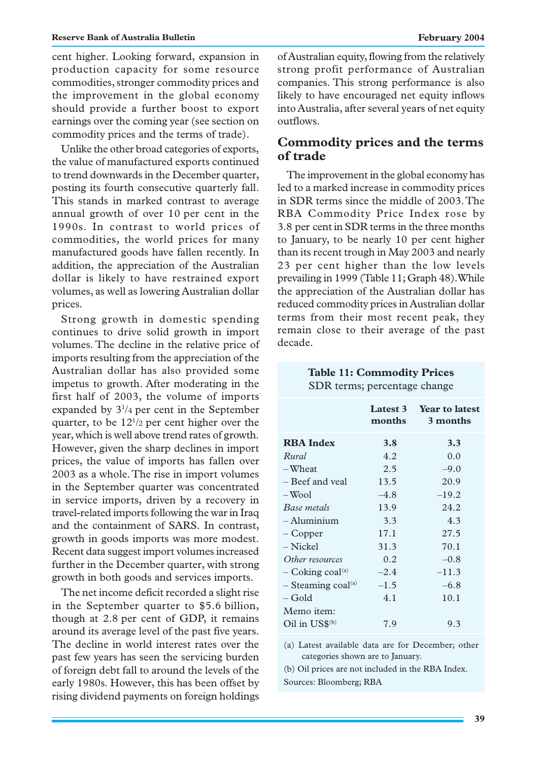cent higher. Looking forward, expansion in production capacity for some resource commodities, stronger commodity prices and the improvement in the global economy should provide a further boost to export earnings over the coming year (see section on commodity prices and the terms of trade).

Unlike the other broad categories of exports, the value of manufactured exports continued to trend downwards in the December quarter, posting its fourth consecutive quarterly fall. This stands in marked contrast to average annual growth of over 10 per cent in the 1990s. In contrast to world prices of commodities, the world prices for many manufactured goods have fallen recently. In addition, the appreciation of the Australian dollar is likely to have restrained export volumes, as well as lowering Australian dollar prices.

Strong growth in domestic spending continues to drive solid growth in import volumes. The decline in the relative price of imports resulting from the appreciation of the Australian dollar has also provided some impetus to growth. After moderating in the first half of 2003, the volume of imports expanded by 3¼ per cent in the September quarter, to be 12½ per cent higher over the year, which is well above trend rates of growth. However, given the sharp declines in import prices, the value of imports has fallen over 2003 as a whole. The rise in import volumes in the September quarter was concentrated in service imports, driven by a recovery in travel-related imports following the war in Iraq and the containment of SARS. In contrast, growth in goods imports was more modest. Recent data suggest import volumes increased further in the December quarter, with strong growth in both goods and services imports.

The net income deficit recorded a slight rise in the September quarter to $5.6 billion, though at 2.8 per cent of GDP, it remains around its average level of the past five years. The decline in world interest rates over the past few years has seen the servicing burden of foreign debt fall to around the levels of the early 1980s. However, this has been offset by rising dividend payments on foreign holdings of Australian equity, flowing from the relatively strong profit performance of Australian companies. This strong performance is also likely to have encouraged net equity inflows into Australia, after several years of net equity outflows.

## Commodity prices and the terms of trade

The improvement in the global economy has led to a marked increase in commodity prices in SDR terms since the middle of 2003. The RBA Commodity Price Index rose by 3.8 per cent in SDR terms in the three months to January, to be nearly 10 per cent higher than its recent trough in May 2003 and nearly 23 per cent higher than the low levels prevailing in 1999 (Table 11; Graph 48). While the appreciation of the Australian dollar has reduced commodity prices in Australian dollar terms from their most recent peak, they remain close to their average of the past decade.

**Table 11: Commodity Prices**
SDR terms; percentage change

| | Latest 3 months | Year to latest 3 months |
|---|---|---|
| **RBA Index** | **3.8** | **3.3** |
| *Rural* | 4.2 | 0.0 |
| – Wheat | 2.5 | –9.0 |
| – Beef and veal | 13.5 | 20.9 |
| – Wool | –4.8 | –19.2 |
| *Base metals* | 13.9 | 24.2 |
| – Aluminium | 3.3 | 4.3 |
| – Copper | 17.1 | 27.5 |
| – Nickel | 31.3 | 70.1 |
| *Other resources* | 0.2 | –0.8 |
| – Coking coal[(a)] | –2.4 | –11.3 |
| – Steaming coal[(a)] | –1.5 | –6.8 |
| – Gold | 4.1 | 10.1 |
| Memo item: | | |
| Oil in US$[(b)] | 7.9 | 9.3 |

(a) Latest available data are for December; other categories shown are to January.
(b) Oil prices are not included in the RBA Index.
Sources: Bloomberg; RBA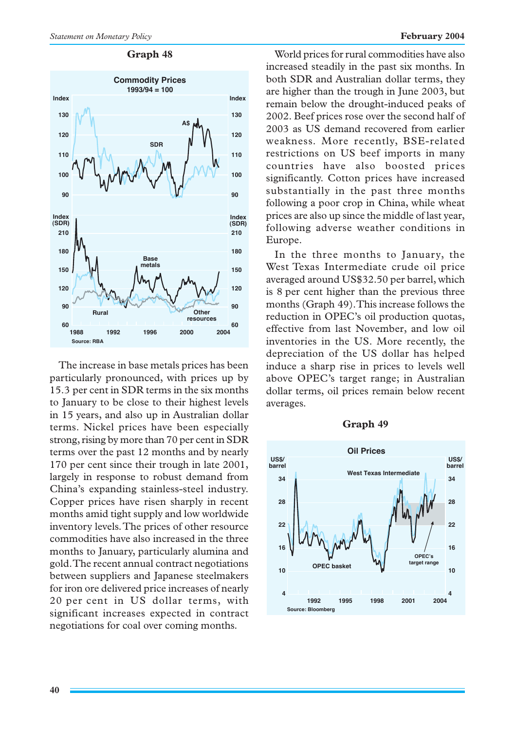**Graph 48**

The increase in base metals prices has been particularly pronounced, with prices up by 15.3 per cent in SDR terms in the six months to January to be close to their highest levels in 15 years, and also up in Australian dollar terms. Nickel prices have been especially strong, rising by more than 70 per cent in SDR terms over the past 12 months and by nearly 170 per cent since their trough in late 2001, largely in response to robust demand from China's expanding stainless-steel industry. Copper prices have risen sharply in recent months amid tight supply and low worldwide inventory levels. The prices of other resource commodities have also increased in the three months to January, particularly alumina and gold. The recent annual contract negotiations between suppliers and Japanese steelmakers for iron ore delivered price increases of nearly 20 per cent in US dollar terms, with significant increases expected in contract negotiations for coal over coming months.

World prices for rural commodities have also increased steadily in the past six months. In both SDR and Australian dollar terms, they are higher than the trough in June 2003, but remain below the drought-induced peaks of 2002. Beef prices rose over the second half of 2003 as US demand recovered from earlier weakness. More recently, BSE-related restrictions on US beef imports in many countries have also boosted prices significantly. Cotton prices have increased substantially in the past three months following a poor crop in China, while wheat prices are also up since the middle of last year, following adverse weather conditions in Europe.

In the three months to January, the West Texas Intermediate crude oil price averaged around US$32.50 per barrel, which is 8 per cent higher than the previous three months (Graph 49). This increase follows the reduction in OPEC's oil production quotas, effective from last November, and low oil inventories in the US. More recently, the depreciation of the US dollar has helped induce a sharp rise in prices to levels well above OPEC's target range; in Australian dollar terms, oil prices remain below recent averages.

**Graph 49**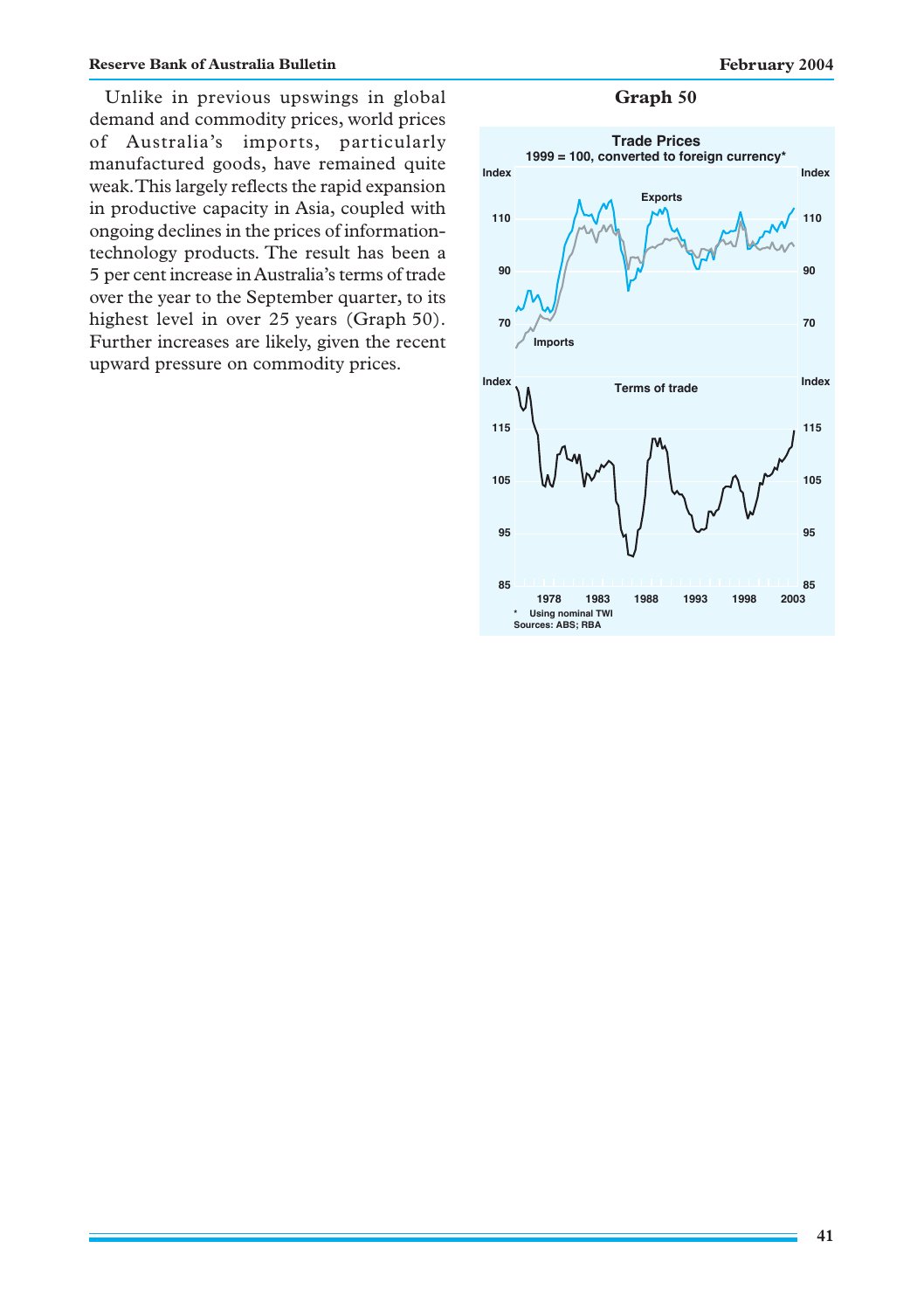Unlike in previous upswings in global demand and commodity prices, world prices of Australia's imports, particularly manufactured goods, have remained quite weak. This largely reflects the rapid expansion in productive capacity in Asia, coupled with ongoing declines in the prices of information-technology products. The result has been a 5 per cent increase in Australia's terms of trade over the year to the September quarter, to its highest level in over 25 years (Graph 50). Further increases are likely, given the recent upward pressure on commodity prices.

**Graph 50**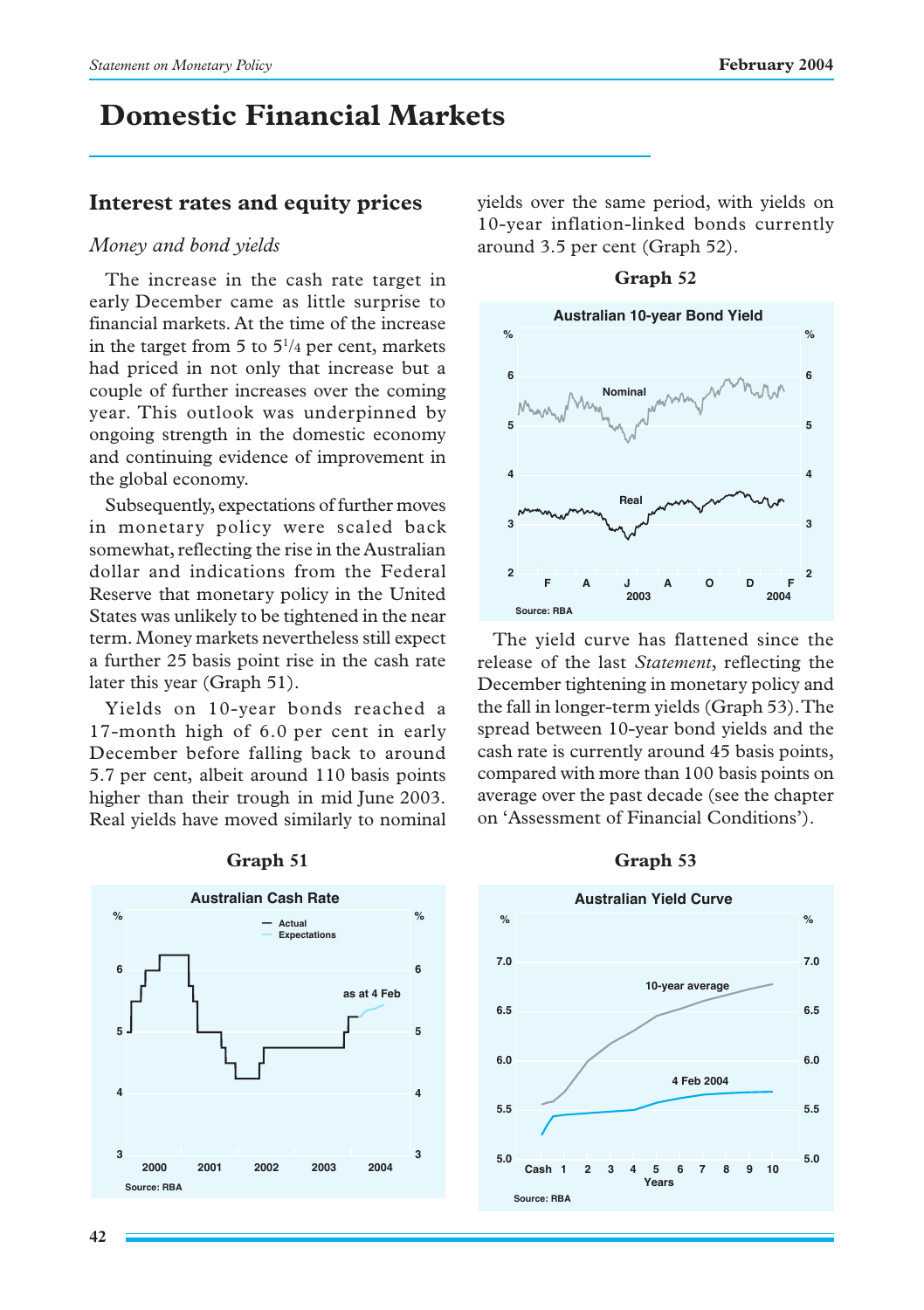# Domestic Financial Markets

## Interest rates and equity prices

### *Money and bond yields*

The increase in the cash rate target in early December came as little surprise to financial markets. At the time of the increase in the target from 5 to $5^{1}/_{4}$ per cent, markets had priced in not only that increase but a couple of further increases over the coming year. This outlook was underpinned by ongoing strength in the domestic economy and continuing evidence of improvement in the global economy.

Subsequently, expectations of further moves in monetary policy were scaled back somewhat, reflecting the rise in the Australian dollar and indications from the Federal Reserve that monetary policy in the United States was unlikely to be tightened in the near term. Money markets nevertheless still expect a further 25 basis point rise in the cash rate later this year (Graph 51).

Yields on 10-year bonds reached a 17-month high of 6.0 per cent in early December before falling back to around 5.7 per cent, albeit around 110 basis points higher than their trough in mid June 2003. Real yields have moved similarly to nominal yields over the same period, with yields on 10-year inflation-linked bonds currently around 3.5 per cent (Graph 52).

**Graph 52**

**Graph 51**

The yield curve has flattened since the release of the last *Statement*, reflecting the December tightening in monetary policy and the fall in longer-term yields (Graph 53). The spread between 10-year bond yields and the cash rate is currently around 45 basis points, compared with more than 100 basis points on average over the past decade (see the chapter on 'Assessment of Financial Conditions').

**Graph 53**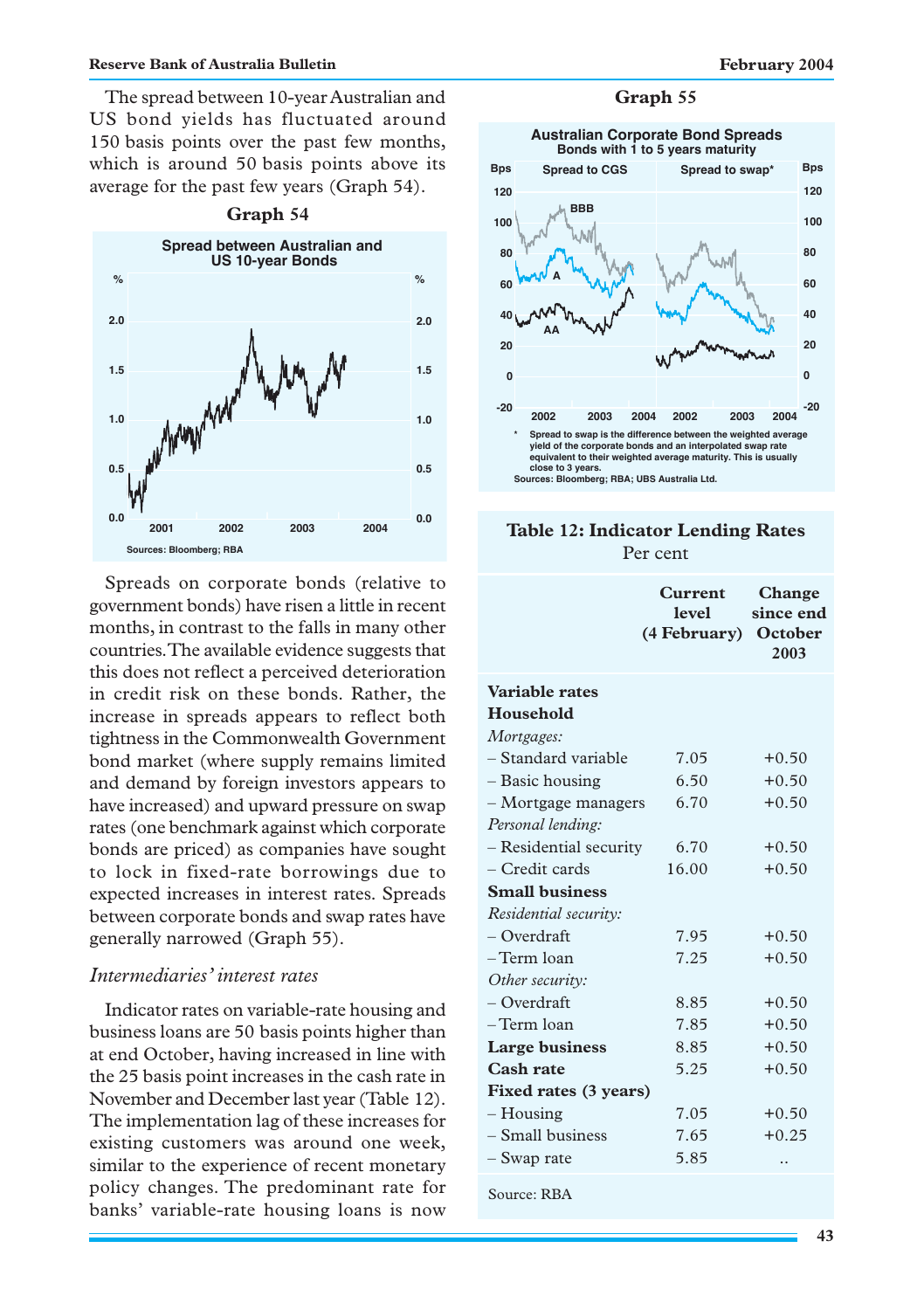The spread between 10-year Australian and US bond yields has fluctuated around 150 basis points over the past few months, which is around 50 basis points above its average for the past few years (Graph 54).

**Graph 54**

Spread between Australian and US 10-year Bonds

Sources: Bloomberg; RBA

Spreads on corporate bonds (relative to government bonds) have risen a little in recent months, in contrast to the falls in many other countries. The available evidence suggests that this does not reflect a perceived deterioration in credit risk on these bonds. Rather, the increase in spreads appears to reflect both tightness in the Commonwealth Government bond market (where supply remains limited and demand by foreign investors appears to have increased) and upward pressure on swap rates (one benchmark against which corporate bonds are priced) as companies have sought to lock in fixed-rate borrowings due to expected increases in interest rates. Spreads between corporate bonds and swap rates have generally narrowed (Graph 55).

**Graph 55**

Australian Corporate Bond Spreads
Bonds with 1 to 5 years maturity

\* Spread to swap is the difference between the weighted average yield of the corporate bonds and an interpolated swap rate equivalent to their weighted average maturity. This is usually close to 3 years.

Sources: Bloomberg; RBA; UBS Australia Ltd.

## *Intermediaries' interest rates*

Indicator rates on variable-rate housing and business loans are 50 basis points higher than at end October, having increased in line with the 25 basis point increases in the cash rate in November and December last year (Table 12). The implementation lag of these increases for existing customers was around one week, similar to the experience of recent monetary policy changes. The predominant rate for banks' variable-rate housing loans is now

**Table 12: Indicator Lending Rates**
Per cent

| | Current level (4 February) | Change since end October 2003 |
|---|---|---|
| **Variable rates** | | |
| **Household** | | |
| *Mortgages:* | | |
| – Standard variable | 7.05 | +0.50 |
| – Basic housing | 6.50 | +0.50 |
| – Mortgage managers | 6.70 | +0.50 |
| *Personal lending:* | | |
| – Residential security | 6.70 | +0.50 |
| – Credit cards | 16.00 | +0.50 |
| **Small business** | | |
| *Residential security:* | | |
| – Overdraft | 7.95 | +0.50 |
| – Term loan | 7.25 | +0.50 |
| *Other security:* | | |
| – Overdraft | 8.85 | +0.50 |
| – Term loan | 7.85 | +0.50 |
| **Large business** | 8.85 | +0.50 |
| **Cash rate** | 5.25 | +0.50 |
| **Fixed rates (3 years)** | | |
| – Housing | 7.05 | +0.50 |
| – Small business | 7.65 | +0.25 |
| – Swap rate | 5.85 | .. |

Source: RBA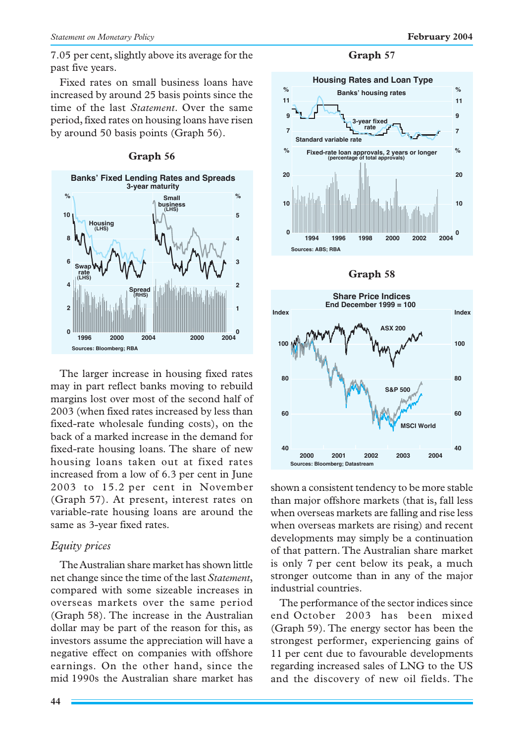7.05 per cent, slightly above its average for the past five years.

Fixed rates on small business loans have increased by around 25 basis points since the time of the last *Statement*. Over the same period, fixed rates on housing loans have risen by around 50 basis points (Graph 56).

**Graph 56**

The larger increase in housing fixed rates may in part reflect banks moving to rebuild margins lost over most of the second half of 2003 (when fixed rates increased by less than fixed-rate wholesale funding costs), on the back of a marked increase in the demand for fixed-rate housing loans. The share of new housing loans taken out at fixed rates increased from a low of 6.3 per cent in June 2003 to 15.2 per cent in November (Graph 57). At present, interest rates on variable-rate housing loans are around the same as 3-year fixed rates.

**Graph 57**

## *Equity prices*

The Australian share market has shown little net change since the time of the last *Statement*, compared with some sizeable increases in overseas markets over the same period (Graph 58). The increase in the Australian dollar may be part of the reason for this, as investors assume the appreciation will have a negative effect on companies with offshore earnings. On the other hand, since the mid 1990s the Australian share market has shown a consistent tendency to be more stable than major offshore markets (that is, fall less when overseas markets are falling and rise less when overseas markets are rising) and recent developments may simply be a continuation of that pattern. The Australian share market is only 7 per cent below its peak, a much stronger outcome than in any of the major industrial countries.

**Graph 58**

The performance of the sector indices since end October 2003 has been mixed (Graph 59). The energy sector has been the strongest performer, experiencing gains of 11 per cent due to favourable developments regarding increased sales of LNG to the US and the discovery of new oil fields. The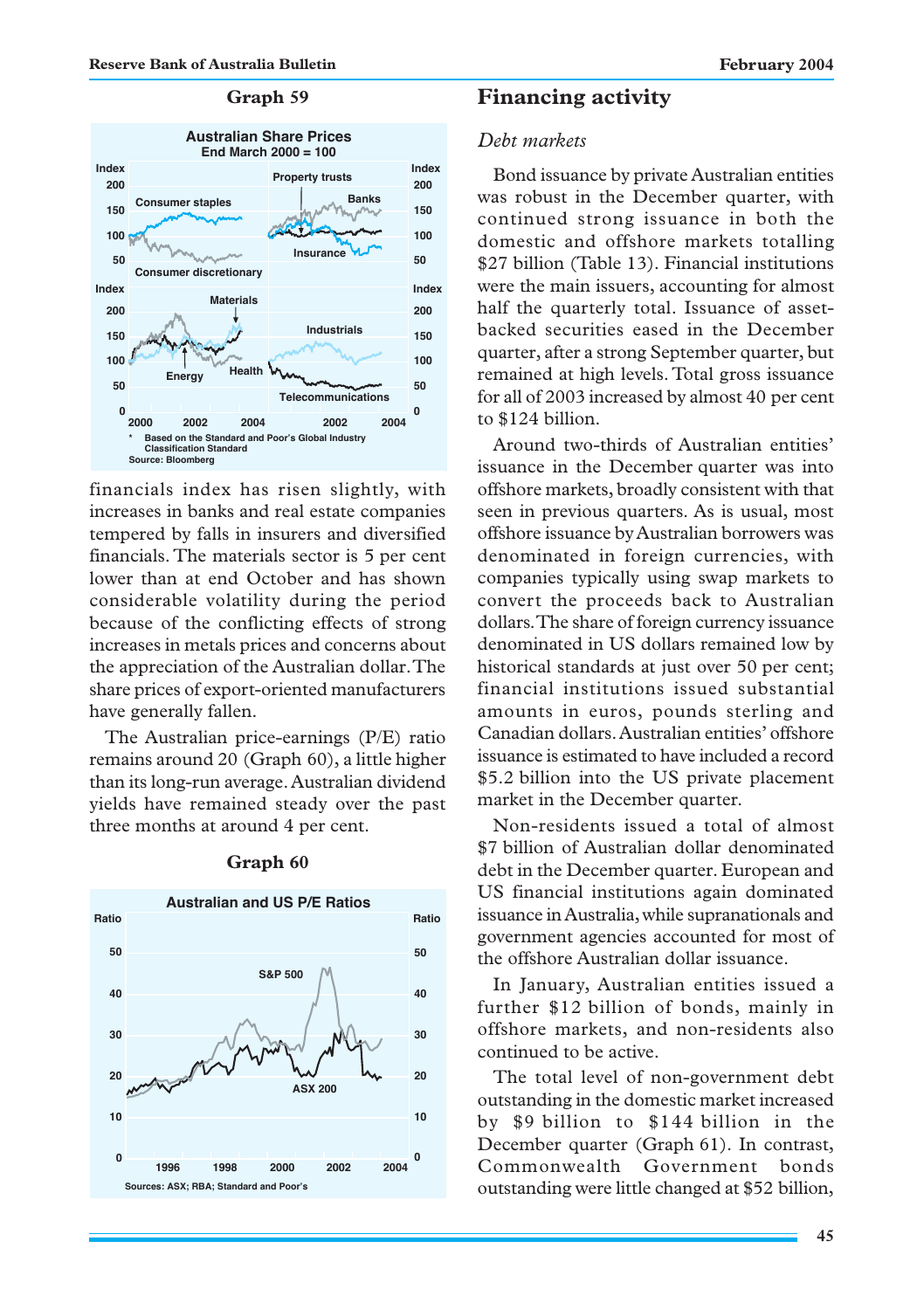**Graph 59**

financials index has risen slightly, with increases in banks and real estate companies tempered by falls in insurers and diversified financials. The materials sector is 5 per cent lower than at end October and has shown considerable volatility during the period because of the conflicting effects of strong increases in metals prices and concerns about the appreciation of the Australian dollar. The share prices of export-oriented manufacturers have generally fallen.

The Australian price-earnings (P/E) ratio remains around 20 (Graph 60), a little higher than its long-run average. Australian dividend yields have remained steady over the past three months at around 4 per cent.

**Graph 60**

## Financing activity

### *Debt markets*

Bond issuance by private Australian entities was robust in the December quarter, with continued strong issuance in both the domestic and offshore markets totalling $27 billion (Table 13). Financial institutions were the main issuers, accounting for almost half the quarterly total. Issuance of asset-backed securities eased in the December quarter, after a strong September quarter, but remained at high levels. Total gross issuance for all of 2003 increased by almost 40 per cent to $124 billion.

Around two-thirds of Australian entities' issuance in the December quarter was into offshore markets, broadly consistent with that seen in previous quarters. As is usual, most offshore issuance by Australian borrowers was denominated in foreign currencies, with companies typically using swap markets to convert the proceeds back to Australian dollars. The share of foreign currency issuance denominated in US dollars remained low by historical standards at just over 50 per cent; financial institutions issued substantial amounts in euros, pounds sterling and Canadian dollars. Australian entities' offshore issuance is estimated to have included a record $5.2 billion into the US private placement market in the December quarter.

Non-residents issued a total of almost $7 billion of Australian dollar denominated debt in the December quarter. European and US financial institutions again dominated issuance in Australia, while supranationals and government agencies accounted for most of the offshore Australian dollar issuance.

In January, Australian entities issued a further $12 billion of bonds, mainly in offshore markets, and non-residents also continued to be active.

The total level of non-government debt outstanding in the domestic market increased by $9 billion to $144 billion in the December quarter (Graph 61). In contrast, Commonwealth Government bonds outstanding were little changed at $52 billion,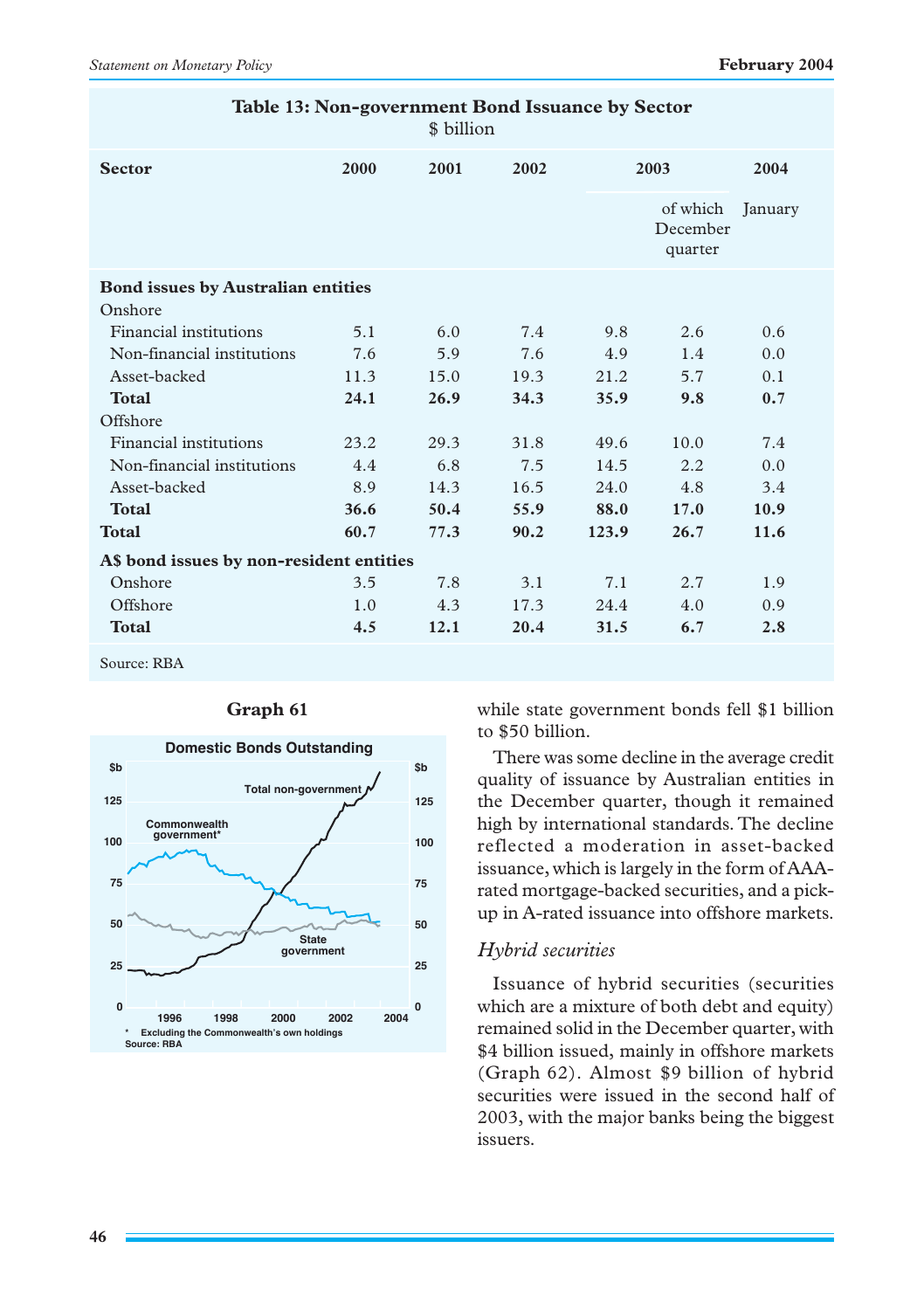**Table 13: Non-government Bond Issuance by Sector**

$ billion

| Sector | 2000 | 2001 | 2002 | 2003 | 2003 of which December quarter | 2004 January |
|---|---|---|---|---|---|---|
| **Bond issues by Australian entities** | | | | | | |
| Onshore | | | | | | |
| Financial institutions | 5.1 | 6.0 | 7.4 | 9.8 | 2.6 | 0.6 |
| Non-financial institutions | 7.6 | 5.9 | 7.6 | 4.9 | 1.4 | 0.0 |
| Asset-backed | 11.3 | 15.0 | 19.3 | 21.2 | 5.7 | 0.1 |
| **Total** | **24.1** | **26.9** | **34.3** | **35.9** | **9.8** | **0.7** |
| Offshore | | | | | | |
| Financial institutions | 23.2 | 29.3 | 31.8 | 49.6 | 10.0 | 7.4 |
| Non-financial institutions | 4.4 | 6.8 | 7.5 | 14.5 | 2.2 | 0.0 |
| Asset-backed | 8.9 | 14.3 | 16.5 | 24.0 | 4.8 | 3.4 |
| **Total** | **36.6** | **50.4** | **55.9** | **88.0** | **17.0** | **10.9** |
| **Total** | **60.7** | **77.3** | **90.2** | **123.9** | **26.7** | **11.6** |
| **A$ bond issues by non-resident entities** | | | | | | |
| Onshore | 3.5 | 7.8 | 3.1 | 7.1 | 2.7 | 1.9 |
| Offshore | 1.0 | 4.3 | 17.3 | 24.4 | 4.0 | 0.9 |
| **Total** | **4.5** | **12.1** | **20.4** | **31.5** | **6.7** | **2.8** |

Source: RBA

**Graph 61**

Domestic Bonds Outstanding

\* Excluding the Commonwealth's own holdings

Source: RBA

while state government bonds fell $1 billion to $50 billion.

There was some decline in the average credit quality of issuance by Australian entities in the December quarter, though it remained high by international standards. The decline reflected a moderation in asset-backed issuance, which is largely in the form of AAA-rated mortgage-backed securities, and a pick-up in A-rated issuance into offshore markets.

*Hybrid securities*

Issuance of hybrid securities (securities which are a mixture of both debt and equity) remained solid in the December quarter, with $4 billion issued, mainly in offshore markets (Graph 62). Almost $9 billion of hybrid securities were issued in the second half of 2003, with the major banks being the biggest issuers.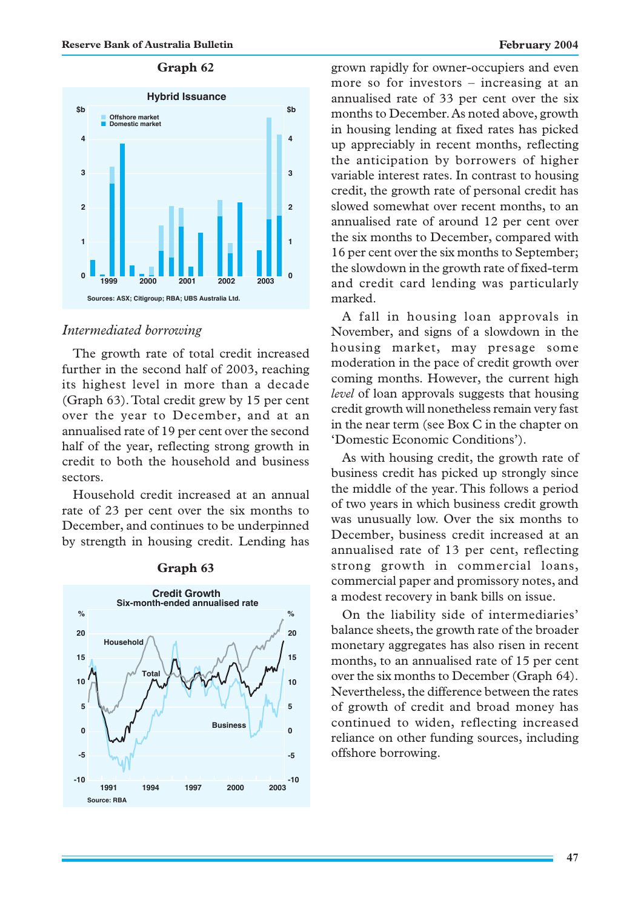**Graph 62**

**Hybrid Issuance**

Sources: ASX; Citigroup; RBA; UBS Australia Ltd.

### *Intermediated borrowing*

The growth rate of total credit increased further in the second half of 2003, reaching its highest level in more than a decade (Graph 63). Total credit grew by 15 per cent over the year to December, and at an annualised rate of 19 per cent over the second half of the year, reflecting strong growth in credit to both the household and business sectors.

Household credit increased at an annual rate of 23 per cent over the six months to December, and continues to be underpinned by strength in housing credit. Lending has grown rapidly for owner-occupiers and even more so for investors – increasing at an annualised rate of 33 per cent over the six months to December. As noted above, growth in housing lending at fixed rates has picked up appreciably in recent months, reflecting the anticipation by borrowers of higher variable interest rates. In contrast to housing credit, the growth rate of personal credit has slowed somewhat over recent months, to an annualised rate of around 12 per cent over the six months to December, compared with 16 per cent over the six months to September; the slowdown in the growth rate of fixed-term and credit card lending was particularly marked.

**Graph 63**

**Credit Growth**
Six-month-ended annualised rate

Source: RBA

A fall in housing loan approvals in November, and signs of a slowdown in the housing market, may presage some moderation in the pace of credit growth over coming months. However, the current high *level* of loan approvals suggests that housing credit growth will nonetheless remain very fast in the near term (see Box C in the chapter on 'Domestic Economic Conditions').

As with housing credit, the growth rate of business credit has picked up strongly since the middle of the year. This follows a period of two years in which business credit growth was unusually low. Over the six months to December, business credit increased at an annualised rate of 13 per cent, reflecting strong growth in commercial loans, commercial paper and promissory notes, and a modest recovery in bank bills on issue.

On the liability side of intermediaries' balance sheets, the growth rate of the broader monetary aggregates has also risen in recent months, to an annualised rate of 15 per cent over the six months to December (Graph 64). Nevertheless, the difference between the rates of growth of credit and broad money has continued to widen, reflecting increased reliance on other funding sources, including offshore borrowing.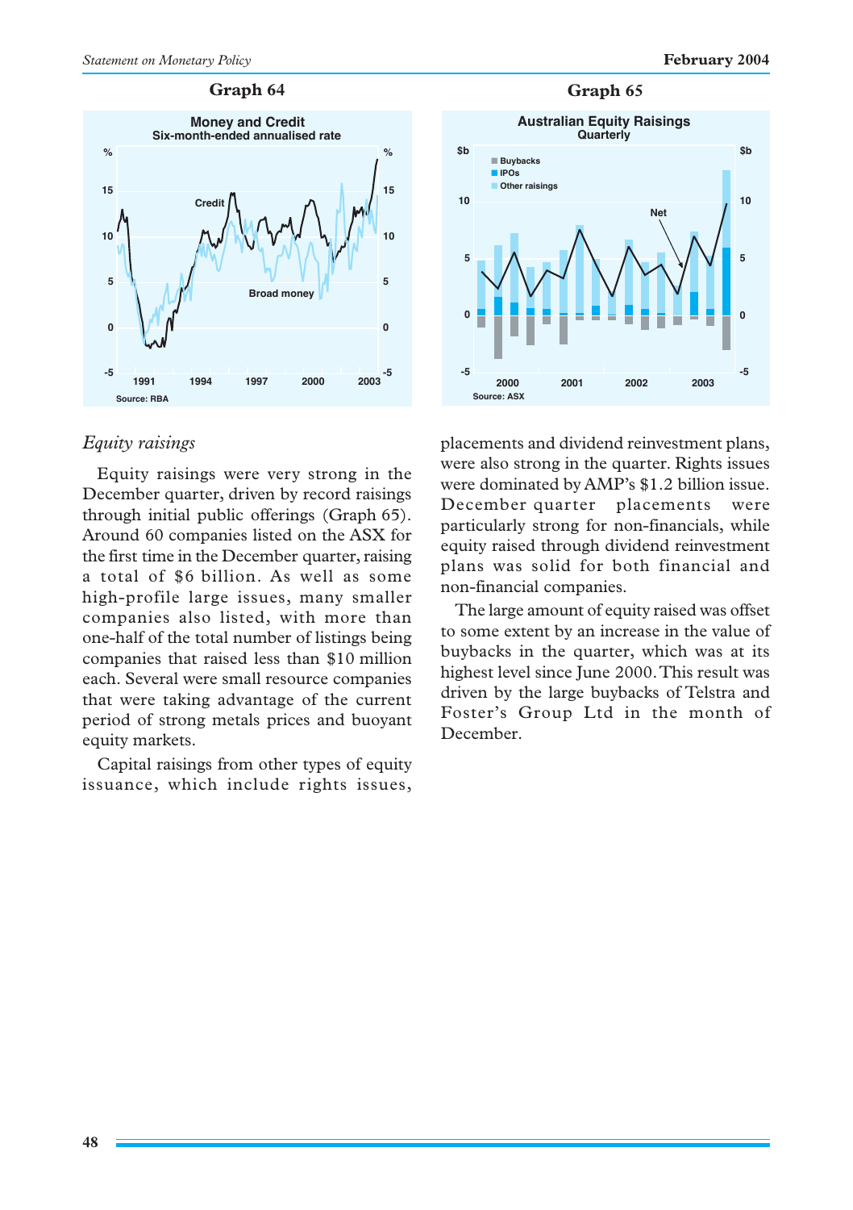**Graph 64**

**Money and Credit**
Six-month-ended annualised rate

Source: RBA

**Graph 65**

**Australian Equity Raisings**
Quarterly

Source: ASX

*Equity raisings*

Equity raisings were very strong in the December quarter, driven by record raisings through initial public offerings (Graph 65). Around 60 companies listed on the ASX for the first time in the December quarter, raising a total of $6 billion. As well as some high-profile large issues, many smaller companies also listed, with more than one-half of the total number of listings being companies that raised less than $10 million each. Several were small resource companies that were taking advantage of the current period of strong metals prices and buoyant equity markets.

Capital raisings from other types of equity issuance, which include rights issues, placements and dividend reinvestment plans, were also strong in the quarter. Rights issues were dominated by AMP's $1.2 billion issue. December quarter placements were particularly strong for non-financials, while equity raised through dividend reinvestment plans was solid for both financial and non-financial companies.

The large amount of equity raised was offset to some extent by an increase in the value of buybacks in the quarter, which was at its highest level since June 2000. This result was driven by the large buybacks of Telstra and Foster's Group Ltd in the month of December.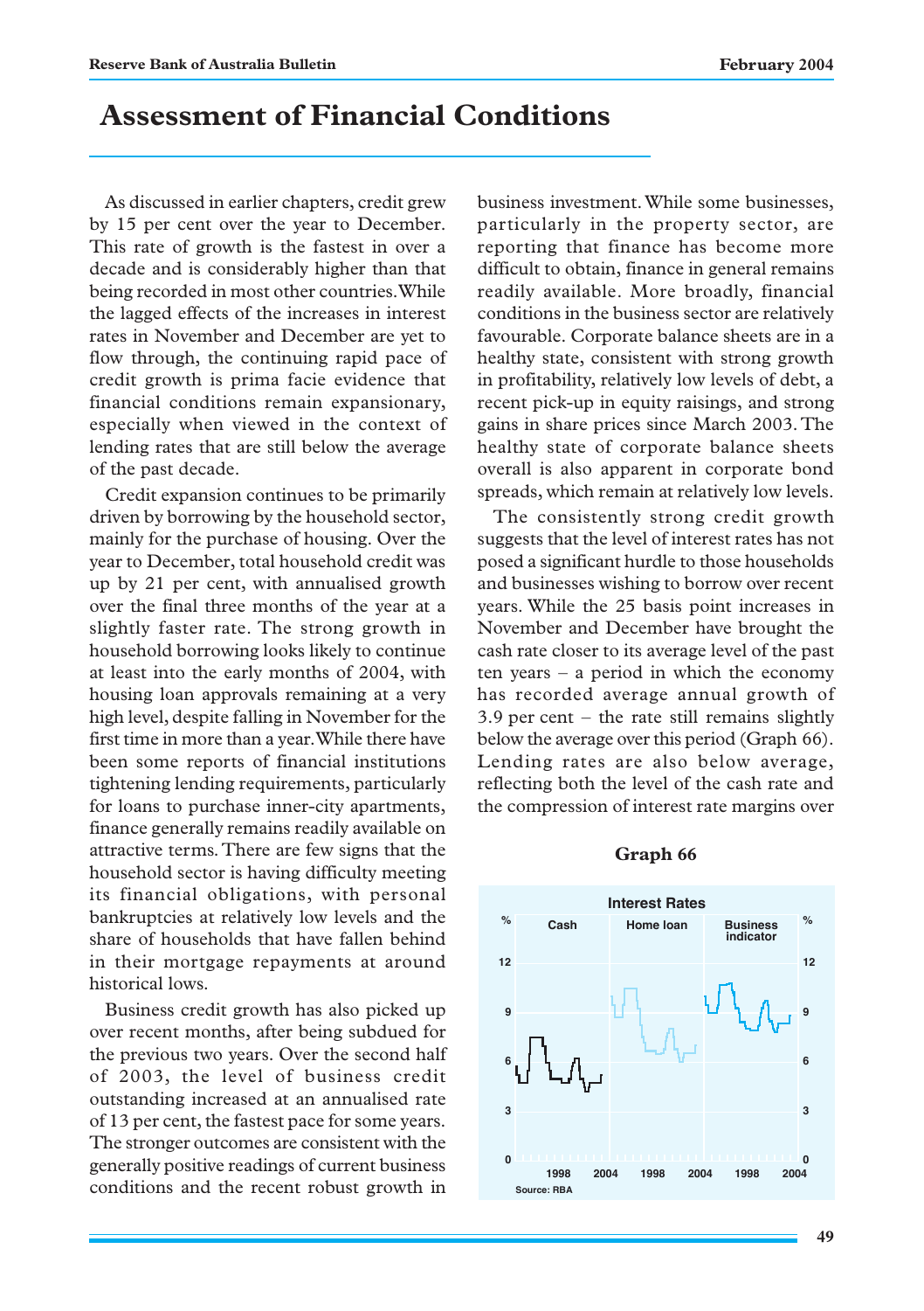# Assessment of Financial Conditions

As discussed in earlier chapters, credit grew by 15 per cent over the year to December. This rate of growth is the fastest in over a decade and is considerably higher than that being recorded in most other countries. While the lagged effects of the increases in interest rates in November and December are yet to flow through, the continuing rapid pace of credit growth is prima facie evidence that financial conditions remain expansionary, especially when viewed in the context of lending rates that are still below the average of the past decade.

Credit expansion continues to be primarily driven by borrowing by the household sector, mainly for the purchase of housing. Over the year to December, total household credit was up by 21 per cent, with annualised growth over the final three months of the year at a slightly faster rate. The strong growth in household borrowing looks likely to continue at least into the early months of 2004, with housing loan approvals remaining at a very high level, despite falling in November for the first time in more than a year. While there have been some reports of financial institutions tightening lending requirements, particularly for loans to purchase inner-city apartments, finance generally remains readily available on attractive terms. There are few signs that the household sector is having difficulty meeting its financial obligations, with personal bankruptcies at relatively low levels and the share of households that have fallen behind in their mortgage repayments at around historical lows.

Business credit growth has also picked up over recent months, after being subdued for the previous two years. Over the second half of 2003, the level of business credit outstanding increased at an annualised rate of 13 per cent, the fastest pace for some years. The stronger outcomes are consistent with the generally positive readings of current business conditions and the recent robust growth in business investment. While some businesses, particularly in the property sector, are reporting that finance has become more difficult to obtain, finance in general remains readily available. More broadly, financial conditions in the business sector are relatively favourable. Corporate balance sheets are in a healthy state, consistent with strong growth in profitability, relatively low levels of debt, a recent pick-up in equity raisings, and strong gains in share prices since March 2003. The healthy state of corporate balance sheets overall is also apparent in corporate bond spreads, which remain at relatively low levels.

The consistently strong credit growth suggests that the level of interest rates has not posed a significant hurdle to those households and businesses wishing to borrow over recent years. While the 25 basis point increases in November and December have brought the cash rate closer to its average level of the past ten years – a period in which the economy has recorded average annual growth of 3.9 per cent – the rate still remains slightly below the average over this period (Graph 66). Lending rates are also below average, reflecting both the level of the cash rate and the compression of interest rate margins over

**Graph 66**

**Interest Rates**

(Panels: Cash; Home loan; Business indicator. Axis: %, 0–12; years 1998, 2004)

Source: RBA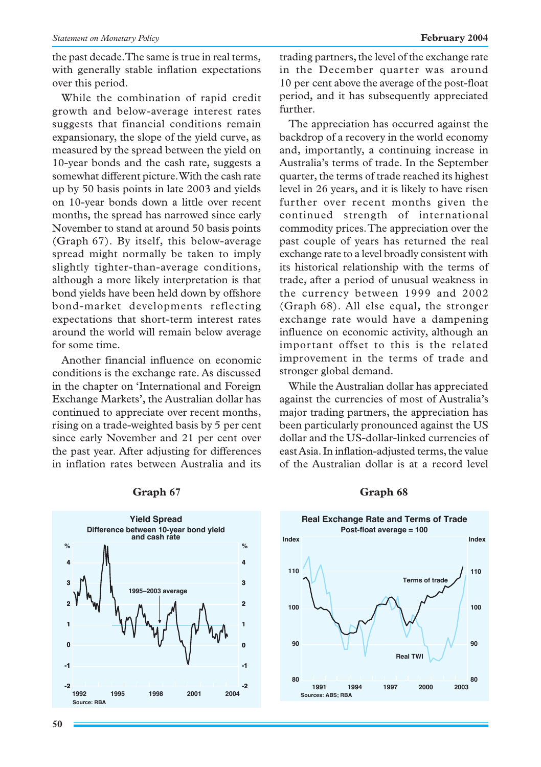the past decade. The same is true in real terms, with generally stable inflation expectations over this period.

While the combination of rapid credit growth and below-average interest rates suggests that financial conditions remain expansionary, the slope of the yield curve, as measured by the spread between the yield on 10-year bonds and the cash rate, suggests a somewhat different picture. With the cash rate up by 50 basis points in late 2003 and yields on 10-year bonds down a little over recent months, the spread has narrowed since early November to stand at around 50 basis points (Graph 67). By itself, this below-average spread might normally be taken to imply slightly tighter-than-average conditions, although a more likely interpretation is that bond yields have been held down by offshore bond-market developments reflecting expectations that short-term interest rates around the world will remain below average for some time.

Another financial influence on economic conditions is the exchange rate. As discussed in the chapter on 'International and Foreign Exchange Markets', the Australian dollar has continued to appreciate over recent months, rising on a trade-weighted basis by 5 per cent since early November and 21 per cent over the past year. After adjusting for differences in inflation rates between Australia and its trading partners, the level of the exchange rate in the December quarter was around 10 per cent above the average of the post-float period, and it has subsequently appreciated further.

The appreciation has occurred against the backdrop of a recovery in the world economy and, importantly, a continuing increase in Australia's terms of trade. In the September quarter, the terms of trade reached its highest level in 26 years, and it is likely to have risen further over recent months given the continued strength of international commodity prices. The appreciation over the past couple of years has returned the real exchange rate to a level broadly consistent with its historical relationship with the terms of trade, after a period of unusual weakness in the currency between 1999 and 2002 (Graph 68). All else equal, the stronger exchange rate would have a dampening influence on economic activity, although an important offset to this is the related improvement in the terms of trade and stronger global demand.

While the Australian dollar has appreciated against the currencies of most of Australia's major trading partners, the appreciation has been particularly pronounced against the US dollar and the US-dollar-linked currencies of east Asia. In inflation-adjusted terms, the value of the Australian dollar is at a record level

**Graph 67**

**Yield Spread**
Difference between 10-year bond yield and cash rate

Source: RBA

**Graph 68**

**Real Exchange Rate and Terms of Trade**
Post-float average = 100

Sources: ABS; RBA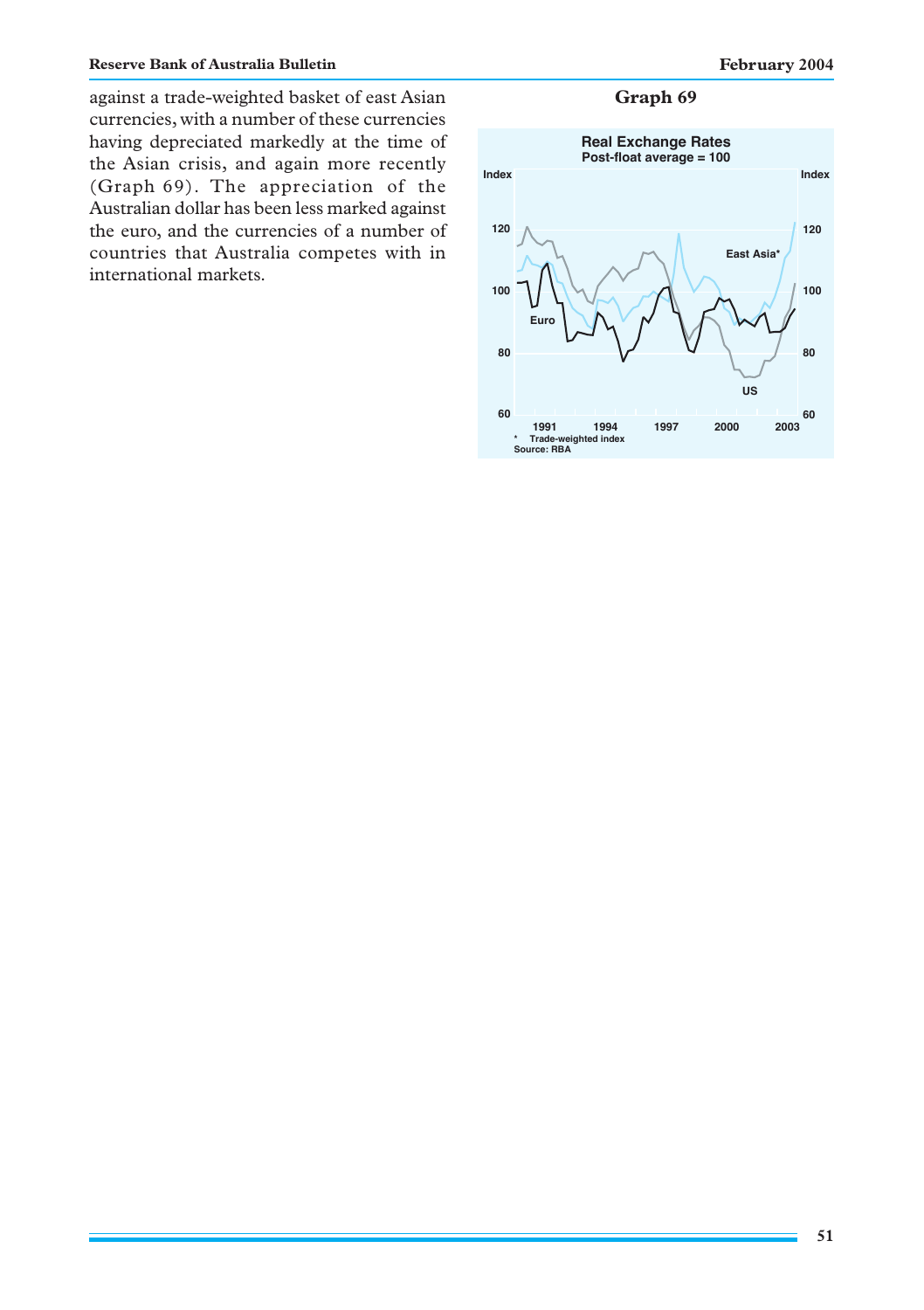against a trade-weighted basket of east Asian currencies, with a number of these currencies having depreciated markedly at the time of the Asian crisis, and again more recently (Graph 69). The appreciation of the Australian dollar has been less marked against the euro, and the currencies of a number of countries that Australia competes with in international markets.

**Graph 69**

**Real Exchange Rates**
**Post-float average = 100**

Index: 60, 80, 100, 120

Euro, US, East Asia*

1991, 1994, 1997, 2000, 2003

\* Trade-weighted index
Source: RBA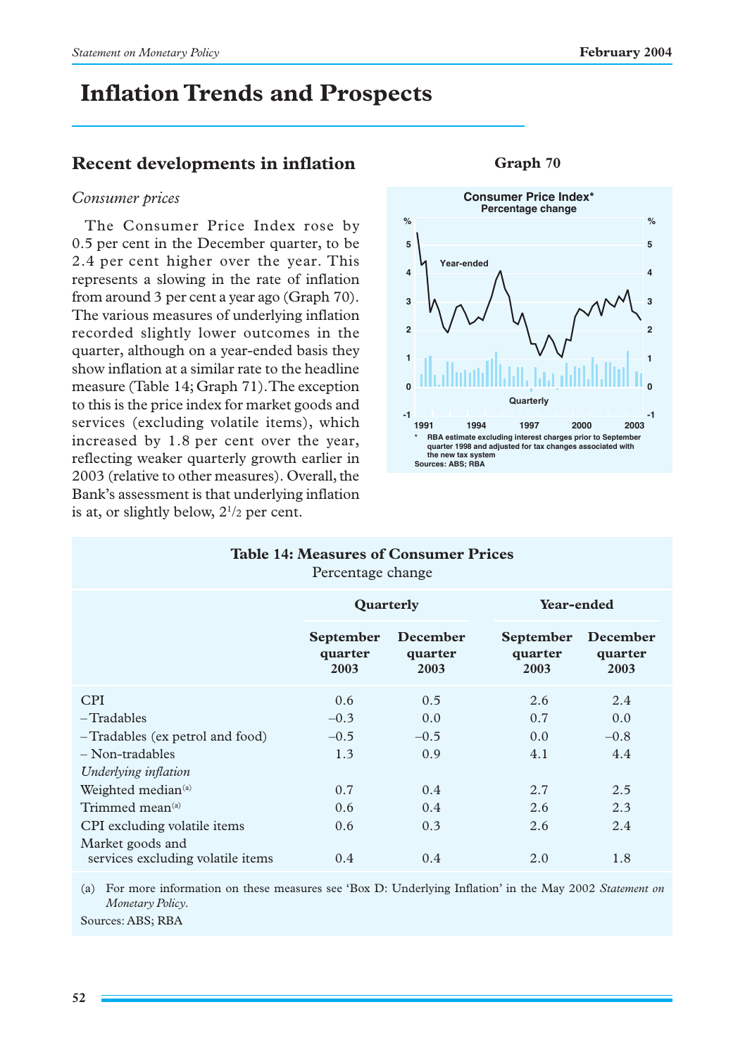# Inflation Trends and Prospects

## Recent developments in inflation

### *Consumer prices*

The Consumer Price Index rose by 0.5 per cent in the December quarter, to be 2.4 per cent higher over the year. This represents a slowing in the rate of inflation from around 3 per cent a year ago (Graph 70). The various measures of underlying inflation recorded slightly lower outcomes in the quarter, although on a year-ended basis they show inflation at a similar rate to the headline measure (Table 14; Graph 71). The exception to this is the price index for market goods and services (excluding volatile items), which increased by 1.8 per cent over the year, reflecting weaker quarterly growth earlier in 2003 (relative to other measures). Overall, the Bank's assessment is that underlying inflation is at, or slightly below, 2½ per cent.

**Graph 70**

**Consumer Price Index***
**Percentage change**

\* RBA estimate excluding interest charges prior to September quarter 1998 and adjusted for tax changes associated with the new tax system

Sources: ABS; RBA

**Table 14: Measures of Consumer Prices**
Percentage change

| | Quarterly | | Year-ended | |
|---|---|---|---|---|
| | September quarter 2003 | December quarter 2003 | September quarter 2003 | December quarter 2003 |
| CPI | 0.6 | 0.5 | 2.6 | 2.4 |
| – Tradables | –0.3 | 0.0 | 0.7 | 0.0 |
| – Tradables (ex petrol and food) | –0.5 | –0.5 | 0.0 | –0.8 |
| – Non-tradables | 1.3 | 0.9 | 4.1 | 4.4 |
| *Underlying inflation* | | | | |
| Weighted median[(a)] | 0.7 | 0.4 | 2.7 | 2.5 |
| Trimmed mean[(a)] | 0.6 | 0.4 | 2.6 | 2.3 |
| CPI excluding volatile items | 0.6 | 0.3 | 2.6 | 2.4 |
| Market goods and services excluding volatile items | 0.4 | 0.4 | 2.0 | 1.8 |

(a) For more information on these measures see 'Box D: Underlying Inflation' in the May 2002 *Statement on Monetary Policy*.

Sources: ABS; RBA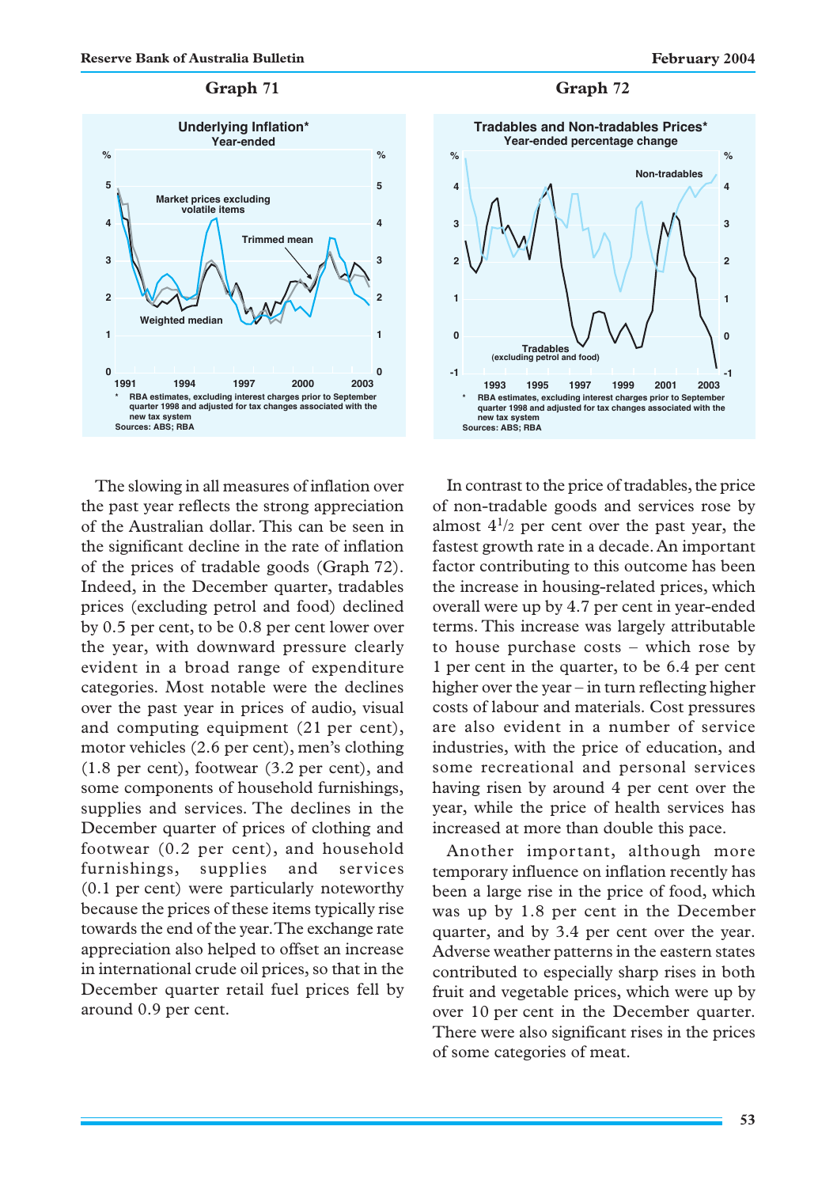**Graph 71**

Underlying Inflation*
Year-ended

\* RBA estimates, excluding interest charges prior to September quarter 1998 and adjusted for tax changes associated with the new tax system
Sources: ABS; RBA

**Graph 72**

Tradables and Non-tradables Prices*
Year-ended percentage change

\* RBA estimates, excluding interest charges prior to September quarter 1998 and adjusted for tax changes associated with the new tax system
Sources: ABS; RBA

The slowing in all measures of inflation over the past year reflects the strong appreciation of the Australian dollar. This can be seen in the significant decline in the rate of inflation of the prices of tradable goods (Graph 72). Indeed, in the December quarter, tradables prices (excluding petrol and food) declined by 0.5 per cent, to be 0.8 per cent lower over the year, with downward pressure clearly evident in a broad range of expenditure categories. Most notable were the declines over the past year in prices of audio, visual and computing equipment (21 per cent), motor vehicles (2.6 per cent), men's clothing (1.8 per cent), footwear (3.2 per cent), and some components of household furnishings, supplies and services. The declines in the December quarter of prices of clothing and footwear (0.2 per cent), and household furnishings, supplies and services (0.1 per cent) were particularly noteworthy because the prices of these items typically rise towards the end of the year. The exchange rate appreciation also helped to offset an increase in international crude oil prices, so that in the December quarter retail fuel prices fell by around 0.9 per cent.

In contrast to the price of tradables, the price of non-tradable goods and services rose by almost 4½ per cent over the past year, the fastest growth rate in a decade. An important factor contributing to this outcome has been the increase in housing-related prices, which overall were up by 4.7 per cent in year-ended terms. This increase was largely attributable to house purchase costs – which rose by 1 per cent in the quarter, to be 6.4 per cent higher over the year – in turn reflecting higher costs of labour and materials. Cost pressures are also evident in a number of service industries, with the price of education, and some recreational and personal services having risen by around 4 per cent over the year, while the price of health services has increased at more than double this pace.

Another important, although more temporary influence on inflation recently has been a large rise in the price of food, which was up by 1.8 per cent in the December quarter, and by 3.4 per cent over the year. Adverse weather patterns in the eastern states contributed to especially sharp rises in both fruit and vegetable prices, which were up by over 10 per cent in the December quarter. There were also significant rises in the prices of some categories of meat.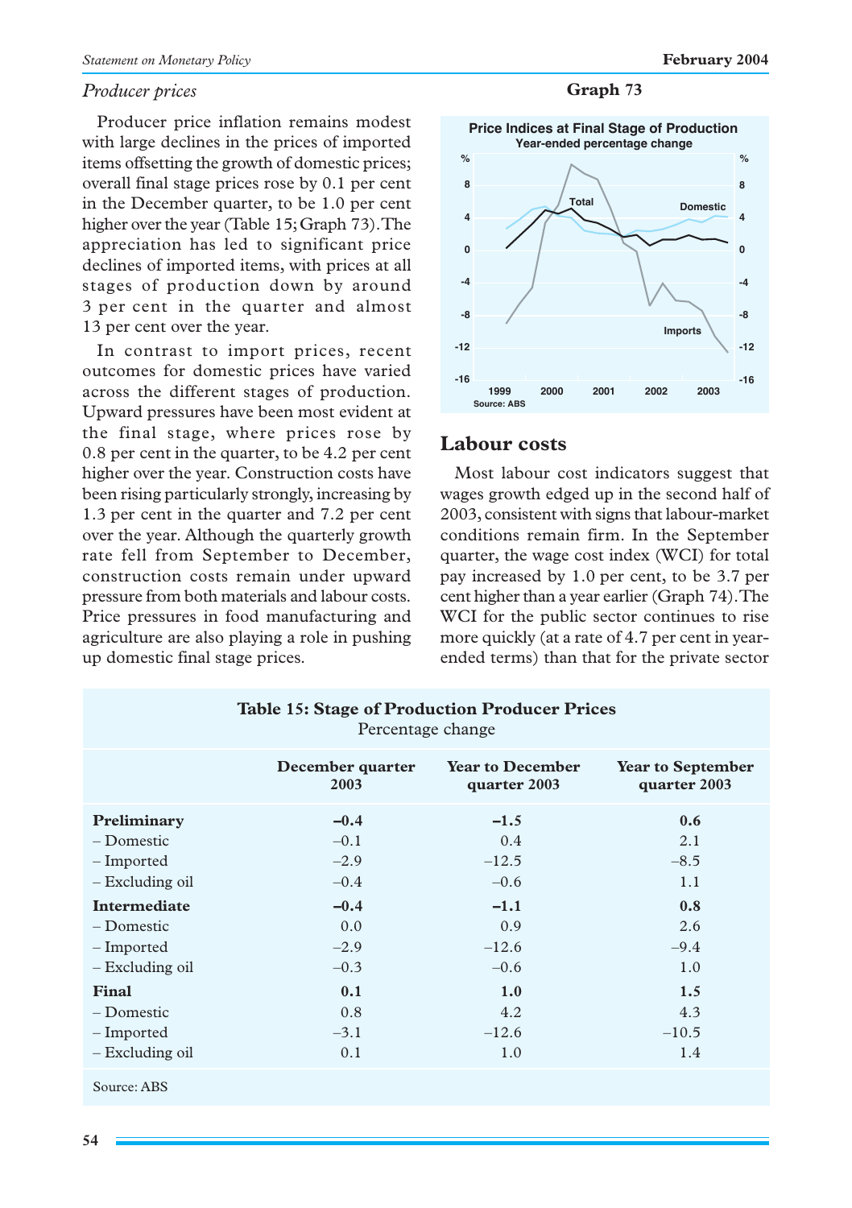*Producer prices*

Producer price inflation remains modest with large declines in the prices of imported items offsetting the growth of domestic prices; overall final stage prices rose by 0.1 per cent in the December quarter, to be 1.0 per cent higher over the year (Table 15; Graph 73). The appreciation has led to significant price declines of imported items, with prices at all stages of production down by around 3 per cent in the quarter and almost 13 per cent over the year.

In contrast to import prices, recent outcomes for domestic prices have varied across the different stages of production. Upward pressures have been most evident at the final stage, where prices rose by 0.8 per cent in the quarter, to be 4.2 per cent higher over the year. Construction costs have been rising particularly strongly, increasing by 1.3 per cent in the quarter and 7.2 per cent over the year. Although the quarterly growth rate fell from September to December, construction costs remain under upward pressure from both materials and labour costs. Price pressures in food manufacturing and agriculture are also playing a role in pushing up domestic final stage prices.

**Graph 73**

## Labour costs

Most labour cost indicators suggest that wages growth edged up in the second half of 2003, consistent with signs that labour-market conditions remain firm. In the September quarter, the wage cost index (WCI) for total pay increased by 1.0 per cent, to be 3.7 per cent higher than a year earlier (Graph 74). The WCI for the public sector continues to rise more quickly (at a rate of 4.7 per cent in year-ended terms) than that for the private sector

**Table 15: Stage of Production Producer Prices**
Percentage change

| | December quarter 2003 | Year to December quarter 2003 | Year to September quarter 2003 |
|---|---|---|---|
| **Preliminary** | **–0.4** | **–1.5** | **0.6** |
| – Domestic | –0.1 | 0.4 | 2.1 |
| – Imported | –2.9 | –12.5 | –8.5 |
| – Excluding oil | –0.4 | –0.6 | 1.1 |
| **Intermediate** | **–0.4** | **–1.1** | **0.8** |
| – Domestic | 0.0 | 0.9 | 2.6 |
| – Imported | –2.9 | –12.6 | –9.4 |
| – Excluding oil | –0.3 | –0.6 | 1.0 |
| **Final** | **0.1** | **1.0** | **1.5** |
| – Domestic | 0.8 | 4.2 | 4.3 |
| – Imported | –3.1 | –12.6 | –10.5 |
| – Excluding oil | 0.1 | 1.0 | 1.4 |

Source: ABS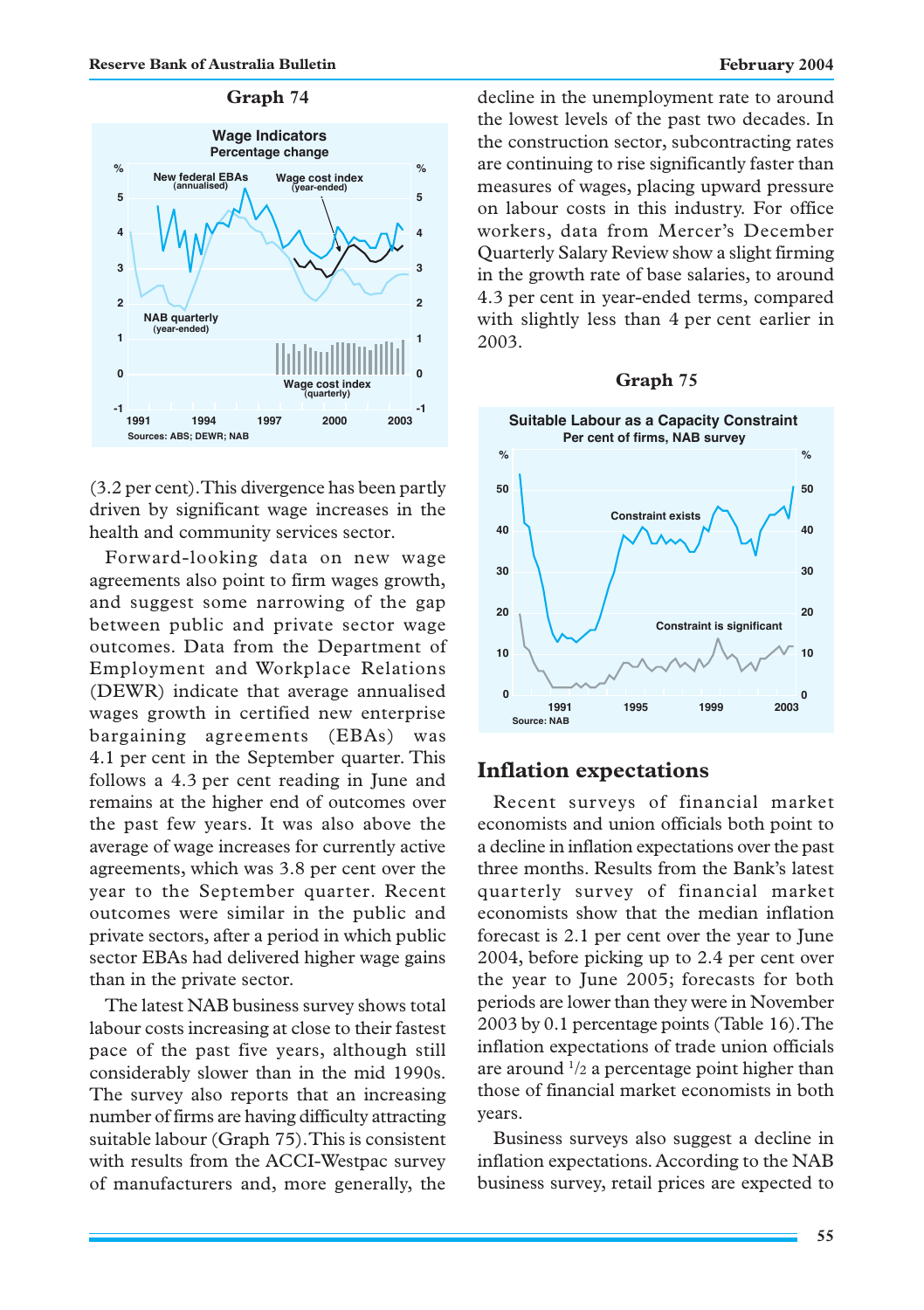**Graph 74**

**Wage Indicators**
Percentage change

Sources: ABS; DEWR; NAB

(3.2 per cent). This divergence has been partly driven by significant wage increases in the health and community services sector.

Forward-looking data on new wage agreements also point to firm wages growth, and suggest some narrowing of the gap between public and private sector wage outcomes. Data from the Department of Employment and Workplace Relations (DEWR) indicate that average annualised wages growth in certified new enterprise bargaining agreements (EBAs) was 4.1 per cent in the September quarter. This follows a 4.3 per cent reading in June and remains at the higher end of outcomes over the past few years. It was also above the average of wage increases for currently active agreements, which was 3.8 per cent over the year to the September quarter. Recent outcomes were similar in the public and private sectors, after a period in which public sector EBAs had delivered higher wage gains than in the private sector.

The latest NAB business survey shows total labour costs increasing at close to their fastest pace of the past five years, although still considerably slower than in the mid 1990s. The survey also reports that an increasing number of firms are having difficulty attracting suitable labour (Graph 75). This is consistent with results from the ACCI-Westpac survey of manufacturers and, more generally, the decline in the unemployment rate to around the lowest levels of the past two decades. In the construction sector, subcontracting rates are continuing to rise significantly faster than measures of wages, placing upward pressure on labour costs in this industry. For office workers, data from Mercer's December Quarterly Salary Review show a slight firming in the growth rate of base salaries, to around 4.3 per cent in year-ended terms, compared with slightly less than 4 per cent earlier in 2003.

**Graph 75**

**Suitable Labour as a Capacity Constraint**
Per cent of firms, NAB survey

Source: NAB

## Inflation expectations

Recent surveys of financial market economists and union officials both point to a decline in inflation expectations over the past three months. Results from the Bank's latest quarterly survey of financial market economists show that the median inflation forecast is 2.1 per cent over the year to June 2004, before picking up to 2.4 per cent over the year to June 2005; forecasts for both periods are lower than they were in November 2003 by 0.1 percentage points (Table 16). The inflation expectations of trade union officials are around 1/2 a percentage point higher than those of financial market economists in both years.

Business surveys also suggest a decline in inflation expectations. According to the NAB business survey, retail prices are expected to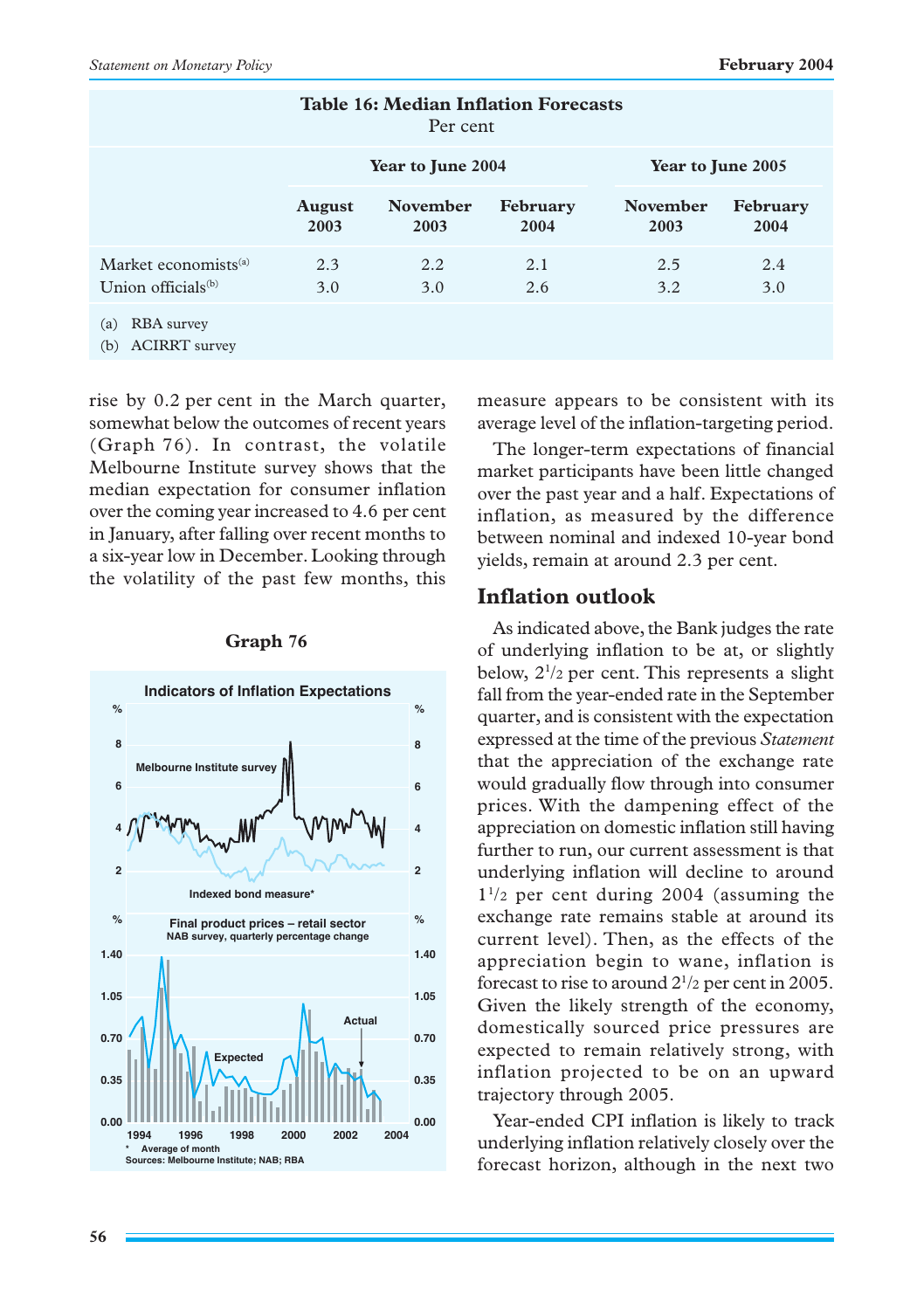**Table 16: Median Inflation Forecasts**
Per cent

| | Year to June 2004 | | | Year to June 2005 | |
|---|---|---|---|---|---|
| | August 2003 | November 2003 | February 2004 | November 2003 | February 2004 |
| Market economists[(a)] | 2.3 | 2.2 | 2.1 | 2.5 | 2.4 |
| Union officials[(b)] | 3.0 | 3.0 | 2.6 | 3.2 | 3.0 |

(a) RBA survey
(b) ACIRRT survey

rise by 0.2 per cent in the March quarter, somewhat below the outcomes of recent years (Graph 76). In contrast, the volatile Melbourne Institute survey shows that the median expectation for consumer inflation over the coming year increased to 4.6 per cent in January, after falling over recent months to a six-year low in December. Looking through the volatility of the past few months, this measure appears to be consistent with its average level of the inflation-targeting period.

**Graph 76**

**Indicators of Inflation Expectations**

Melbourne Institute survey

Indexed bond measure*

Final product prices – retail sector
NAB survey, quarterly percentage change

Expected

Actual

\* Average of month
Sources: Melbourne Institute; NAB; RBA

The longer-term expectations of financial market participants have been little changed over the past year and a half. Expectations of inflation, as measured by the difference between nominal and indexed 10-year bond yields, remain at around 2.3 per cent.

## Inflation outlook

As indicated above, the Bank judges the rate of underlying inflation to be at, or slightly below, $2^1/_2$ per cent. This represents a slight fall from the year-ended rate in the September quarter, and is consistent with the expectation expressed at the time of the previous *Statement* that the appreciation of the exchange rate would gradually flow through into consumer prices. With the dampening effect of the appreciation on domestic inflation still having further to run, our current assessment is that underlying inflation will decline to around $1^1/_2$ per cent during 2004 (assuming the exchange rate remains stable at around its current level). Then, as the effects of the appreciation begin to wane, inflation is forecast to rise to around $2^1/_2$ per cent in 2005. Given the likely strength of the economy, domestically sourced price pressures are expected to remain relatively strong, with inflation projected to be on an upward trajectory through 2005.

Year-ended CPI inflation is likely to track underlying inflation relatively closely over the forecast horizon, although in the next two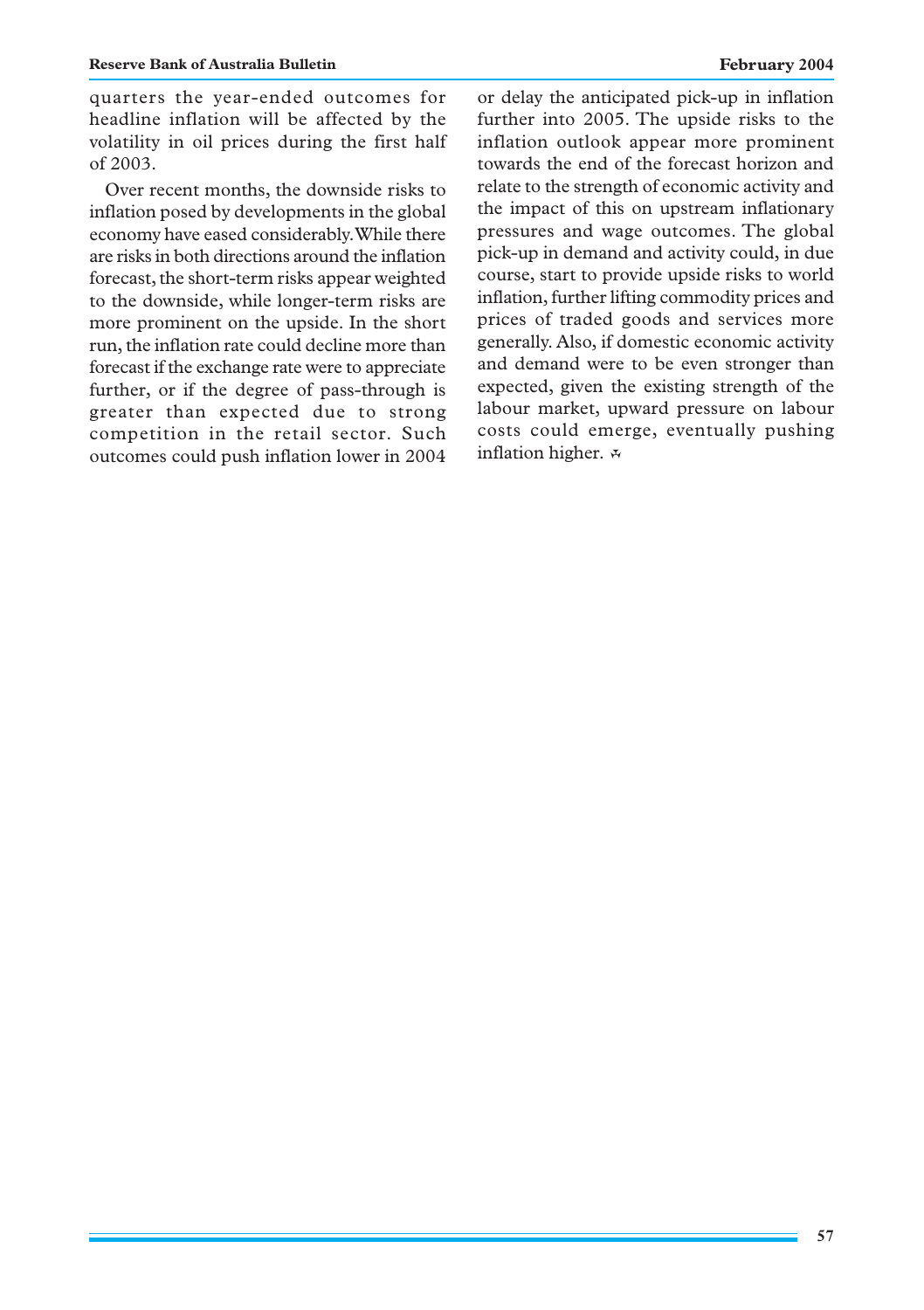quarters the year-ended outcomes for headline inflation will be affected by the volatility in oil prices during the first half of 2003.

Over recent months, the downside risks to inflation posed by developments in the global economy have eased considerably. While there are risks in both directions around the inflation forecast, the short-term risks appear weighted to the downside, while longer-term risks are more prominent on the upside. In the short run, the inflation rate could decline more than forecast if the exchange rate were to appreciate further, or if the degree of pass-through is greater than expected due to strong competition in the retail sector. Such outcomes could push inflation lower in 2004 or delay the anticipated pick-up in inflation further into 2005. The upside risks to the inflation outlook appear more prominent towards the end of the forecast horizon and relate to the strength of economic activity and the impact of this on upstream inflationary pressures and wage outcomes. The global pick-up in demand and activity could, in due course, start to provide upside risks to world inflation, further lifting commodity prices and prices of traded goods and services more generally. Also, if domestic economic activity and demand were to be even stronger than expected, given the existing strength of the labour market, upward pressure on labour costs could emerge, eventually pushing inflation higher.